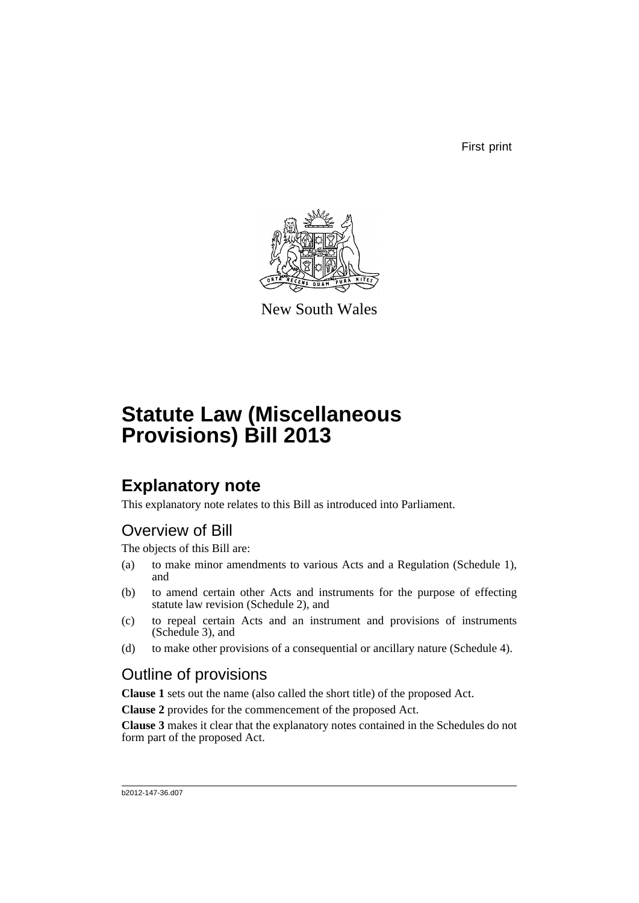First print

New South Wales

# Statute Law (Miscellaneous Provisions) Bill 2013

## Explanatory note

This explanatory note relates to this Bill as introduced into Parliament.

### Overview of Bill

The objects of this Bill are:

(a) to make minor amendments to various Acts and a Regulation (Schedule 1), and

(b) to amend certain other Acts and instruments for the purpose of effecting statute law revision (Schedule 2), and

(c) to repeal certain Acts and an instrument and provisions of instruments (Schedule 3), and

(d) to make other provisions of a consequential or ancillary nature (Schedule 4).

### Outline of provisions

**Clause 1** sets out the name (also called the short title) of the proposed Act.

**Clause 2** provides for the commencement of the proposed Act.

**Clause 3** makes it clear that the explanatory notes contained in the Schedules do not form part of the proposed Act.

b2012-147-36.d07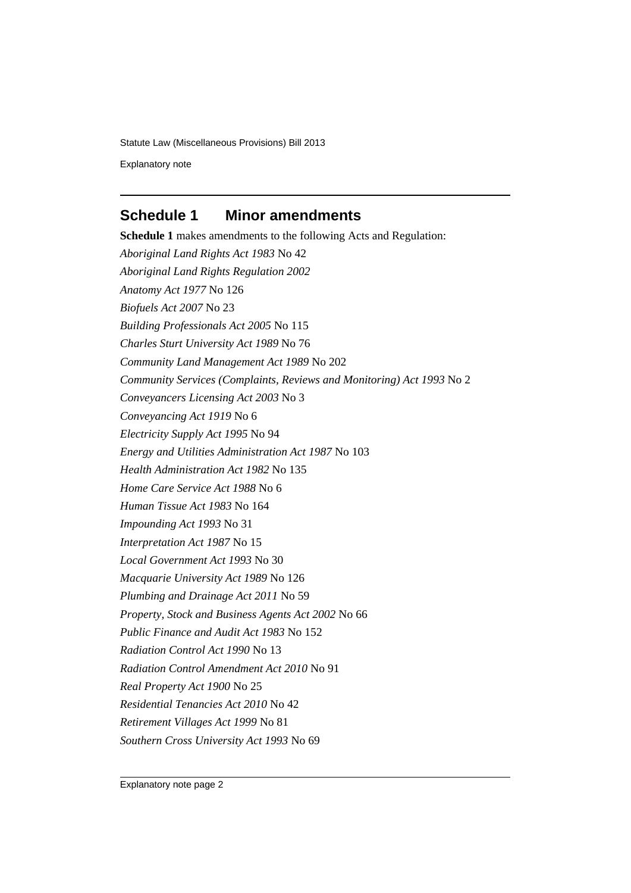## Schedule 1 Minor amendments

**Schedule 1** makes amendments to the following Acts and Regulation:

*Aboriginal Land Rights Act 1983* No 42

*Aboriginal Land Rights Regulation 2002*

*Anatomy Act 1977* No 126

*Biofuels Act 2007* No 23

*Building Professionals Act 2005* No 115

*Charles Sturt University Act 1989* No 76

*Community Land Management Act 1989* No 202

*Community Services (Complaints, Reviews and Monitoring) Act 1993* No 2

*Conveyancers Licensing Act 2003* No 3

*Conveyancing Act 1919* No 6

*Electricity Supply Act 1995* No 94

*Energy and Utilities Administration Act 1987* No 103

*Health Administration Act 1982* No 135

*Home Care Service Act 1988* No 6

*Human Tissue Act 1983* No 164

*Impounding Act 1993* No 31

*Interpretation Act 1987* No 15

*Local Government Act 1993* No 30

*Macquarie University Act 1989* No 126

*Plumbing and Drainage Act 2011* No 59

*Property, Stock and Business Agents Act 2002* No 66

*Public Finance and Audit Act 1983* No 152

*Radiation Control Act 1990* No 13

*Radiation Control Amendment Act 2010* No 91

*Real Property Act 1900* No 25

*Residential Tenancies Act 2010* No 42

*Retirement Villages Act 1999* No 81

*Southern Cross University Act 1993* No 69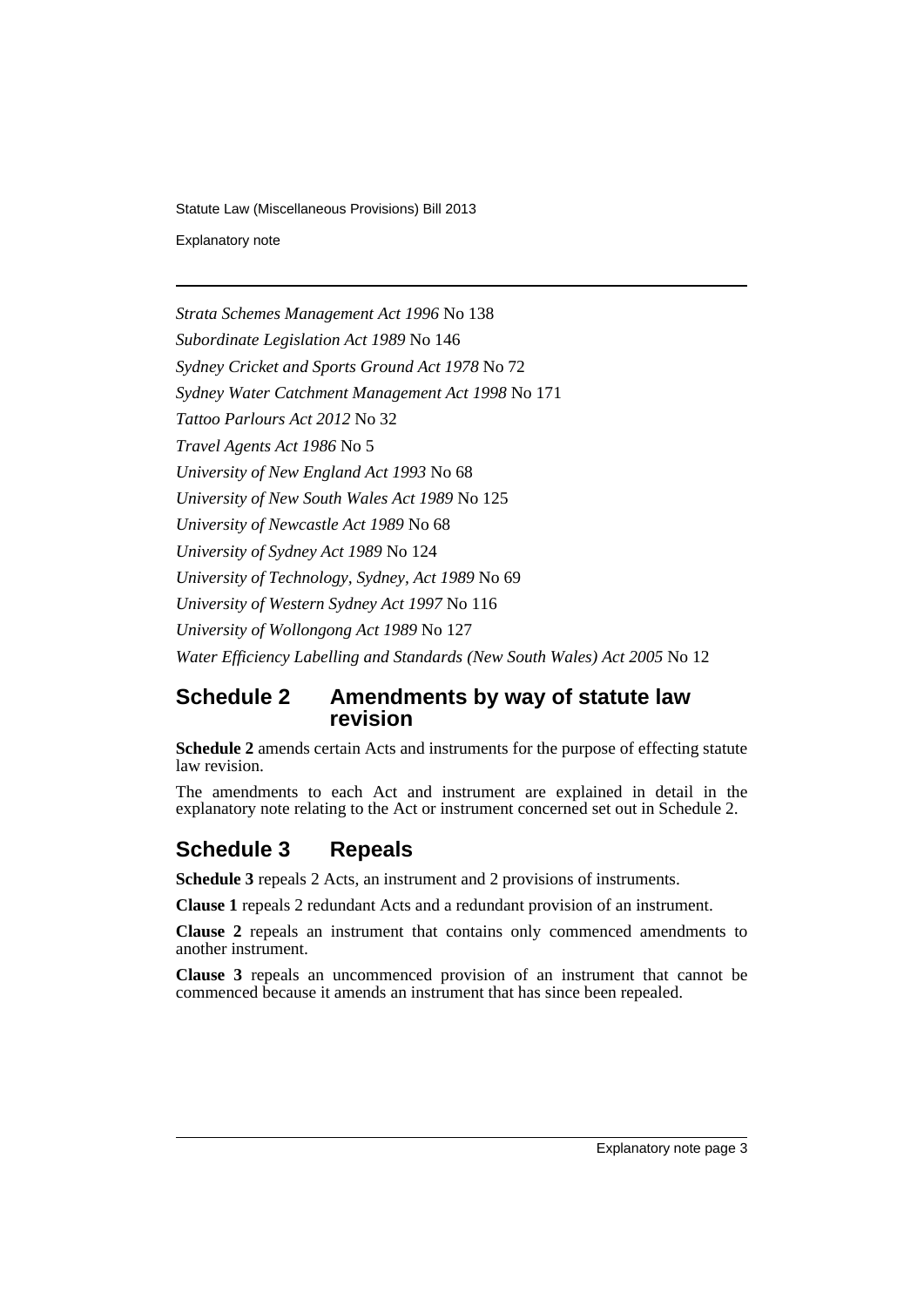*Strata Schemes Management Act 1996* No 138

*Subordinate Legislation Act 1989* No 146

*Sydney Cricket and Sports Ground Act 1978* No 72

*Sydney Water Catchment Management Act 1998* No 171

*Tattoo Parlours Act 2012* No 32

*Travel Agents Act 1986* No 5

*University of New England Act 1993* No 68

*University of New South Wales Act 1989* No 125

*University of Newcastle Act 1989* No 68

*University of Sydney Act 1989* No 124

*University of Technology, Sydney, Act 1989* No 69

*University of Western Sydney Act 1997* No 116

*University of Wollongong Act 1989* No 127

*Water Efficiency Labelling and Standards (New South Wales) Act 2005* No 12

## Schedule 2 Amendments by way of statute law revision

**Schedule 2** amends certain Acts and instruments for the purpose of effecting statute law revision.

The amendments to each Act and instrument are explained in detail in the explanatory note relating to the Act or instrument concerned set out in Schedule 2.

## Schedule 3 Repeals

**Schedule 3** repeals 2 Acts, an instrument and 2 provisions of instruments.

**Clause 1** repeals 2 redundant Acts and a redundant provision of an instrument.

**Clause 2** repeals an instrument that contains only commenced amendments to another instrument.

**Clause 3** repeals an uncommenced provision of an instrument that cannot be commenced because it amends an instrument that has since been repealed.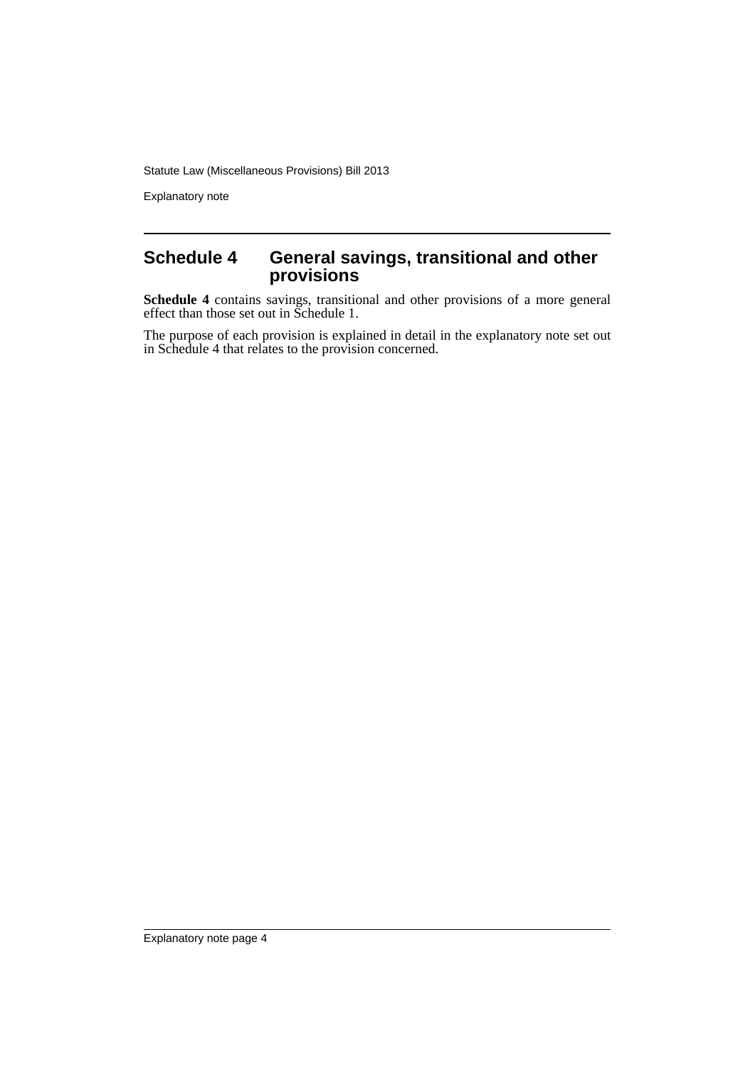## Schedule 4 General savings, transitional and other provisions

**Schedule 4** contains savings, transitional and other provisions of a more general effect than those set out in Schedule 1.

The purpose of each provision is explained in detail in the explanatory note set out in Schedule 4 that relates to the provision concerned.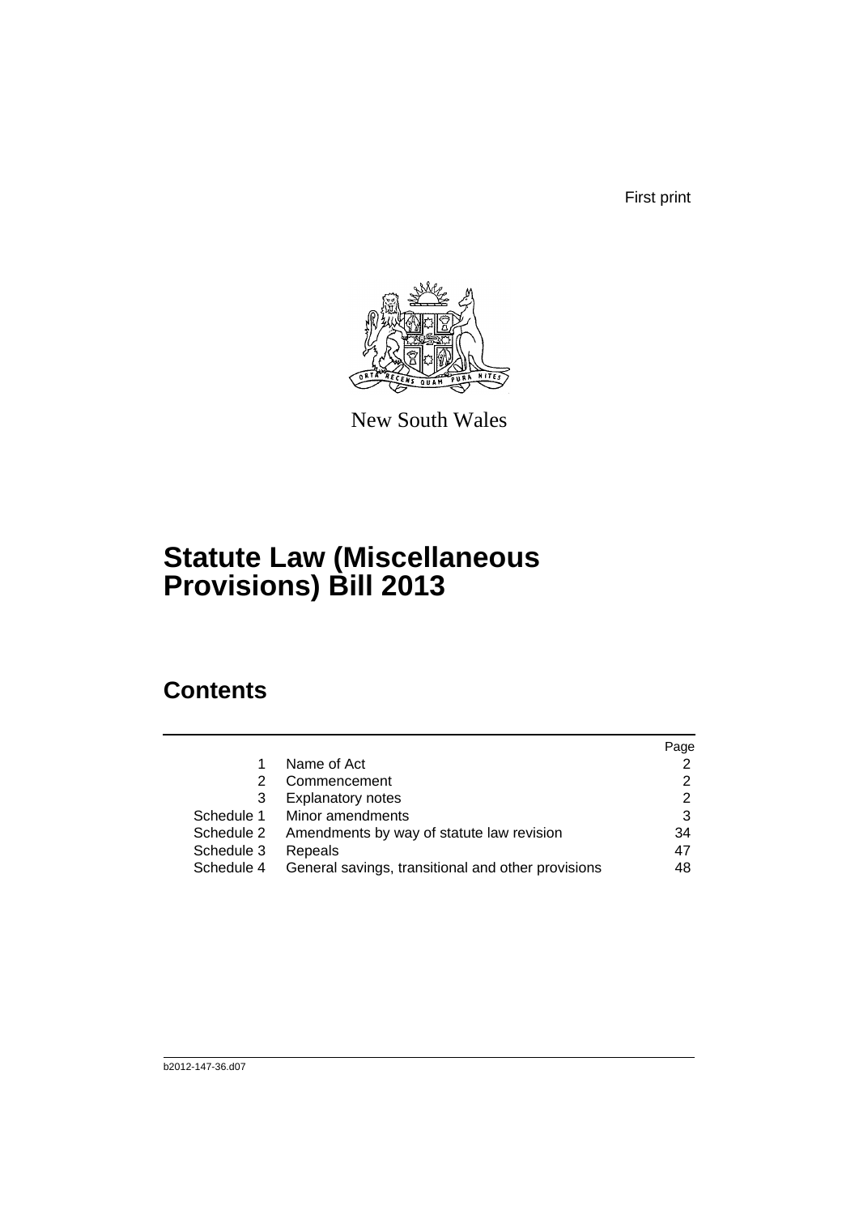First print

New South Wales

# Statute Law (Miscellaneous Provisions) Bill 2013

## Contents

| | | Page |
|---|---|---|
| 1 | Name of Act | 2 |
| 2 | Commencement | 2 |
| 3 | Explanatory notes | 2 |
| Schedule 1 | Minor amendments | 3 |
| Schedule 2 | Amendments by way of statute law revision | 34 |
| Schedule 3 | Repeals | 47 |
| Schedule 4 | General savings, transitional and other provisions | 48 |

b2012-147-36.d07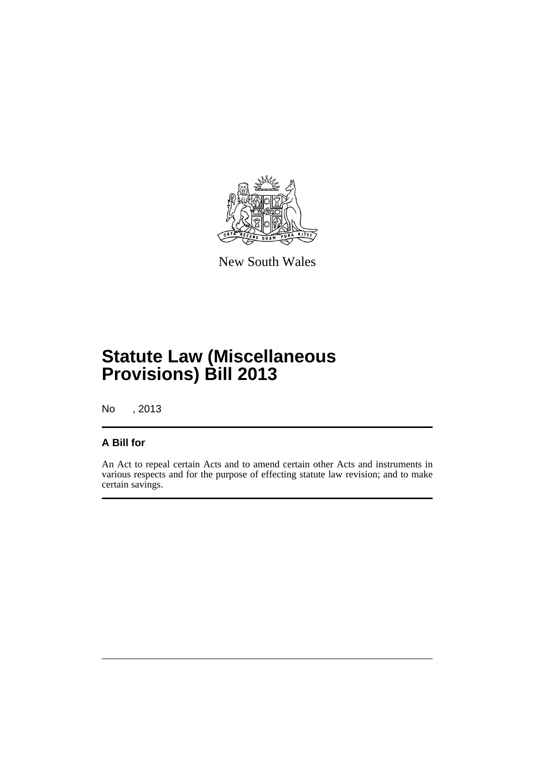New South Wales

# Statute Law (Miscellaneous Provisions) Bill 2013

No , 2013

## A Bill for

An Act to repeal certain Acts and to amend certain other Acts and instruments in various respects and for the purpose of effecting statute law revision; and to make certain savings.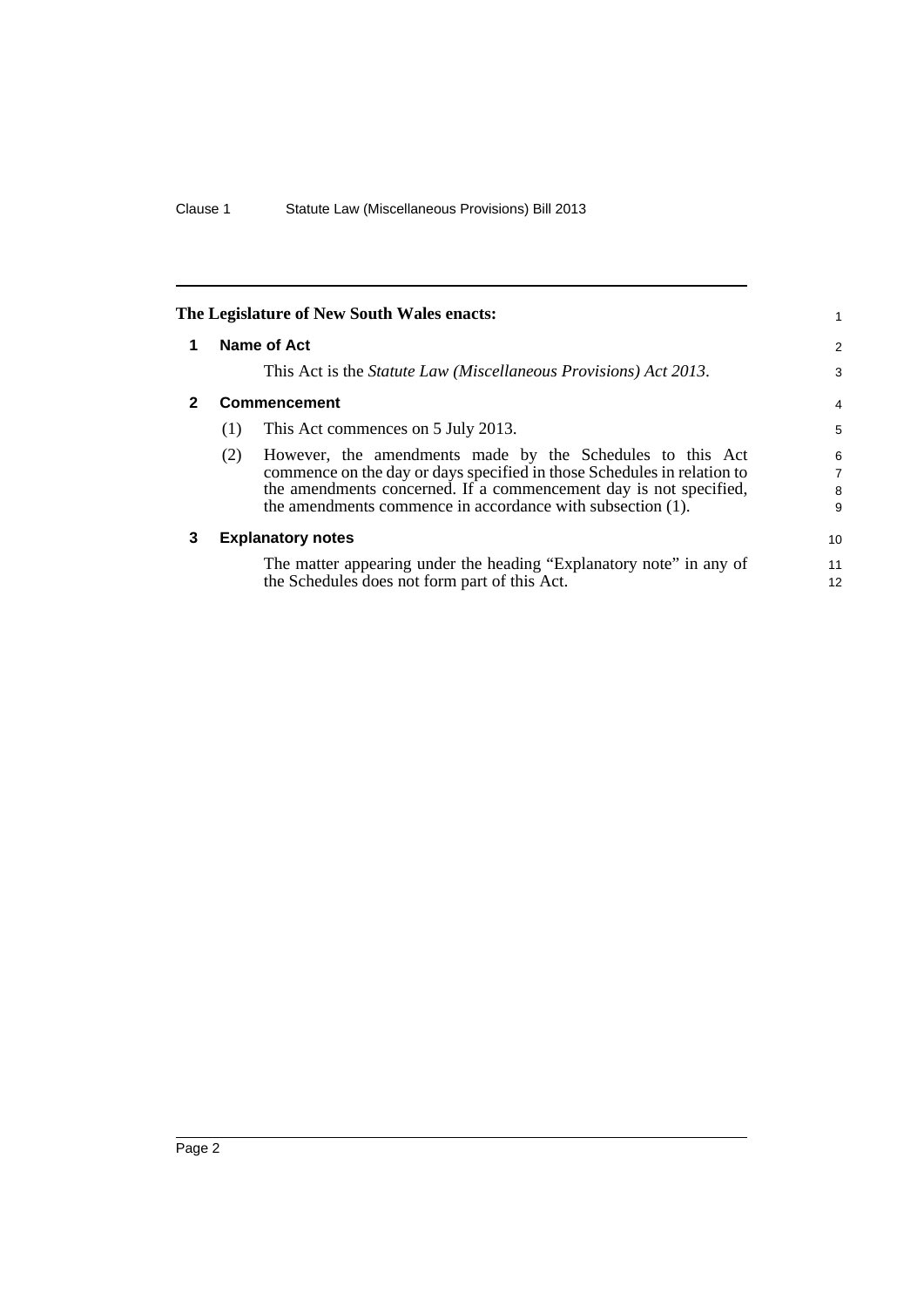**The Legislature of New South Wales enacts:**

## 1 Name of Act

This Act is the *Statute Law (Miscellaneous Provisions) Act 2013*.

## 2 Commencement

(1) This Act commences on 5 July 2013.

(2) However, the amendments made by the Schedules to this Act commence on the day or days specified in those Schedules in relation to the amendments concerned. If a commencement day is not specified, the amendments commence in accordance with subsection (1).

## 3 Explanatory notes

The matter appearing under the heading "Explanatory note" in any of the Schedules does not form part of this Act.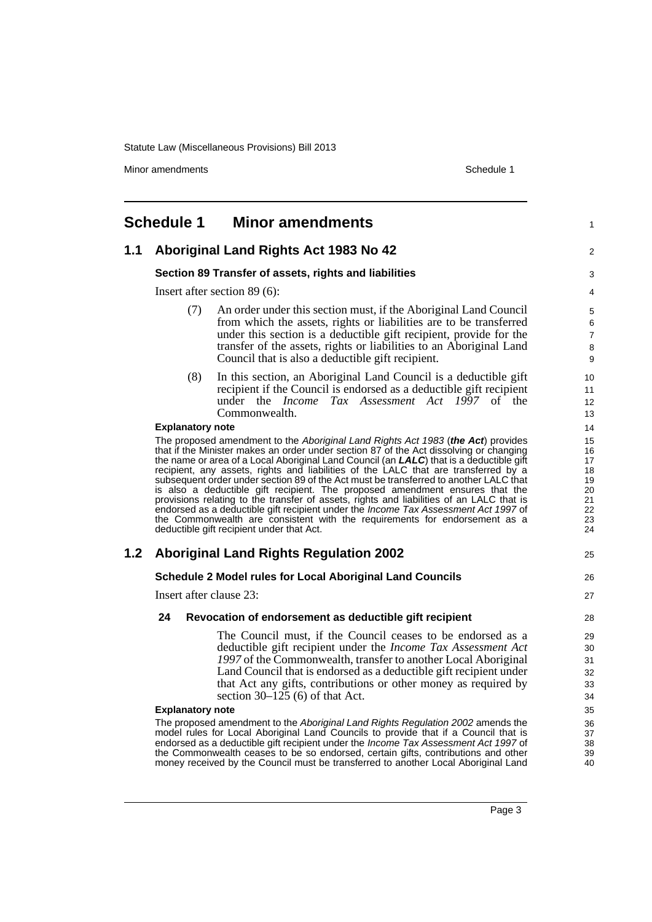# Schedule 1 Minor amendments

## 1.1 Aboriginal Land Rights Act 1983 No 42

### Section 89 Transfer of assets, rights and liabilities

Insert after section 89 (6):

(7) An order under this section must, if the Aboriginal Land Council from which the assets, rights or liabilities are to be transferred under this section is a deductible gift recipient, provide for the transfer of the assets, rights or liabilities to an Aboriginal Land Council that is also a deductible gift recipient.

(8) In this section, an Aboriginal Land Council is a deductible gift recipient if the Council is endorsed as a deductible gift recipient under the *Income Tax Assessment Act 1997* of the Commonwealth.

**Explanatory note**

The proposed amendment to the *Aboriginal Land Rights Act 1983* (***the Act***) provides that if the Minister makes an order under section 87 of the Act dissolving or changing the name or area of a Local Aboriginal Land Council (an ***LALC***) that is a deductible gift recipient, any assets, rights and liabilities of the LALC that are transferred by a subsequent order under section 89 of the Act must be transferred to another LALC that is also a deductible gift recipient. The proposed amendment ensures that the provisions relating to the transfer of assets, rights and liabilities of an LALC that is endorsed as a deductible gift recipient under the *Income Tax Assessment Act 1997* of the Commonwealth are consistent with the requirements for endorsement as a deductible gift recipient under that Act.

## 1.2 Aboriginal Land Rights Regulation 2002

### Schedule 2 Model rules for Local Aboriginal Land Councils

Insert after clause 23:

**24 Revocation of endorsement as deductible gift recipient**

The Council must, if the Council ceases to be endorsed as a deductible gift recipient under the *Income Tax Assessment Act 1997* of the Commonwealth, transfer to another Local Aboriginal Land Council that is endorsed as a deductible gift recipient under that Act any gifts, contributions or other money as required by section 30–125 (6) of that Act.

**Explanatory note**

The proposed amendment to the *Aboriginal Land Rights Regulation 2002* amends the model rules for Local Aboriginal Land Councils to provide that if a Council that is endorsed as a deductible gift recipient under the *Income Tax Assessment Act 1997* of the Commonwealth ceases to be so endorsed, certain gifts, contributions and other money received by the Council must be transferred to another Local Aboriginal Land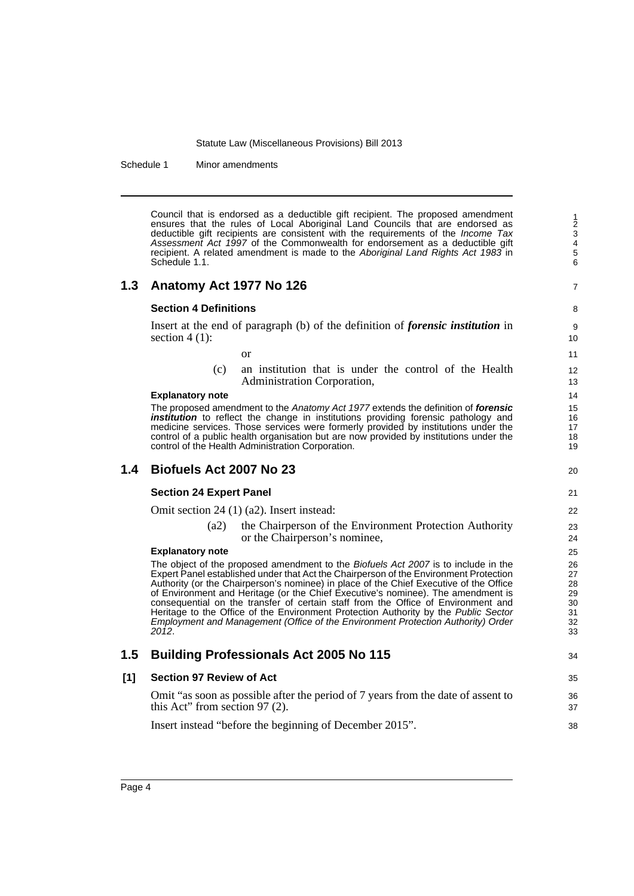Council that is endorsed as a deductible gift recipient. The proposed amendment ensures that the rules of Local Aboriginal Land Councils that are endorsed as deductible gift recipients are consistent with the requirements of the *Income Tax Assessment Act 1997* of the Commonwealth for endorsement as a deductible gift recipient. A related amendment is made to the *Aboriginal Land Rights Act 1983* in Schedule 1.1.

## 1.3 Anatomy Act 1977 No 126

### Section 4 Definitions

Insert at the end of paragraph (b) of the definition of ***forensic institution*** in section 4 (1):

or

(c) an institution that is under the control of the Health Administration Corporation,

**Explanatory note**

The proposed amendment to the *Anatomy Act 1977* extends the definition of ***forensic institution*** to reflect the change in institutions providing forensic pathology and medicine services. Those services were formerly provided by institutions under the control of a public health organisation but are now provided by institutions under the control of the Health Administration Corporation.

## 1.4 Biofuels Act 2007 No 23

### Section 24 Expert Panel

Omit section 24 (1) (a2). Insert instead:

(a2) the Chairperson of the Environment Protection Authority or the Chairperson's nominee,

**Explanatory note**

The object of the proposed amendment to the *Biofuels Act 2007* is to include in the Expert Panel established under that Act the Chairperson of the Environment Protection Authority (or the Chairperson's nominee) in place of the Chief Executive of the Office of Environment and Heritage (or the Chief Executive's nominee). The amendment is consequential on the transfer of certain staff from the Office of Environment and Heritage to the Office of the Environment Protection Authority by the *Public Sector Employment and Management (Office of the Environment Protection Authority) Order 2012*.

## 1.5 Building Professionals Act 2005 No 115

### [1] Section 97 Review of Act

Omit "as soon as possible after the period of 7 years from the date of assent to this Act" from section 97 (2).

Insert instead "before the beginning of December 2015".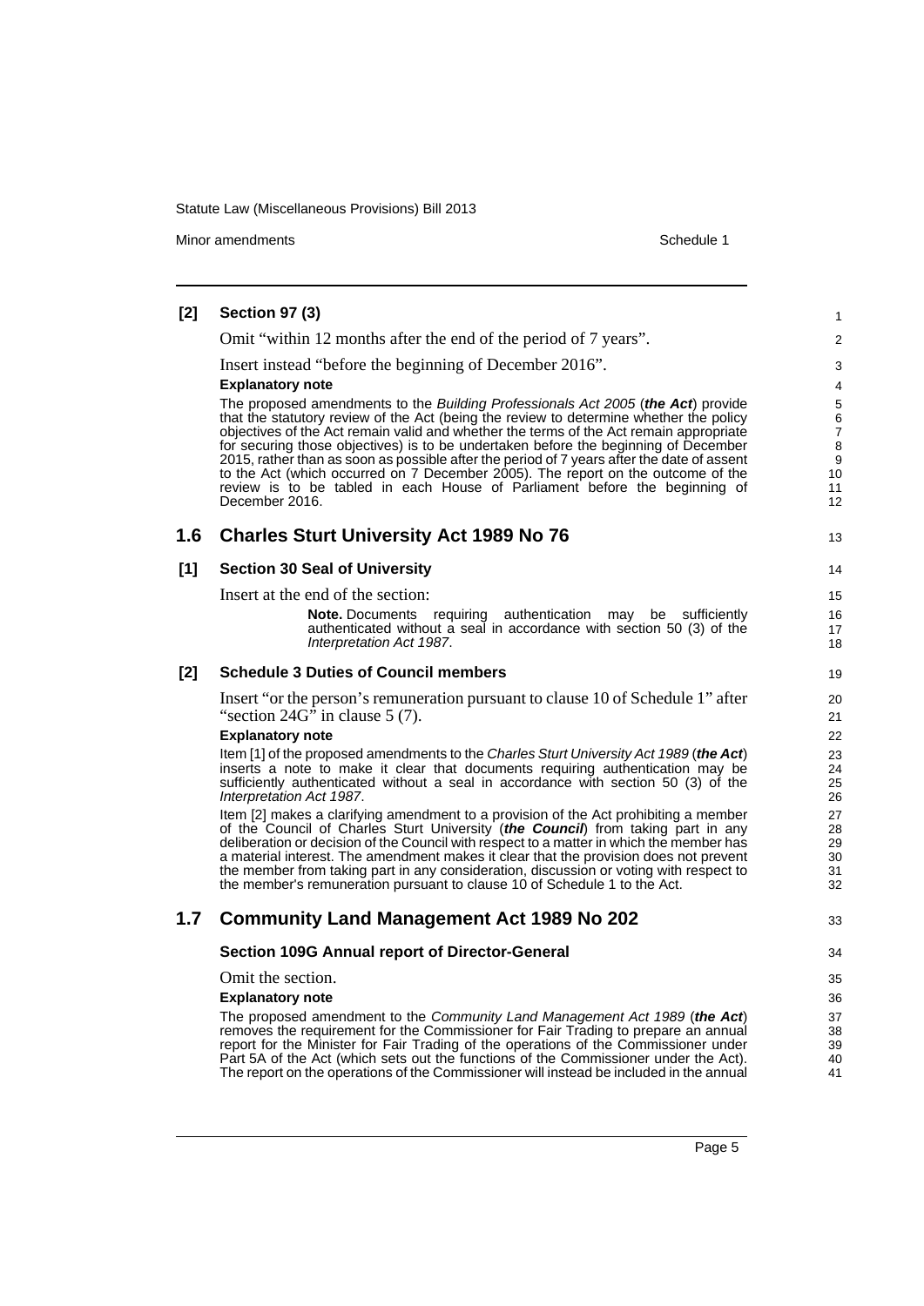#### [2] Section 97 (3)

Omit "within 12 months after the end of the period of 7 years".

Insert instead "before the beginning of December 2016".

**Explanatory note**

The proposed amendments to the *Building Professionals Act 2005* (***the Act***) provide that the statutory review of the Act (being the review to determine whether the policy objectives of the Act remain valid and whether the terms of the Act remain appropriate for securing those objectives) is to be undertaken before the beginning of December 2015, rather than as soon as possible after the period of 7 years after the date of assent to the Act (which occurred on 7 December 2005). The report on the outcome of the review is to be tabled in each House of Parliament before the beginning of December 2016.

## 1.6 Charles Sturt University Act 1989 No 76

#### [1] Section 30 Seal of University

Insert at the end of the section:

> **Note.** Documents requiring authentication may be sufficiently authenticated without a seal in accordance with section 50 (3) of the *Interpretation Act 1987*.

#### [2] Schedule 3 Duties of Council members

Insert "or the person's remuneration pursuant to clause 10 of Schedule 1" after "section 24G" in clause 5 (7).

**Explanatory note**

Item [1] of the proposed amendments to the *Charles Sturt University Act 1989* (***the Act***) inserts a note to make it clear that documents requiring authentication may be sufficiently authenticated without a seal in accordance with section 50 (3) of the *Interpretation Act 1987*.

Item [2] makes a clarifying amendment to a provision of the Act prohibiting a member of the Council of Charles Sturt University (***the Council***) from taking part in any deliberation or decision of the Council with respect to a matter in which the member has a material interest. The amendment makes it clear that the provision does not prevent the member from taking part in any consideration, discussion or voting with respect to the member's remuneration pursuant to clause 10 of Schedule 1 to the Act.

## 1.7 Community Land Management Act 1989 No 202

#### Section 109G Annual report of Director-General

Omit the section.

**Explanatory note**

The proposed amendment to the *Community Land Management Act 1989* (***the Act***) removes the requirement for the Commissioner for Fair Trading to prepare an annual report for the Minister for Fair Trading of the operations of the Commissioner under Part 5A of the Act (which sets out the functions of the Commissioner under the Act). The report on the operations of the Commissioner will instead be included in the annual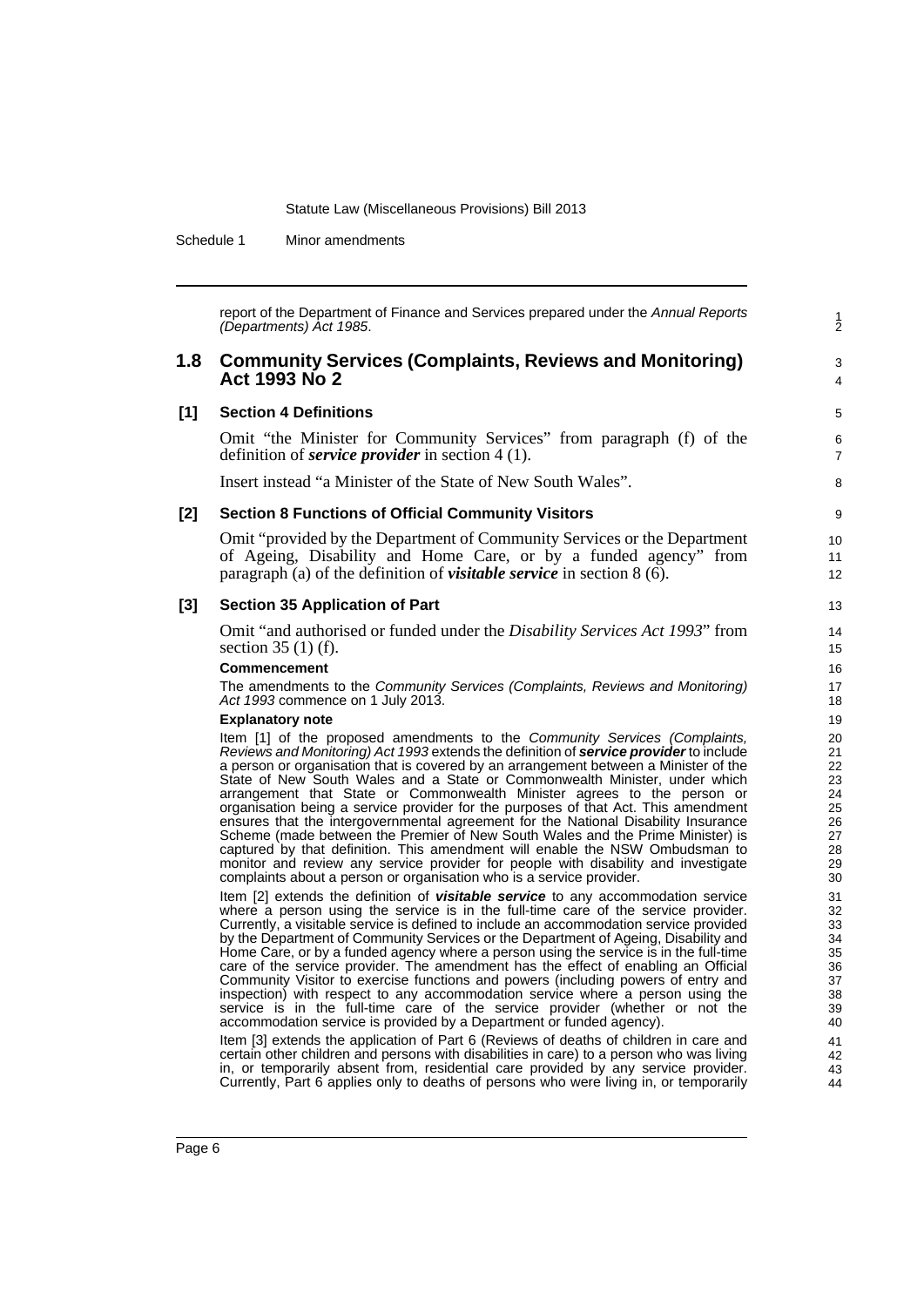report of the Department of Finance and Services prepared under the *Annual Reports (Departments) Act 1985*.

## 1.8 Community Services (Complaints, Reviews and Monitoring) Act 1993 No 2

### [1] Section 4 Definitions

Omit "the Minister for Community Services" from paragraph (f) of the definition of ***service provider*** in section 4 (1).

Insert instead "a Minister of the State of New South Wales".

### [2] Section 8 Functions of Official Community Visitors

Omit "provided by the Department of Community Services or the Department of Ageing, Disability and Home Care, or by a funded agency" from paragraph (a) of the definition of ***visitable service*** in section 8 (6).

### [3] Section 35 Application of Part

Omit "and authorised or funded under the *Disability Services Act 1993*" from section 35 (1) (f).

**Commencement**

The amendments to the *Community Services (Complaints, Reviews and Monitoring) Act 1993* commence on 1 July 2013.

**Explanatory note**

Item [1] of the proposed amendments to the *Community Services (Complaints, Reviews and Monitoring) Act 1993* extends the definition of ***service provider*** to include a person or organisation that is covered by an arrangement between a Minister of the State of New South Wales and a State or Commonwealth Minister, under which arrangement that State or Commonwealth Minister agrees to the person or organisation being a service provider for the purposes of that Act. This amendment ensures that the intergovernmental agreement for the National Disability Insurance Scheme (made between the Premier of New South Wales and the Prime Minister) is captured by that definition. This amendment will enable the NSW Ombudsman to monitor and review any service provider for people with disability and investigate complaints about a person or organisation who is a service provider.

Item [2] extends the definition of ***visitable service*** to any accommodation service where a person using the service is in the full-time care of the service provider. Currently, a visitable service is defined to include an accommodation service provided by the Department of Community Services or the Department of Ageing, Disability and Home Care, or by a funded agency where a person using the service is in the full-time care of the service provider. The amendment has the effect of enabling an Official Community Visitor to exercise functions and powers (including powers of entry and inspection) with respect to any accommodation service where a person using the service is in the full-time care of the service provider (whether or not the accommodation service is provided by a Department or funded agency).

Item [3] extends the application of Part 6 (Reviews of deaths of children in care and certain other children and persons with disabilities in care) to a person who was living in, or temporarily absent from, residential care provided by any service provider. Currently, Part 6 applies only to deaths of persons who were living in, or temporarily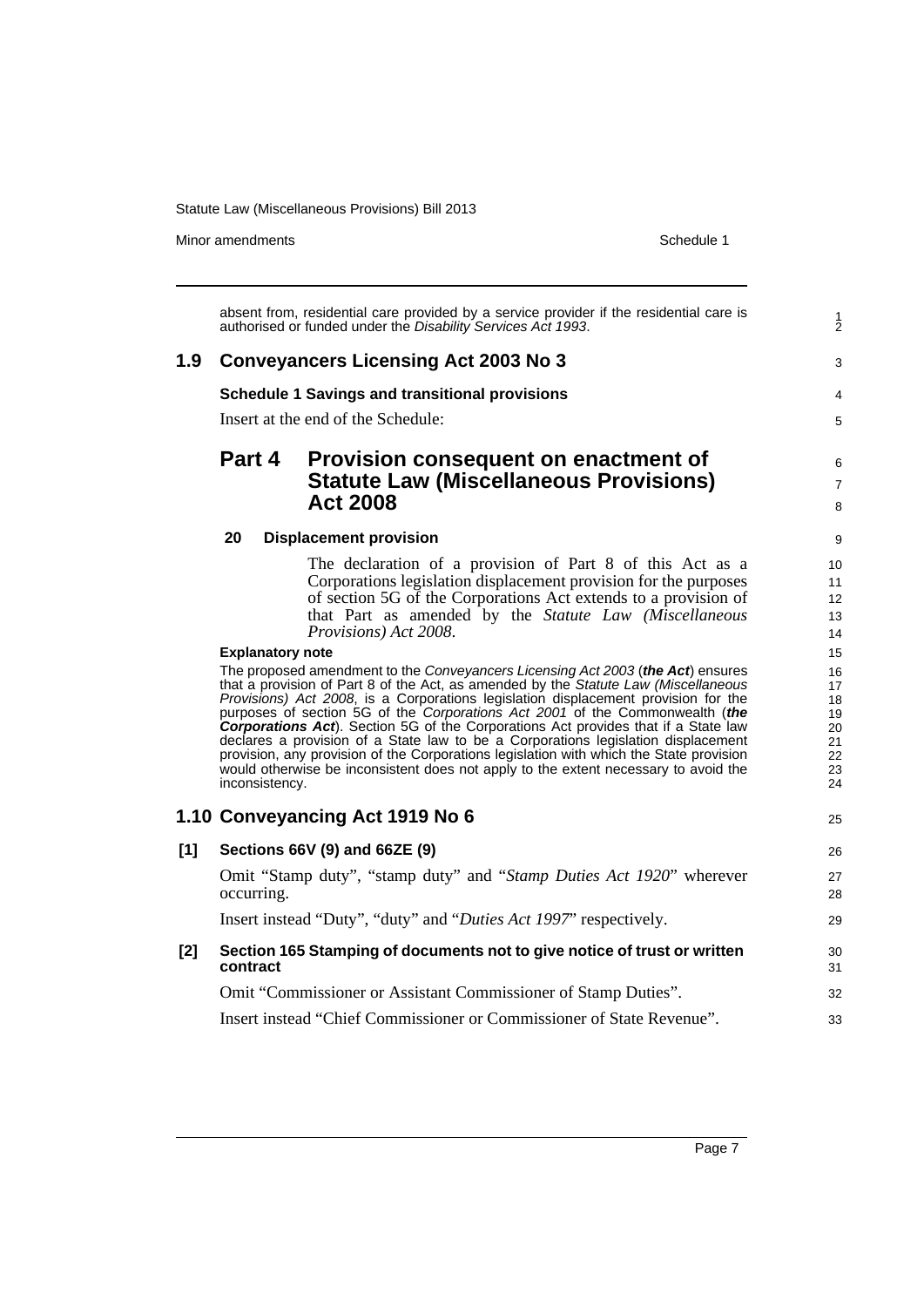absent from, residential care provided by a service provider if the residential care is authorised or funded under the *Disability Services Act 1993*.

## 1.9 Conveyancers Licensing Act 2003 No 3

**Schedule 1 Savings and transitional provisions**

Insert at the end of the Schedule:

### Part 4 Provision consequent on enactment of Statute Law (Miscellaneous Provisions) Act 2008

**20 Displacement provision**

The declaration of a provision of Part 8 of this Act as a Corporations legislation displacement provision for the purposes of section 5G of the Corporations Act extends to a provision of that Part as amended by the *Statute Law (Miscellaneous Provisions) Act 2008*.

**Explanatory note**

The proposed amendment to the *Conveyancers Licensing Act 2003* (***the Act***) ensures that a provision of Part 8 of the Act, as amended by the *Statute Law (Miscellaneous Provisions) Act 2008*, is a Corporations legislation displacement provision for the purposes of section 5G of the *Corporations Act 2001* of the Commonwealth (***the Corporations Act***). Section 5G of the Corporations Act provides that if a State law declares a provision of a State law to be a Corporations legislation displacement provision, any provision of the Corporations legislation with which the State provision would otherwise be inconsistent does not apply to the extent necessary to avoid the inconsistency.

## 1.10 Conveyancing Act 1919 No 6

**[1] Sections 66V (9) and 66ZE (9)**

Omit "Stamp duty", "stamp duty" and "*Stamp Duties Act 1920*" wherever occurring.

Insert instead "Duty", "duty" and "*Duties Act 1997*" respectively.

**[2] Section 165 Stamping of documents not to give notice of trust or written contract**

Omit "Commissioner or Assistant Commissioner of Stamp Duties".

Insert instead "Chief Commissioner or Commissioner of State Revenue".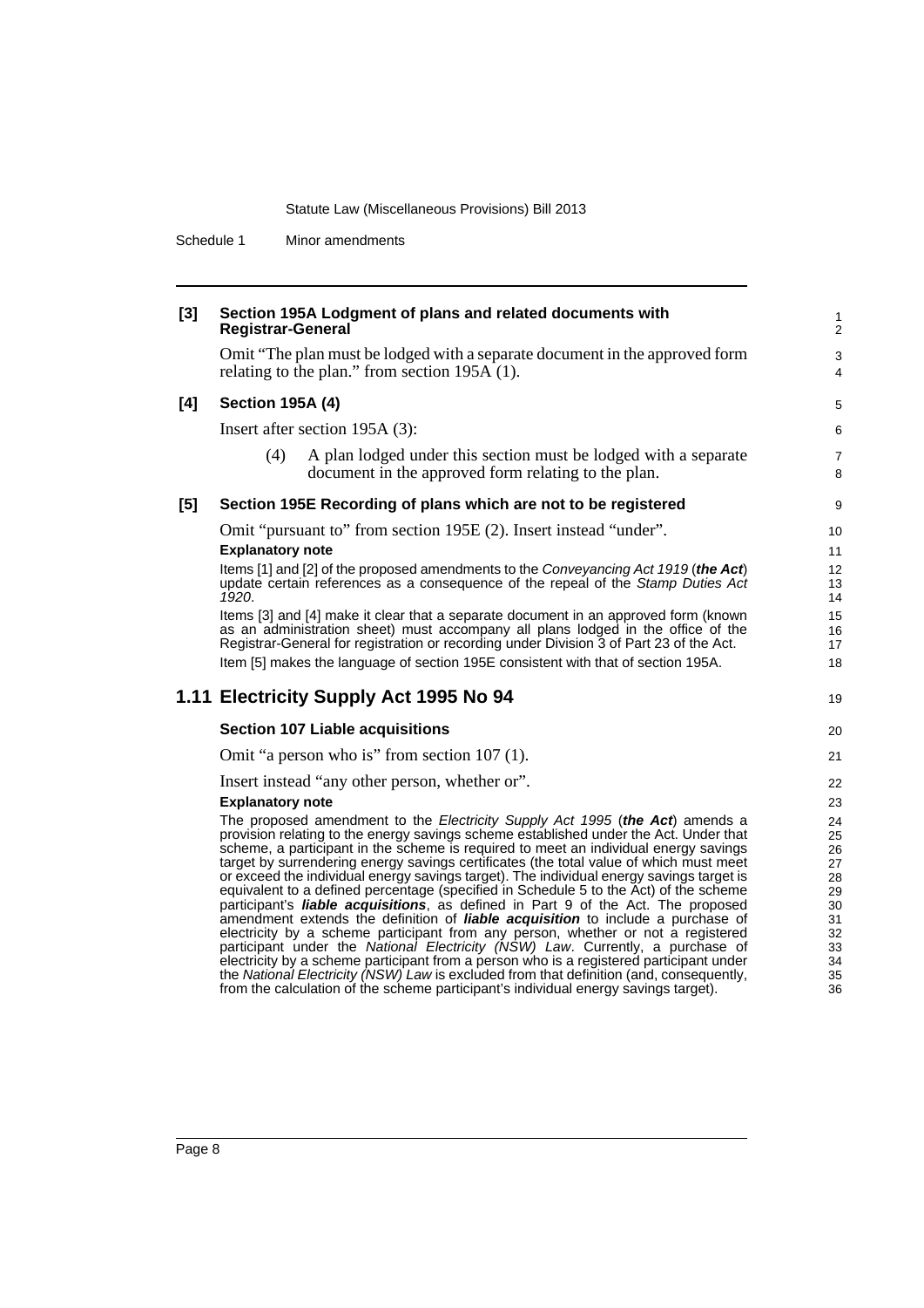**[3] Section 195A Lodgment of plans and related documents with Registrar-General**

Omit "The plan must be lodged with a separate document in the approved form relating to the plan." from section 195A (1).

**[4] Section 195A (4)**

Insert after section 195A (3):

(4) A plan lodged under this section must be lodged with a separate document in the approved form relating to the plan.

**[5] Section 195E Recording of plans which are not to be registered**

Omit "pursuant to" from section 195E (2). Insert instead "under".

**Explanatory note**

Items [1] and [2] of the proposed amendments to the *Conveyancing Act 1919* (***the Act***) update certain references as a consequence of the repeal of the *Stamp Duties Act 1920*.

Items [3] and [4] make it clear that a separate document in an approved form (known as an administration sheet) must accompany all plans lodged in the office of the Registrar-General for registration or recording under Division 3 of Part 23 of the Act.

Item [5] makes the language of section 195E consistent with that of section 195A.

## 1.11 Electricity Supply Act 1995 No 94

**Section 107 Liable acquisitions**

Omit "a person who is" from section 107 (1).

Insert instead "any other person, whether or".

**Explanatory note**

The proposed amendment to the *Electricity Supply Act 1995* (***the Act***) amends a provision relating to the energy savings scheme established under the Act. Under that scheme, a participant in the scheme is required to meet an individual energy savings target by surrendering energy savings certificates (the total value of which must meet or exceed the individual energy savings target). The individual energy savings target is equivalent to a defined percentage (specified in Schedule 5 to the Act) of the scheme participant's ***liable acquisitions***, as defined in Part 9 of the Act. The proposed amendment extends the definition of ***liable acquisition*** to include a purchase of electricity by a scheme participant from any person, whether or not a registered participant under the *National Electricity (NSW) Law*. Currently, a purchase of electricity by a scheme participant from a person who is a registered participant under the *National Electricity (NSW) Law* is excluded from that definition (and, consequently, from the calculation of the scheme participant's individual energy savings target).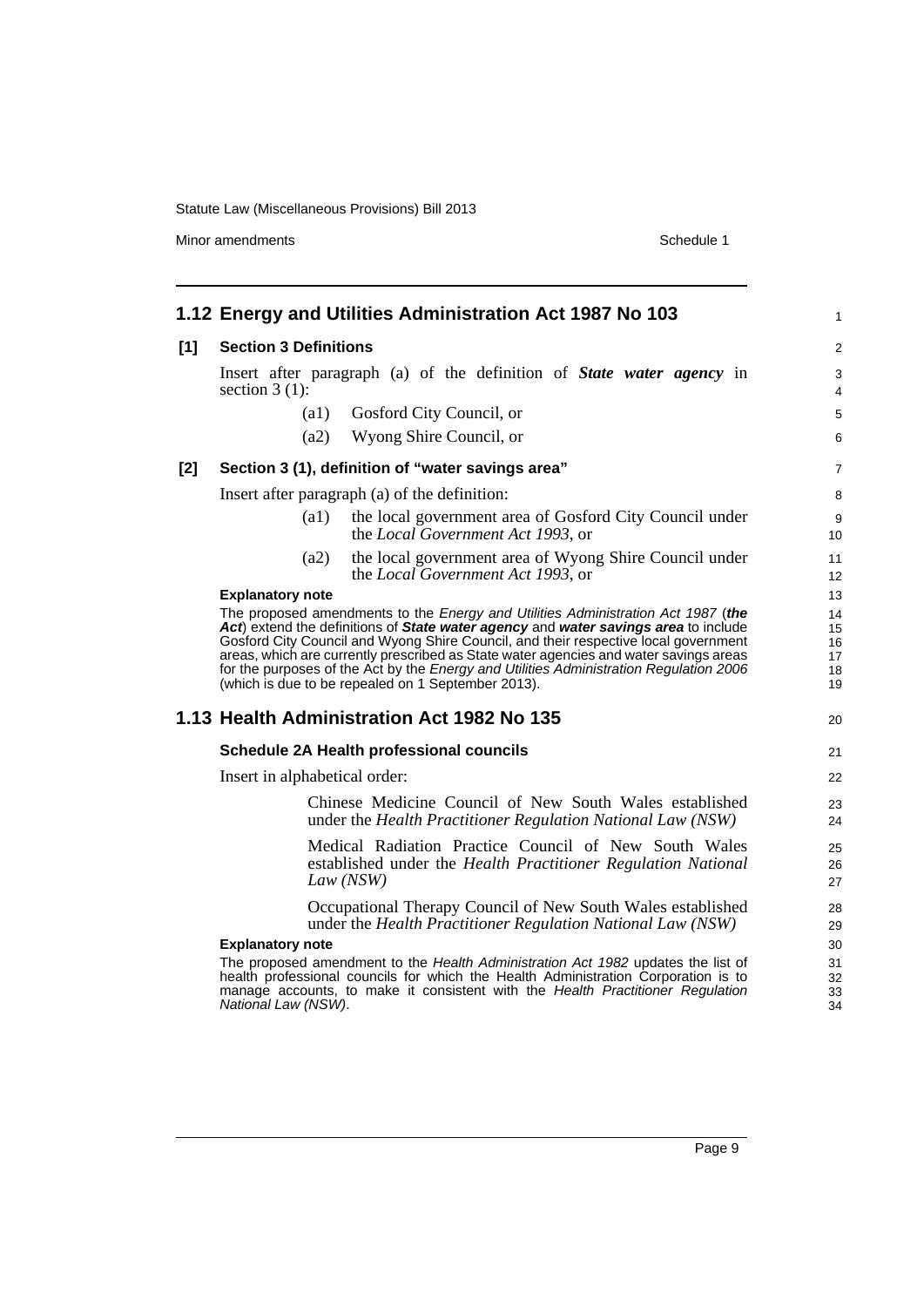## 1.12 Energy and Utilities Administration Act 1987 No 103

**[1] Section 3 Definitions**

Insert after paragraph (a) of the definition of ***State water agency*** in section 3 (1):

> (a1) Gosford City Council, or
>
> (a2) Wyong Shire Council, or

**[2] Section 3 (1), definition of "water savings area"**

Insert after paragraph (a) of the definition:

> (a1) the local government area of Gosford City Council under the *Local Government Act 1993*, or
>
> (a2) the local government area of Wyong Shire Council under the *Local Government Act 1993*, or

**Explanatory note**

The proposed amendments to the *Energy and Utilities Administration Act 1987* (***the Act***) extend the definitions of ***State water agency*** and ***water savings area*** to include Gosford City Council and Wyong Shire Council, and their respective local government areas, which are currently prescribed as State water agencies and water savings areas for the purposes of the Act by the *Energy and Utilities Administration Regulation 2006* (which is due to be repealed on 1 September 2013).

## 1.13 Health Administration Act 1982 No 135

**Schedule 2A Health professional councils**

Insert in alphabetical order:

> Chinese Medicine Council of New South Wales established under the *Health Practitioner Regulation National Law (NSW)*
>
> Medical Radiation Practice Council of New South Wales established under the *Health Practitioner Regulation National Law (NSW)*
>
> Occupational Therapy Council of New South Wales established under the *Health Practitioner Regulation National Law (NSW)*

**Explanatory note**

The proposed amendment to the *Health Administration Act 1982* updates the list of health professional councils for which the Health Administration Corporation is to manage accounts, to make it consistent with the *Health Practitioner Regulation National Law (NSW)*.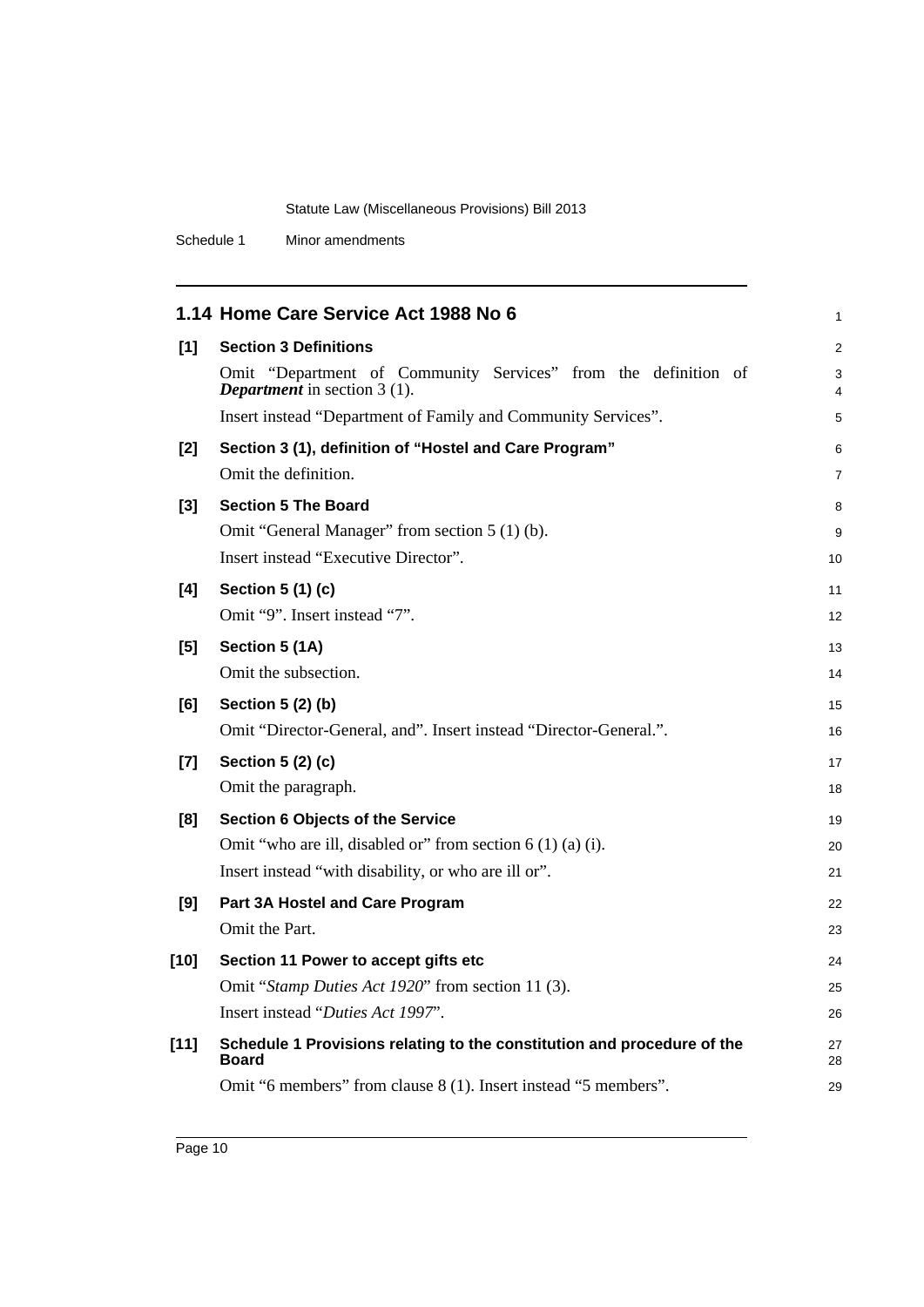## 1.14 Home Care Service Act 1988 No 6

**[1] Section 3 Definitions**

Omit "Department of Community Services" from the definition of ***Department*** in section 3 (1).

Insert instead "Department of Family and Community Services".

**[2] Section 3 (1), definition of "Hostel and Care Program"**

Omit the definition.

**[3] Section 5 The Board**

Omit "General Manager" from section 5 (1) (b).

Insert instead "Executive Director".

**[4] Section 5 (1) (c)**

Omit "9". Insert instead "7".

**[5] Section 5 (1A)**

Omit the subsection.

**[6] Section 5 (2) (b)**

Omit "Director-General, and". Insert instead "Director-General.".

**[7] Section 5 (2) (c)**

Omit the paragraph.

**[8] Section 6 Objects of the Service**

Omit "who are ill, disabled or" from section 6 (1) (a) (i).

Insert instead "with disability, or who are ill or".

**[9] Part 3A Hostel and Care Program**

Omit the Part.

**[10] Section 11 Power to accept gifts etc**

Omit "*Stamp Duties Act 1920*" from section 11 (3).

Insert instead "*Duties Act 1997*".

**[11] Schedule 1 Provisions relating to the constitution and procedure of the Board**

Omit "6 members" from clause 8 (1). Insert instead "5 members".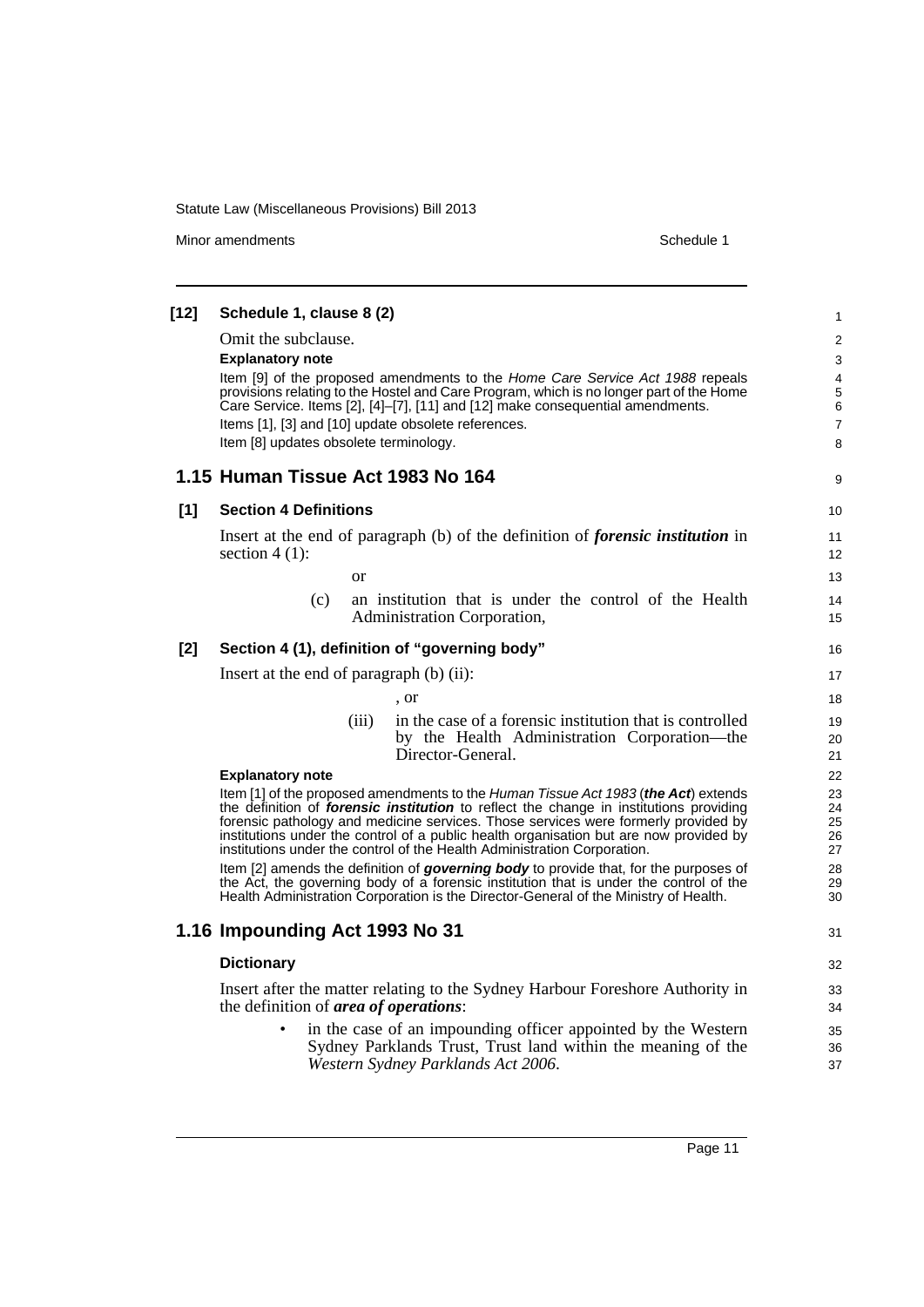**[12] Schedule 1, clause 8 (2)**

Omit the subclause.

**Explanatory note**

Item [9] of the proposed amendments to the *Home Care Service Act 1988* repeals provisions relating to the Hostel and Care Program, which is no longer part of the Home Care Service. Items [2], [4]–[7], [11] and [12] make consequential amendments.

Items [1], [3] and [10] update obsolete references.

Item [8] updates obsolete terminology.

## 1.15 Human Tissue Act 1983 No 164

**[1] Section 4 Definitions**

Insert at the end of paragraph (b) of the definition of ***forensic institution*** in section 4 (1):

or

(c) an institution that is under the control of the Health Administration Corporation,

**[2] Section 4 (1), definition of "governing body"**

Insert at the end of paragraph (b) (ii):

, or

(iii) in the case of a forensic institution that is controlled by the Health Administration Corporation—the Director-General.

**Explanatory note**

Item [1] of the proposed amendments to the *Human Tissue Act 1983* (***the Act***) extends the definition of ***forensic institution*** to reflect the change in institutions providing forensic pathology and medicine services. Those services were formerly provided by institutions under the control of a public health organisation but are now provided by institutions under the control of the Health Administration Corporation.

Item [2] amends the definition of ***governing body*** to provide that, for the purposes of the Act, the governing body of a forensic institution that is under the control of the Health Administration Corporation is the Director-General of the Ministry of Health.

## 1.16 Impounding Act 1993 No 31

**Dictionary**

Insert after the matter relating to the Sydney Harbour Foreshore Authority in the definition of ***area of operations***:

- in the case of an impounding officer appointed by the Western Sydney Parklands Trust, Trust land within the meaning of the *Western Sydney Parklands Act 2006*.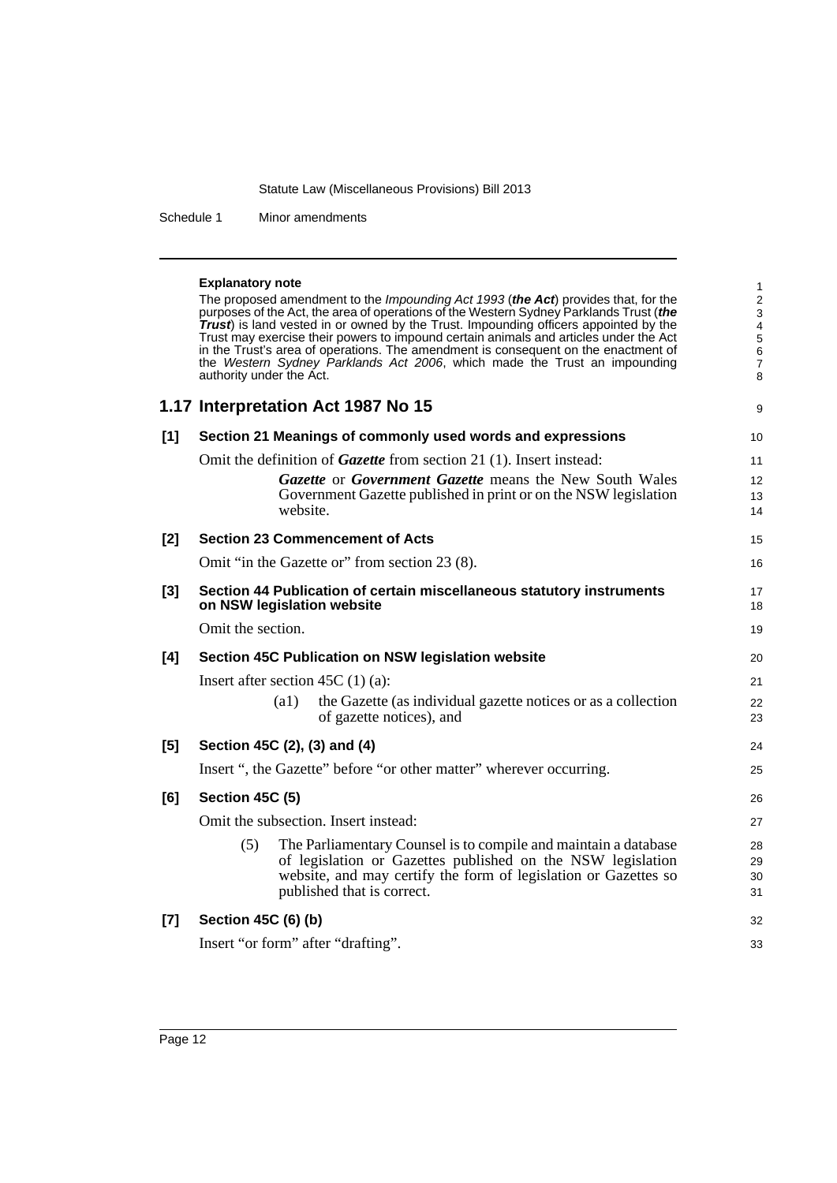**Explanatory note**

The proposed amendment to the *Impounding Act 1993* (***the Act***) provides that, for the purposes of the Act, the area of operations of the Western Sydney Parklands Trust (***the Trust***) is land vested in or owned by the Trust. Impounding officers appointed by the Trust may exercise their powers to impound certain animals and articles under the Act in the Trust's area of operations. The amendment is consequent on the enactment of the *Western Sydney Parklands Act 2006*, which made the Trust an impounding authority under the Act.

## 1.17 Interpretation Act 1987 No 15

**[1] Section 21 Meanings of commonly used words and expressions**

Omit the definition of ***Gazette*** from section 21 (1). Insert instead:

> ***Gazette*** or ***Government Gazette*** means the New South Wales Government Gazette published in print or on the NSW legislation website.

**[2] Section 23 Commencement of Acts**

Omit "in the Gazette or" from section 23 (8).

**[3] Section 44 Publication of certain miscellaneous statutory instruments on NSW legislation website**

Omit the section.

**[4] Section 45C Publication on NSW legislation website**

Insert after section 45C (1) (a):

> (a1) the Gazette (as individual gazette notices or as a collection of gazette notices), and

**[5] Section 45C (2), (3) and (4)**

Insert ", the Gazette" before "or other matter" wherever occurring.

**[6] Section 45C (5)**

Omit the subsection. Insert instead:

> (5) The Parliamentary Counsel is to compile and maintain a database of legislation or Gazettes published on the NSW legislation website, and may certify the form of legislation or Gazettes so published that is correct.

**[7] Section 45C (6) (b)**

Insert "or form" after "drafting".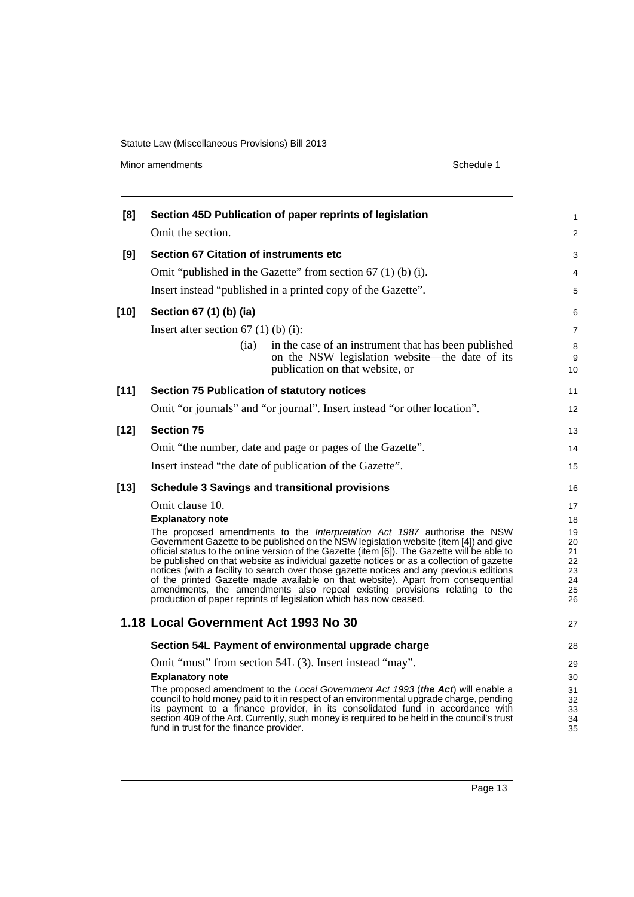**[8] Section 45D Publication of paper reprints of legislation**

Omit the section.

**[9] Section 67 Citation of instruments etc**

Omit "published in the Gazette" from section 67 (1) (b) (i).

Insert instead "published in a printed copy of the Gazette".

**[10] Section 67 (1) (b) (ia)**

Insert after section 67 (1) (b) (i):

> (ia) in the case of an instrument that has been published on the NSW legislation website—the date of its publication on that website, or

**[11] Section 75 Publication of statutory notices**

Omit "or journals" and "or journal". Insert instead "or other location".

**[12] Section 75**

Omit "the number, date and page or pages of the Gazette".

Insert instead "the date of publication of the Gazette".

**[13] Schedule 3 Savings and transitional provisions**

Omit clause 10.

**Explanatory note**

The proposed amendments to the *Interpretation Act 1987* authorise the NSW Government Gazette to be published on the NSW legislation website (item [4]) and give official status to the online version of the Gazette (item [6]). The Gazette will be able to be published on that website as individual gazette notices or as a collection of gazette notices (with a facility to search over those gazette notices and any previous editions of the printed Gazette made available on that website). Apart from consequential amendments, the amendments also repeal existing provisions relating to the production of paper reprints of legislation which has now ceased.

## 1.18 Local Government Act 1993 No 30

**Section 54L Payment of environmental upgrade charge**

Omit "must" from section 54L (3). Insert instead "may".

**Explanatory note**

The proposed amendment to the *Local Government Act 1993* (***the Act***) will enable a council to hold money paid to it in respect of an environmental upgrade charge, pending its payment to a finance provider, in its consolidated fund in accordance with section 409 of the Act. Currently, such money is required to be held in the council's trust fund in trust for the finance provider.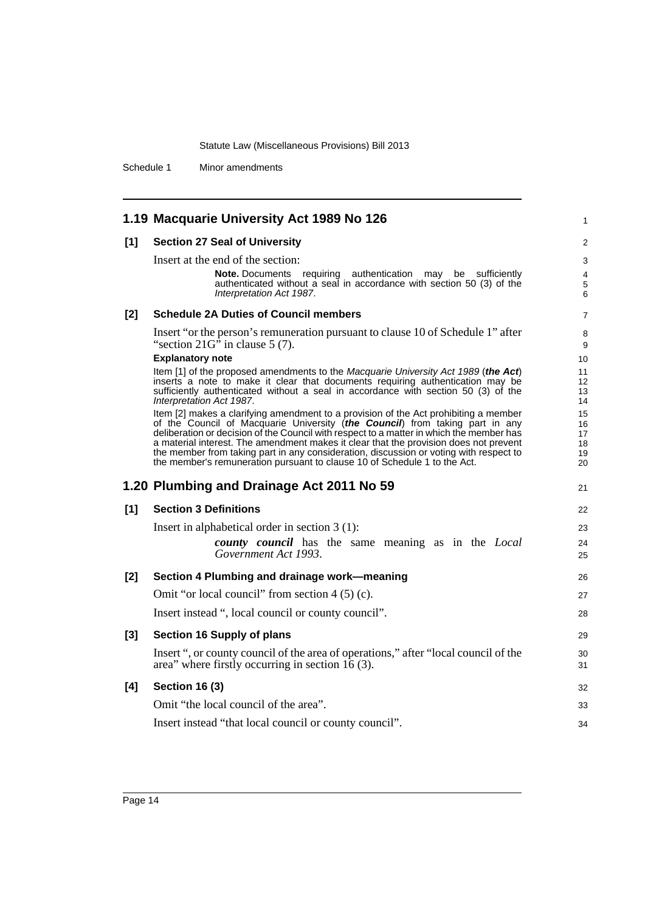## 1.19 Macquarie University Act 1989 No 126

**[1] Section 27 Seal of University**

Insert at the end of the section:

> **Note.** Documents requiring authentication may be sufficiently authenticated without a seal in accordance with section 50 (3) of the *Interpretation Act 1987*.

**[2] Schedule 2A Duties of Council members**

Insert "or the person's remuneration pursuant to clause 10 of Schedule 1" after "section 21G" in clause 5 (7).

**Explanatory note**

Item [1] of the proposed amendments to the *Macquarie University Act 1989* (***the Act***) inserts a note to make it clear that documents requiring authentication may be sufficiently authenticated without a seal in accordance with section 50 (3) of the *Interpretation Act 1987*.

Item [2] makes a clarifying amendment to a provision of the Act prohibiting a member of the Council of Macquarie University (***the Council***) from taking part in any deliberation or decision of the Council with respect to a matter in which the member has a material interest. The amendment makes it clear that the provision does not prevent the member from taking part in any consideration, discussion or voting with respect to the member's remuneration pursuant to clause 10 of Schedule 1 to the Act.

## 1.20 Plumbing and Drainage Act 2011 No 59

**[1] Section 3 Definitions**

Insert in alphabetical order in section 3 (1):

> ***county council*** has the same meaning as in the *Local Government Act 1993*.

**[2] Section 4 Plumbing and drainage work—meaning**

Omit "or local council" from section 4 (5) (c).

Insert instead ", local council or county council".

**[3] Section 16 Supply of plans**

Insert ", or county council of the area of operations," after "local council of the area" where firstly occurring in section 16 (3).

**[4] Section 16 (3)**

Omit "the local council of the area".

Insert instead "that local council or county council".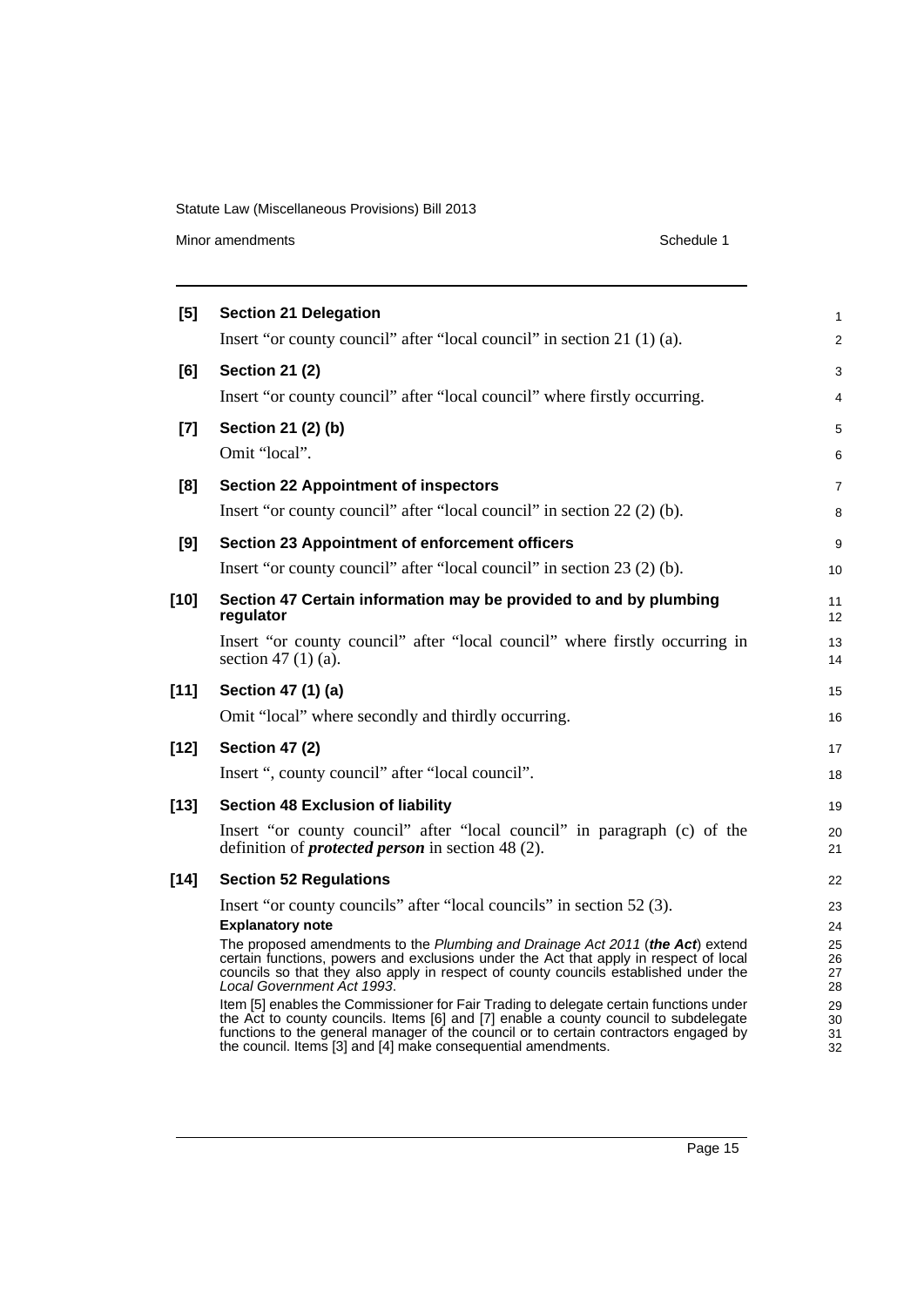**[5] Section 21 Delegation**

Insert "or county council" after "local council" in section 21 (1) (a).

**[6] Section 21 (2)**

Insert "or county council" after "local council" where firstly occurring.

**[7] Section 21 (2) (b)**

Omit "local".

**[8] Section 22 Appointment of inspectors**

Insert "or county council" after "local council" in section 22 (2) (b).

**[9] Section 23 Appointment of enforcement officers**

Insert "or county council" after "local council" in section 23 (2) (b).

**[10] Section 47 Certain information may be provided to and by plumbing regulator**

Insert "or county council" after "local council" where firstly occurring in section 47 (1) (a).

**[11] Section 47 (1) (a)**

Omit "local" where secondly and thirdly occurring.

**[12] Section 47 (2)**

Insert ", county council" after "local council".

**[13] Section 48 Exclusion of liability**

Insert "or county council" after "local council" in paragraph (c) of the definition of ***protected person*** in section 48 (2).

**[14] Section 52 Regulations**

Insert "or county councils" after "local councils" in section 52 (3).

**Explanatory note**

The proposed amendments to the *Plumbing and Drainage Act 2011* (***the Act***) extend certain functions, powers and exclusions under the Act that apply in respect of local councils so that they also apply in respect of county councils established under the *Local Government Act 1993*.

Item [5] enables the Commissioner for Fair Trading to delegate certain functions under the Act to county councils. Items [6] and [7] enable a county council to subdelegate functions to the general manager of the council or to certain contractors engaged by the council. Items [3] and [4] make consequential amendments.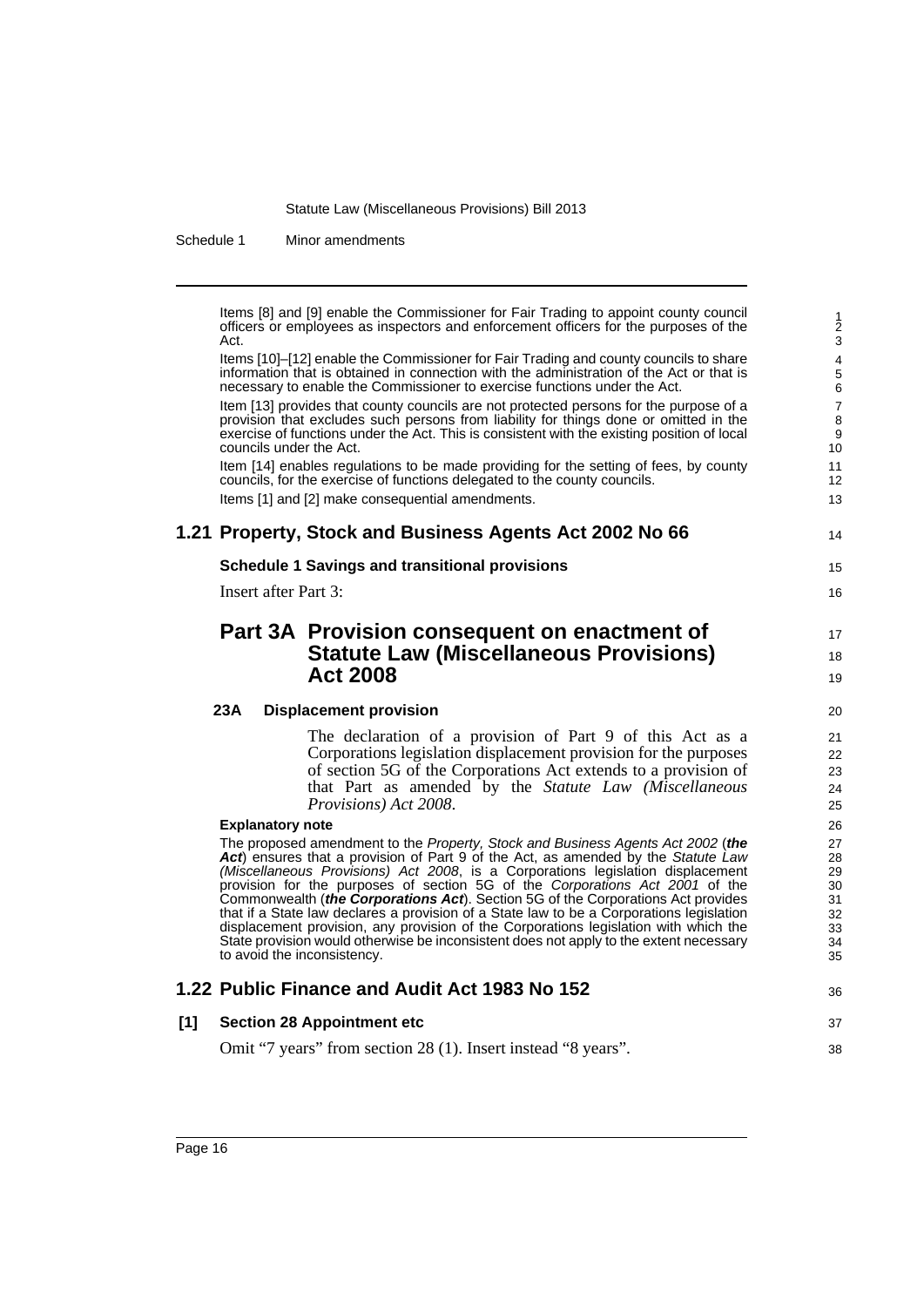Items [8] and [9] enable the Commissioner for Fair Trading to appoint county council officers or employees as inspectors and enforcement officers for the purposes of the Act.

Items [10]–[12] enable the Commissioner for Fair Trading and county councils to share information that is obtained in connection with the administration of the Act or that is necessary to enable the Commissioner to exercise functions under the Act.

Item [13] provides that county councils are not protected persons for the purpose of a provision that excludes such persons from liability for things done or omitted in the exercise of functions under the Act. This is consistent with the existing position of local councils under the Act.

Item [14] enables regulations to be made providing for the setting of fees, by county councils, for the exercise of functions delegated to the county councils.

Items [1] and [2] make consequential amendments.

## 1.21 Property, Stock and Business Agents Act 2002 No 66

**Schedule 1 Savings and transitional provisions**

Insert after Part 3:

## Part 3A Provision consequent on enactment of Statute Law (Miscellaneous Provisions) Act 2008

**23A Displacement provision**

The declaration of a provision of Part 9 of this Act as a Corporations legislation displacement provision for the purposes of section 5G of the Corporations Act extends to a provision of that Part as amended by the *Statute Law (Miscellaneous Provisions) Act 2008*.

**Explanatory note**

The proposed amendment to the *Property, Stock and Business Agents Act 2002* (***the Act***) ensures that a provision of Part 9 of the Act, as amended by the *Statute Law (Miscellaneous Provisions) Act 2008*, is a Corporations legislation displacement provision for the purposes of section 5G of the *Corporations Act 2001* of the Commonwealth (***the Corporations Act***). Section 5G of the Corporations Act provides that if a State law declares a provision of a State law to be a Corporations legislation displacement provision, any provision of the Corporations legislation with which the State provision would otherwise be inconsistent does not apply to the extent necessary to avoid the inconsistency.

## 1.22 Public Finance and Audit Act 1983 No 152

**[1] Section 28 Appointment etc**

Omit "7 years" from section 28 (1). Insert instead "8 years".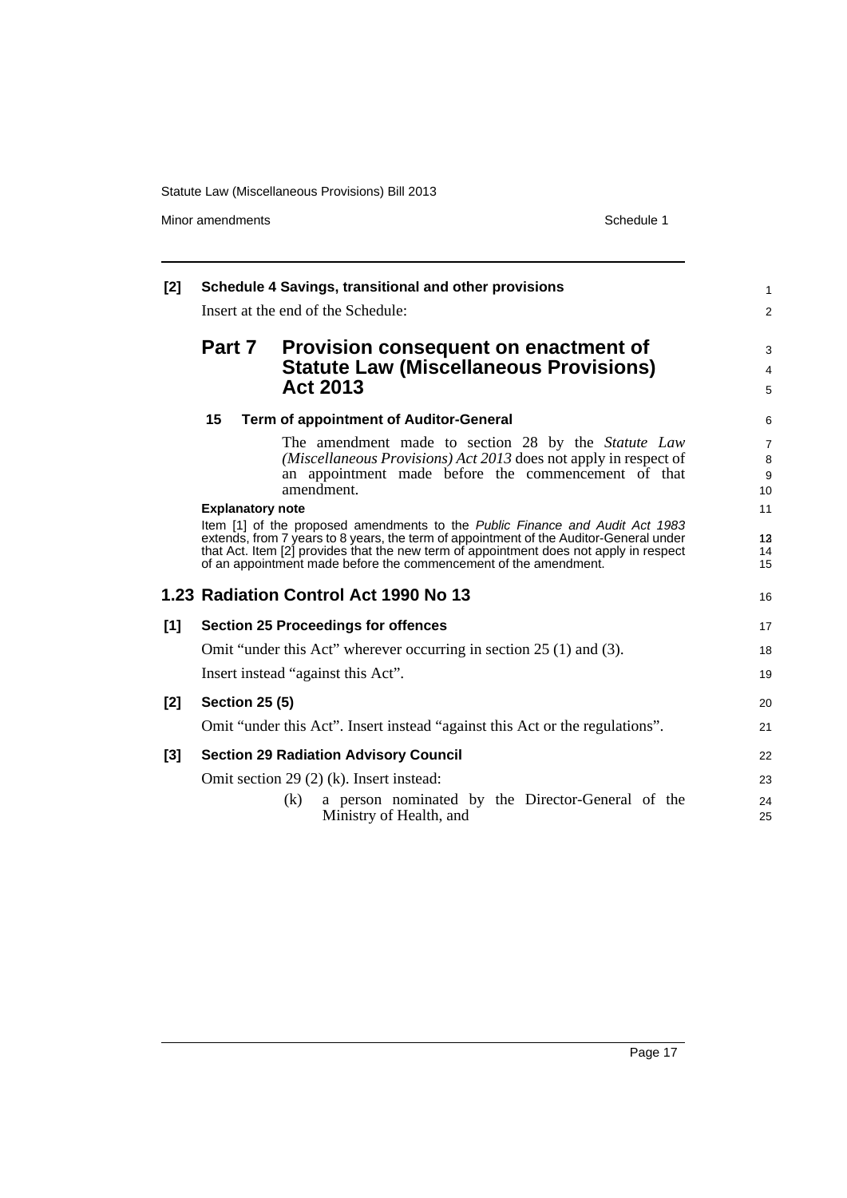**[2] Schedule 4 Savings, transitional and other provisions**

Insert at the end of the Schedule:

## Part 7 Provision consequent on enactment of Statute Law (Miscellaneous Provisions) Act 2013

**15 Term of appointment of Auditor-General**

The amendment made to section 28 by the *Statute Law (Miscellaneous Provisions) Act 2013* does not apply in respect of an appointment made before the commencement of that amendment.

**Explanatory note**

Item [1] of the proposed amendments to the *Public Finance and Audit Act 1983* extends, from 7 years to 8 years, the term of appointment of the Auditor-General under that Act. Item [2] provides that the new term of appointment does not apply in respect of an appointment made before the commencement of the amendment.

## 1.23 Radiation Control Act 1990 No 13

**[1] Section 25 Proceedings for offences**

Omit "under this Act" wherever occurring in section 25 (1) and (3).

Insert instead "against this Act".

**[2] Section 25 (5)**

Omit "under this Act". Insert instead "against this Act or the regulations".

**[3] Section 29 Radiation Advisory Council**

Omit section 29 (2) (k). Insert instead:

(k) a person nominated by the Director-General of the Ministry of Health, and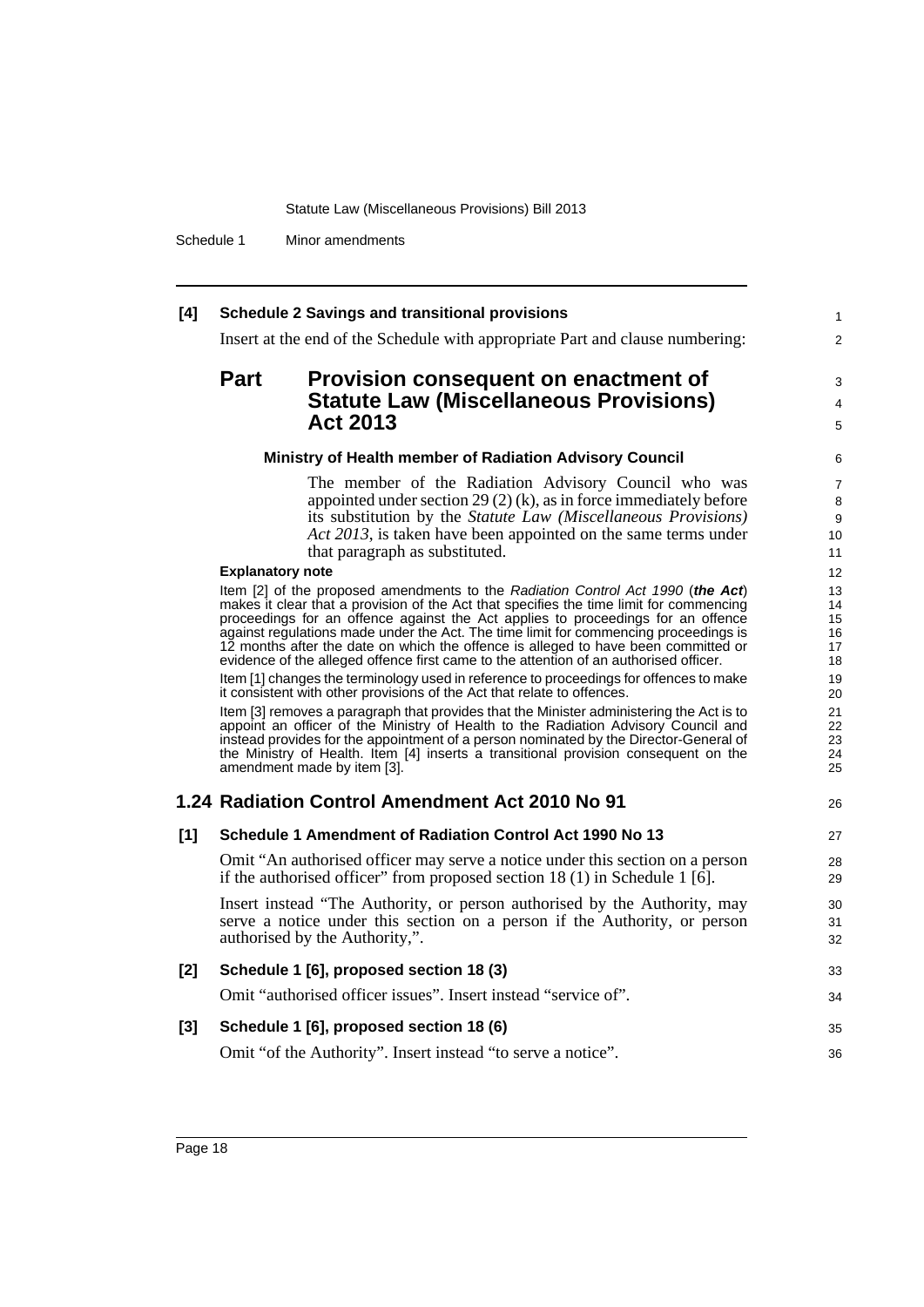**[4] Schedule 2 Savings and transitional provisions**

Insert at the end of the Schedule with appropriate Part and clause numbering:

## Part Provision consequent on enactment of Statute Law (Miscellaneous Provisions) Act 2013

**Ministry of Health member of Radiation Advisory Council**

The member of the Radiation Advisory Council who was appointed under section 29 (2) (k), as in force immediately before its substitution by the *Statute Law (Miscellaneous Provisions) Act 2013*, is taken have been appointed on the same terms under that paragraph as substituted.

**Explanatory note**

Item [2] of the proposed amendments to the *Radiation Control Act 1990* (***the Act***) makes it clear that a provision of the Act that specifies the time limit for commencing proceedings for an offence against the Act applies to proceedings for an offence against regulations made under the Act. The time limit for commencing proceedings is 12 months after the date on which the offence is alleged to have been committed or evidence of the alleged offence first came to the attention of an authorised officer.

Item [1] changes the terminology used in reference to proceedings for offences to make it consistent with other provisions of the Act that relate to offences.

Item [3] removes a paragraph that provides that the Minister administering the Act is to appoint an officer of the Ministry of Health to the Radiation Advisory Council and instead provides for the appointment of a person nominated by the Director-General of the Ministry of Health. Item [4] inserts a transitional provision consequent on the amendment made by item [3].

## 1.24 Radiation Control Amendment Act 2010 No 91

**[1] Schedule 1 Amendment of Radiation Control Act 1990 No 13**

Omit "An authorised officer may serve a notice under this section on a person if the authorised officer" from proposed section 18 (1) in Schedule 1 [6].

Insert instead "The Authority, or person authorised by the Authority, may serve a notice under this section on a person if the Authority, or person authorised by the Authority,".

**[2] Schedule 1 [6], proposed section 18 (3)**

Omit "authorised officer issues". Insert instead "service of".

**[3] Schedule 1 [6], proposed section 18 (6)**

Omit "of the Authority". Insert instead "to serve a notice".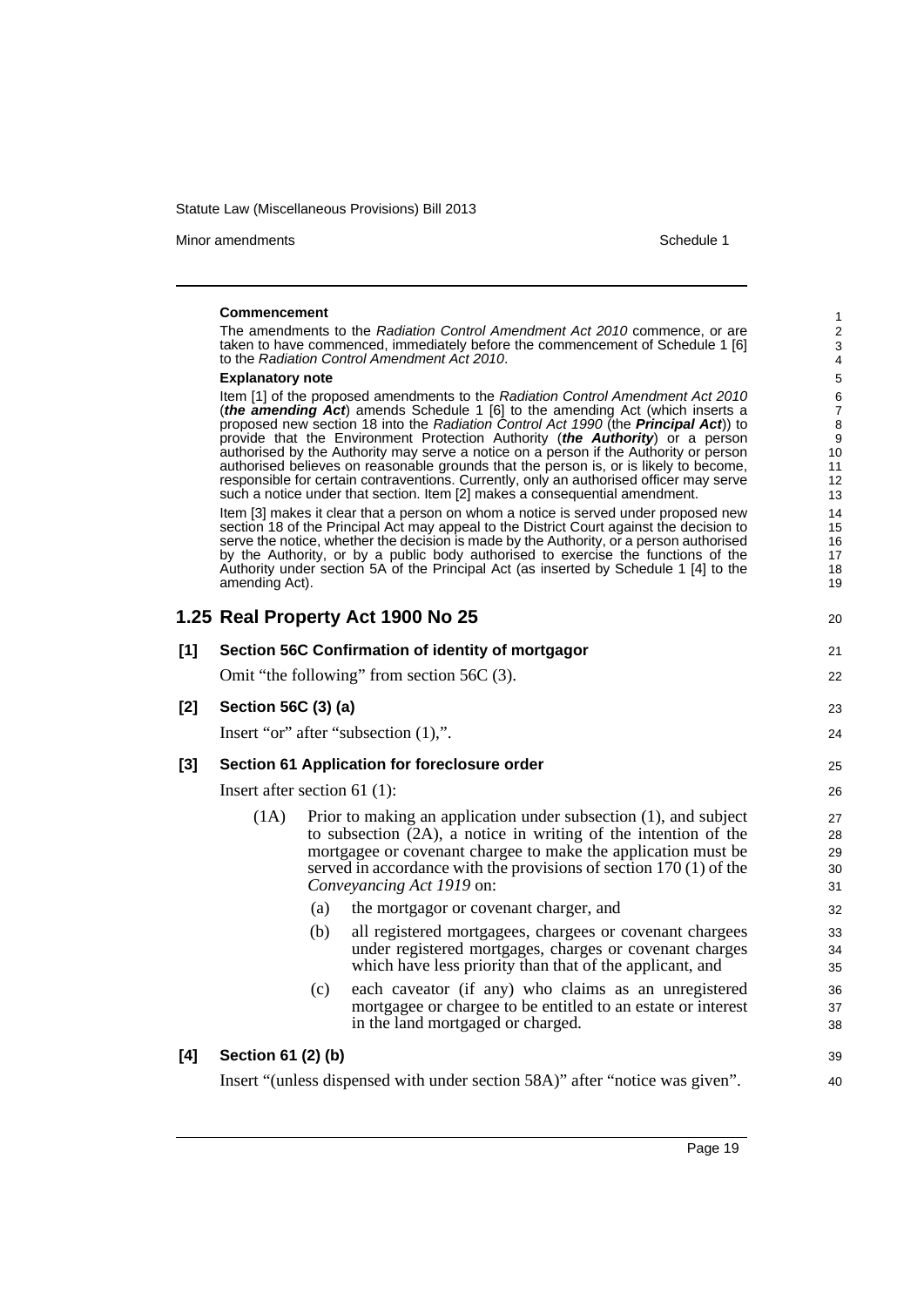**Commencement**

The amendments to the *Radiation Control Amendment Act 2010* commence, or are taken to have commenced, immediately before the commencement of Schedule 1 [6] to the *Radiation Control Amendment Act 2010*.

**Explanatory note**

Item [1] of the proposed amendments to the *Radiation Control Amendment Act 2010* (***the amending Act***) amends Schedule 1 [6] to the amending Act (which inserts a proposed new section 18 into the *Radiation Control Act 1990* (the ***Principal Act***)) to provide that the Environment Protection Authority (***the Authority***) or a person authorised by the Authority may serve a notice on a person if the Authority or person authorised believes on reasonable grounds that the person is, or is likely to become, responsible for certain contraventions. Currently, only an authorised officer may serve such a notice under that section. Item [2] makes a consequential amendment.

Item [3] makes it clear that a person on whom a notice is served under proposed new section 18 of the Principal Act may appeal to the District Court against the decision to serve the notice, whether the decision is made by the Authority, or a person authorised by the Authority, or by a public body authorised to exercise the functions of the Authority under section 5A of the Principal Act (as inserted by Schedule 1 [4] to the amending Act).

## 1.25 Real Property Act 1900 No 25

**[1] Section 56C Confirmation of identity of mortgagor**

Omit "the following" from section 56C (3).

**[2] Section 56C (3) (a)**

Insert "or" after "subsection (1),".

**[3] Section 61 Application for foreclosure order**

Insert after section 61 (1):

(1A) Prior to making an application under subsection (1), and subject to subsection (2A), a notice in writing of the intention of the mortgagee or covenant chargee to make the application must be served in accordance with the provisions of section 170 (1) of the *Conveyancing Act 1919* on:

(a) the mortgagor or covenant charger, and

(b) all registered mortgagees, chargees or covenant chargees under registered mortgages, charges or covenant charges which have less priority than that of the applicant, and

(c) each caveator (if any) who claims as an unregistered mortgagee or chargee to be entitled to an estate or interest in the land mortgaged or charged.

**[4] Section 61 (2) (b)**

Insert "(unless dispensed with under section 58A)" after "notice was given".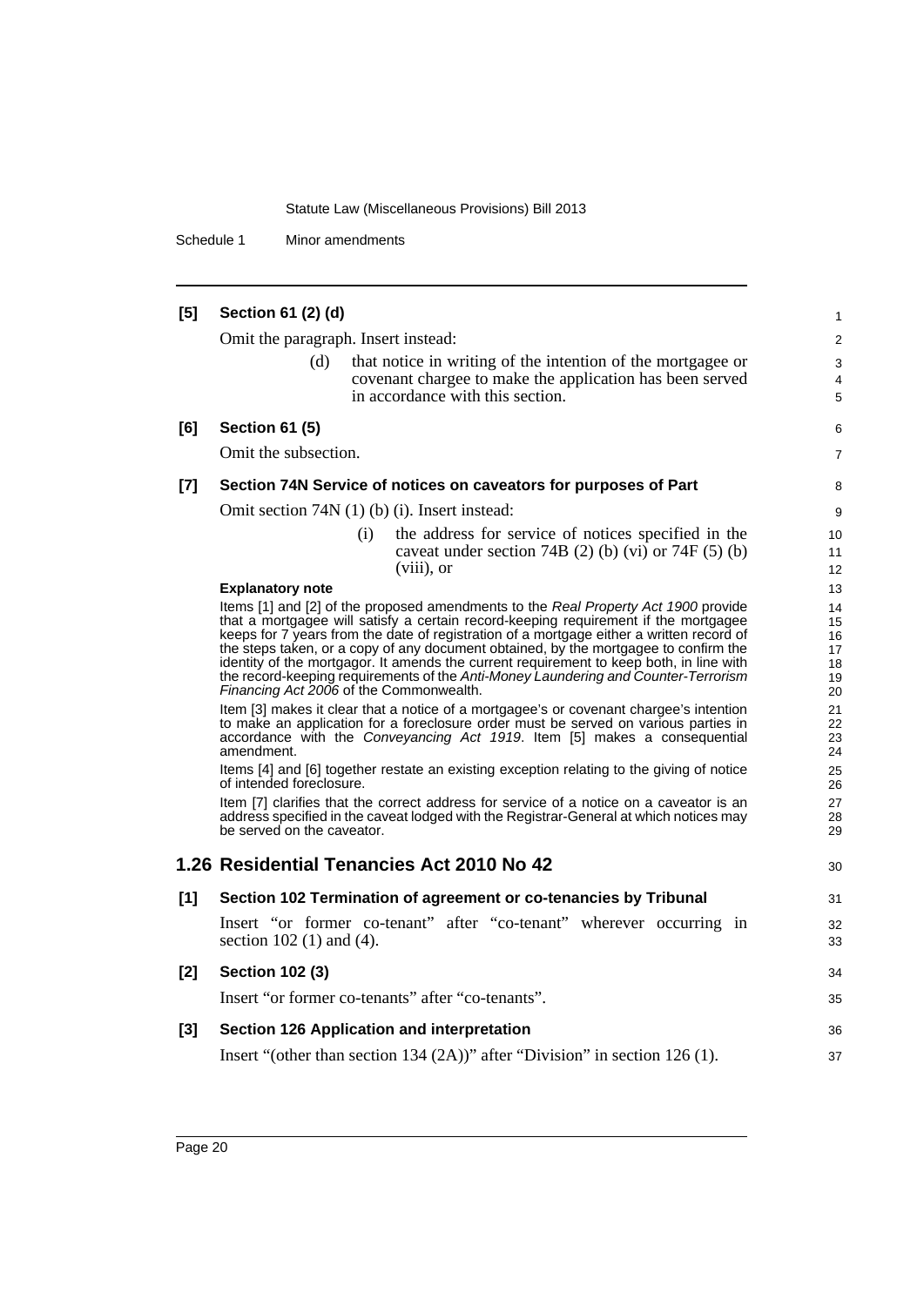**[5] Section 61 (2) (d)**

Omit the paragraph. Insert instead:

> (d) that notice in writing of the intention of the mortgagee or covenant chargee to make the application has been served in accordance with this section.

**[6] Section 61 (5)**

Omit the subsection.

**[7] Section 74N Service of notices on caveators for purposes of Part**

Omit section 74N (1) (b) (i). Insert instead:

> (i) the address for service of notices specified in the caveat under section 74B (2) (b) (vi) or 74F (5) (b) (viii), or

**Explanatory note**

Items [1] and [2] of the proposed amendments to the *Real Property Act 1900* provide that a mortgagee will satisfy a certain record-keeping requirement if the mortgagee keeps for 7 years from the date of registration of a mortgage either a written record of the steps taken, or a copy of any document obtained, by the mortgagee to confirm the identity of the mortgagor. It amends the current requirement to keep both, in line with the record-keeping requirements of the *Anti-Money Laundering and Counter-Terrorism Financing Act 2006* of the Commonwealth.

Item [3] makes it clear that a notice of a mortgagee's or covenant chargee's intention to make an application for a foreclosure order must be served on various parties in accordance with the *Conveyancing Act 1919*. Item [5] makes a consequential amendment.

Items [4] and [6] together restate an existing exception relating to the giving of notice of intended foreclosure.

Item [7] clarifies that the correct address for service of a notice on a caveator is an address specified in the caveat lodged with the Registrar-General at which notices may be served on the caveator.

## 1.26 Residential Tenancies Act 2010 No 42

**[1] Section 102 Termination of agreement or co-tenancies by Tribunal**

Insert "or former co-tenant" after "co-tenant" wherever occurring in section 102 (1) and (4).

**[2] Section 102 (3)**

Insert "or former co-tenants" after "co-tenants".

**[3] Section 126 Application and interpretation**

Insert "(other than section 134 (2A))" after "Division" in section 126 (1).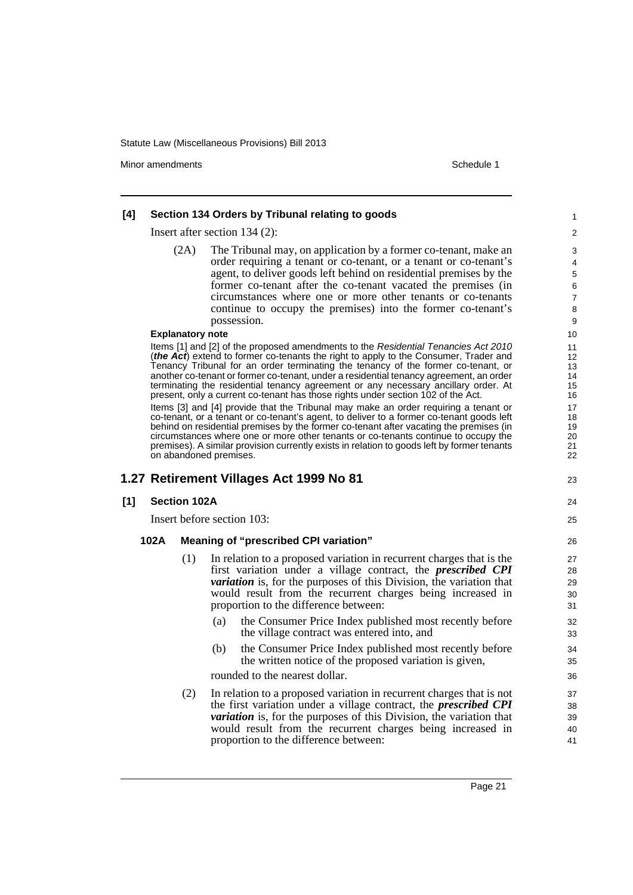**[4] Section 134 Orders by Tribunal relating to goods**

Insert after section 134 (2):

(2A) The Tribunal may, on application by a former co-tenant, make an order requiring a tenant or co-tenant, or a tenant or co-tenant's agent, to deliver goods left behind on residential premises by the former co-tenant after the co-tenant vacated the premises (in circumstances where one or more other tenants or co-tenants continue to occupy the premises) into the former co-tenant's possession.

**Explanatory note**

Items [1] and [2] of the proposed amendments to the *Residential Tenancies Act 2010* (***the Act***) extend to former co-tenants the right to apply to the Consumer, Trader and Tenancy Tribunal for an order terminating the tenancy of the former co-tenant, or another co-tenant or former co-tenant, under a residential tenancy agreement, an order terminating the residential tenancy agreement or any necessary ancillary order. At present, only a current co-tenant has those rights under section 102 of the Act.

Items [3] and [4] provide that the Tribunal may make an order requiring a tenant or co-tenant, or a tenant or co-tenant's agent, to deliver to a former co-tenant goods left behind on residential premises by the former co-tenant after vacating the premises (in circumstances where one or more other tenants or co-tenants continue to occupy the premises). A similar provision currently exists in relation to goods left by former tenants on abandoned premises.

## 1.27 Retirement Villages Act 1999 No 81

**[1] Section 102A**

Insert before section 103:

**102A Meaning of "prescribed CPI variation"**

(1) In relation to a proposed variation in recurrent charges that is the first variation under a village contract, the ***prescribed CPI variation*** is, for the purposes of this Division, the variation that would result from the recurrent charges being increased in proportion to the difference between:

(a) the Consumer Price Index published most recently before the village contract was entered into, and

(b) the Consumer Price Index published most recently before the written notice of the proposed variation is given,

rounded to the nearest dollar.

(2) In relation to a proposed variation in recurrent charges that is not the first variation under a village contract, the ***prescribed CPI variation*** is, for the purposes of this Division, the variation that would result from the recurrent charges being increased in proportion to the difference between: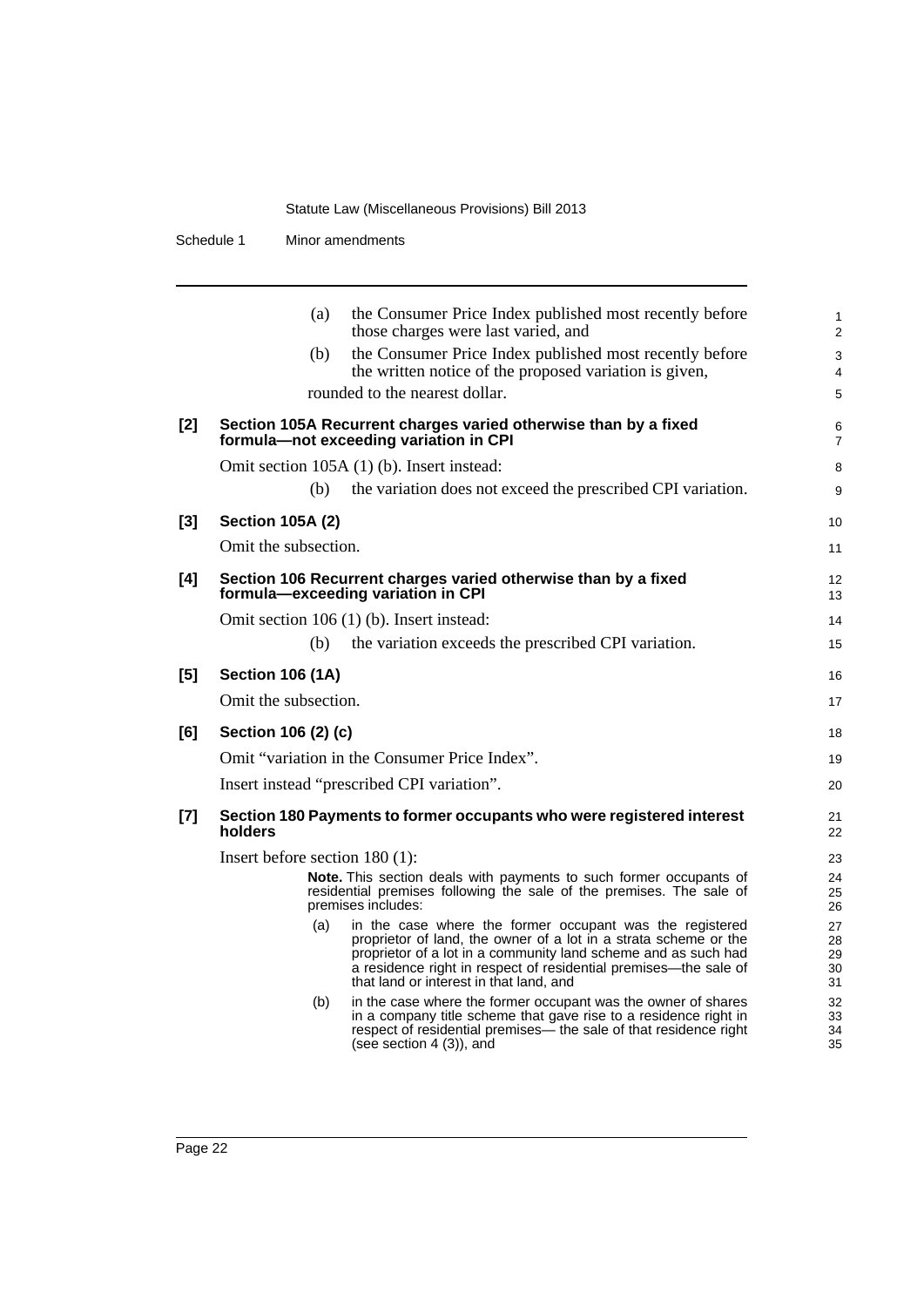(a) the Consumer Price Index published most recently before those charges were last varied, and

(b) the Consumer Price Index published most recently before the written notice of the proposed variation is given,

rounded to the nearest dollar.

**[2] Section 105A Recurrent charges varied otherwise than by a fixed formula—not exceeding variation in CPI**

Omit section 105A (1) (b). Insert instead:

(b) the variation does not exceed the prescribed CPI variation.

**[3] Section 105A (2)**

Omit the subsection.

**[4] Section 106 Recurrent charges varied otherwise than by a fixed formula—exceeding variation in CPI**

Omit section 106 (1) (b). Insert instead:

(b) the variation exceeds the prescribed CPI variation.

**[5] Section 106 (1A)**

Omit the subsection.

**[6] Section 106 (2) (c)**

Omit "variation in the Consumer Price Index".

Insert instead "prescribed CPI variation".

**[7] Section 180 Payments to former occupants who were registered interest holders**

Insert before section 180 (1):

**Note.** This section deals with payments to such former occupants of residential premises following the sale of the premises. The sale of premises includes:

(a) in the case where the former occupant was the registered proprietor of land, the owner of a lot in a strata scheme or the proprietor of a lot in a community land scheme and as such had a residence right in respect of residential premises—the sale of that land or interest in that land, and

(b) in the case where the former occupant was the owner of shares in a company title scheme that gave rise to a residence right in respect of residential premises— the sale of that residence right (see section 4 (3)), and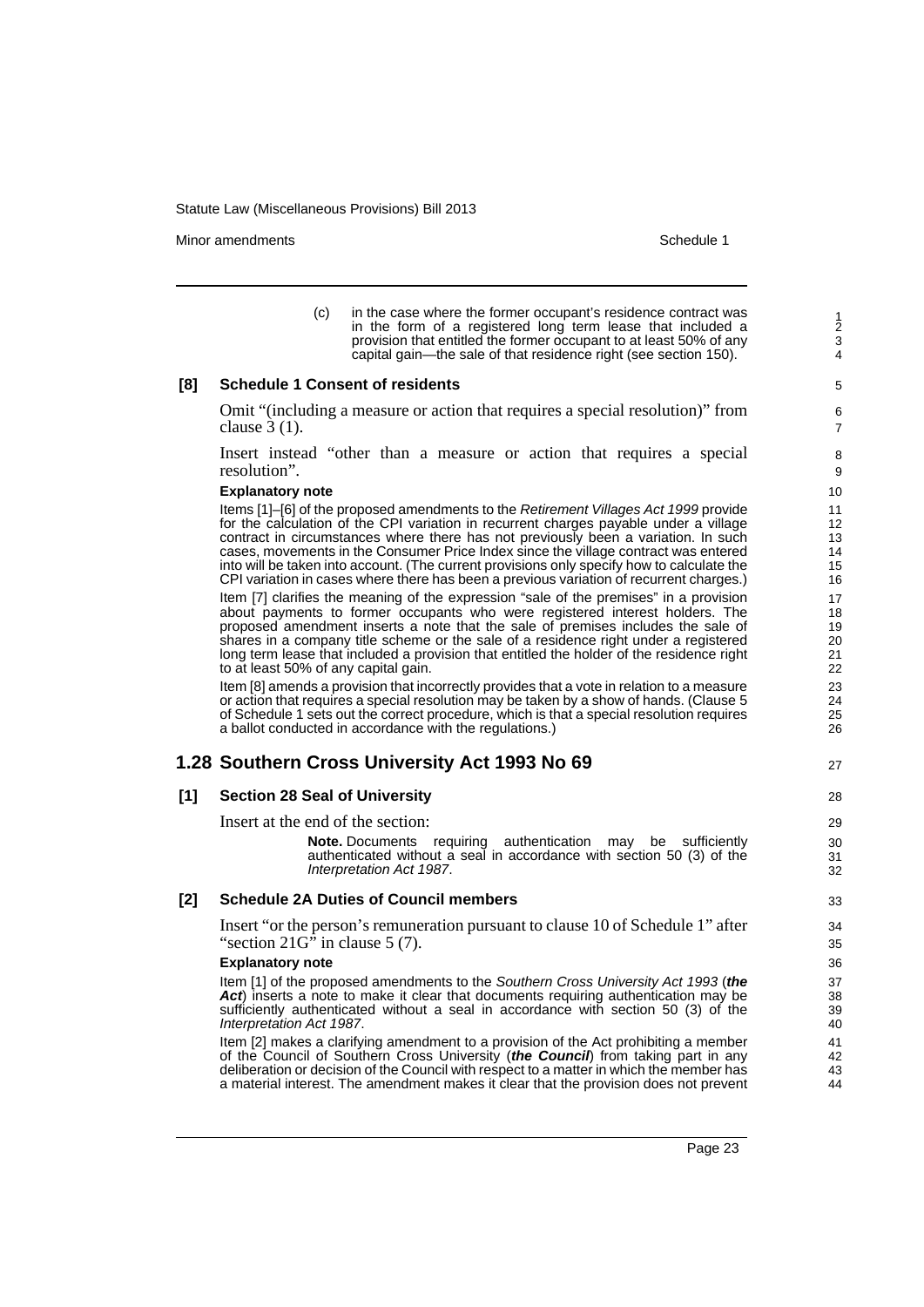(c) in the case where the former occupant's residence contract was in the form of a registered long term lease that included a provision that entitled the former occupant to at least 50% of any capital gain—the sale of that residence right (see section 150).

**[8] Schedule 1 Consent of residents**

Omit "(including a measure or action that requires a special resolution)" from clause 3 (1).

Insert instead "other than a measure or action that requires a special resolution".

**Explanatory note**

Items [1]–[6] of the proposed amendments to the *Retirement Villages Act 1999* provide for the calculation of the CPI variation in recurrent charges payable under a village contract in circumstances where there has not previously been a variation. In such cases, movements in the Consumer Price Index since the village contract was entered into will be taken into account. (The current provisions only specify how to calculate the CPI variation in cases where there has been a previous variation of recurrent charges.)

Item [7] clarifies the meaning of the expression "sale of the premises" in a provision about payments to former occupants who were registered interest holders. The proposed amendment inserts a note that the sale of premises includes the sale of shares in a company title scheme or the sale of a residence right under a registered long term lease that included a provision that entitled the holder of the residence right to at least 50% of any capital gain.

Item [8] amends a provision that incorrectly provides that a vote in relation to a measure or action that requires a special resolution may be taken by a show of hands. (Clause 5 of Schedule 1 sets out the correct procedure, which is that a special resolution requires a ballot conducted in accordance with the regulations.)

## 1.28 Southern Cross University Act 1993 No 69

**[1] Section 28 Seal of University**

Insert at the end of the section:

> **Note.** Documents requiring authentication may be sufficiently authenticated without a seal in accordance with section 50 (3) of the *Interpretation Act 1987*.

**[2] Schedule 2A Duties of Council members**

Insert "or the person's remuneration pursuant to clause 10 of Schedule 1" after "section 21G" in clause 5 (7).

**Explanatory note**

Item [1] of the proposed amendments to the *Southern Cross University Act 1993* (***the Act***) inserts a note to make it clear that documents requiring authentication may be sufficiently authenticated without a seal in accordance with section 50 (3) of the *Interpretation Act 1987*.

Item [2] makes a clarifying amendment to a provision of the Act prohibiting a member of the Council of Southern Cross University (***the Council***) from taking part in any deliberation or decision of the Council with respect to a matter in which the member has a material interest. The amendment makes it clear that the provision does not prevent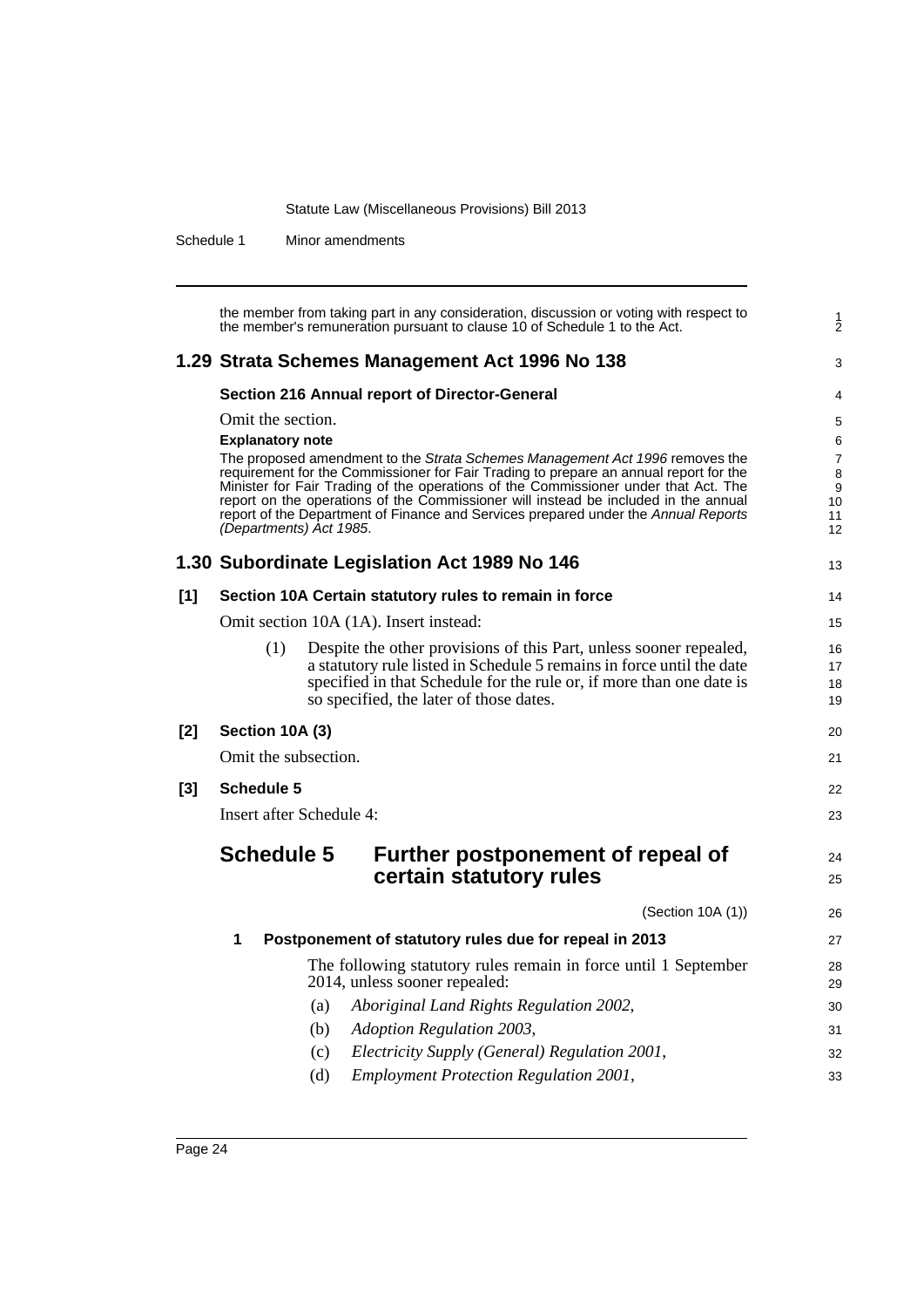the member from taking part in any consideration, discussion or voting with respect to the member's remuneration pursuant to clause 10 of Schedule 1 to the Act.

## 1.29 Strata Schemes Management Act 1996 No 138

### Section 216 Annual report of Director-General

Omit the section.

**Explanatory note**

The proposed amendment to the *Strata Schemes Management Act 1996* removes the requirement for the Commissioner for Fair Trading to prepare an annual report for the Minister for Fair Trading of the operations of the Commissioner under that Act. The report on the operations of the Commissioner will instead be included in the annual report of the Department of Finance and Services prepared under the *Annual Reports (Departments) Act 1985*.

## 1.30 Subordinate Legislation Act 1989 No 146

### [1] Section 10A Certain statutory rules to remain in force

Omit section 10A (1A). Insert instead:

(1) Despite the other provisions of this Part, unless sooner repealed, a statutory rule listed in Schedule 5 remains in force until the date specified in that Schedule for the rule or, if more than one date is so specified, the later of those dates.

### [2] Section 10A (3)

Omit the subsection.

### [3] Schedule 5

Insert after Schedule 4:

## Schedule 5 Further postponement of repeal of certain statutory rules

(Section 10A (1))

### 1 Postponement of statutory rules due for repeal in 2013

The following statutory rules remain in force until 1 September 2014, unless sooner repealed:

(a) *Aboriginal Land Rights Regulation 2002*,

(b) *Adoption Regulation 2003*,

(c) *Electricity Supply (General) Regulation 2001*,

(d) *Employment Protection Regulation 2001*,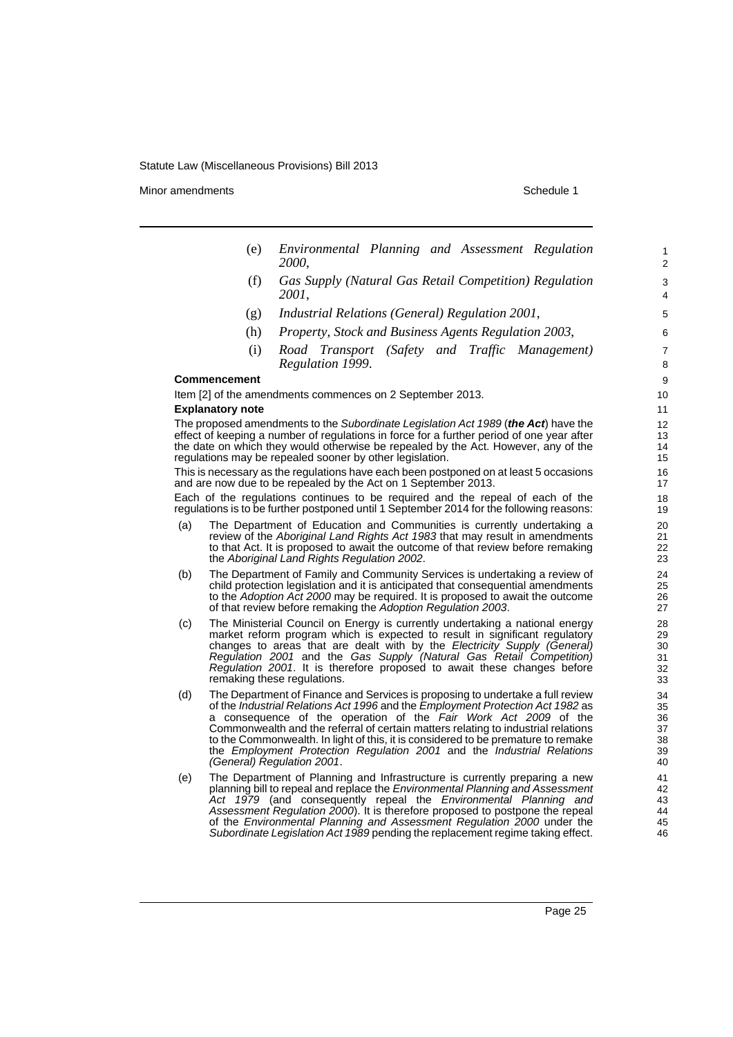(e) *Environmental Planning and Assessment Regulation 2000*,

(f) *Gas Supply (Natural Gas Retail Competition) Regulation 2001*,

(g) *Industrial Relations (General) Regulation 2001*,

(h) *Property, Stock and Business Agents Regulation 2003*,

(i) *Road Transport (Safety and Traffic Management) Regulation 1999*.

**Commencement**

Item [2] of the amendments commences on 2 September 2013.

**Explanatory note**

The proposed amendments to the *Subordinate Legislation Act 1989* (***the Act***) have the effect of keeping a number of regulations in force for a further period of one year after the date on which they would otherwise be repealed by the Act. However, any of the regulations may be repealed sooner by other legislation.

This is necessary as the regulations have each been postponed on at least 5 occasions and are now due to be repealed by the Act on 1 September 2013.

Each of the regulations continues to be required and the repeal of each of the regulations is to be further postponed until 1 September 2014 for the following reasons:

(a) The Department of Education and Communities is currently undertaking a review of the *Aboriginal Land Rights Act 1983* that may result in amendments to that Act. It is proposed to await the outcome of that review before remaking the *Aboriginal Land Rights Regulation 2002*.

(b) The Department of Family and Community Services is undertaking a review of child protection legislation and it is anticipated that consequential amendments to the *Adoption Act 2000* may be required. It is proposed to await the outcome of that review before remaking the *Adoption Regulation 2003*.

(c) The Ministerial Council on Energy is currently undertaking a national energy market reform program which is expected to result in significant regulatory changes to areas that are dealt with by the *Electricity Supply (General) Regulation 2001* and the *Gas Supply (Natural Gas Retail Competition) Regulation 2001*. It is therefore proposed to await these changes before remaking these regulations.

(d) The Department of Finance and Services is proposing to undertake a full review of the *Industrial Relations Act 1996* and the *Employment Protection Act 1982* as a consequence of the operation of the *Fair Work Act 2009* of the Commonwealth and the referral of certain matters relating to industrial relations to the Commonwealth. In light of this, it is considered to be premature to remake the *Employment Protection Regulation 2001* and the *Industrial Relations (General) Regulation 2001*.

(e) The Department of Planning and Infrastructure is currently preparing a new planning bill to repeal and replace the *Environmental Planning and Assessment Act 1979* (and consequently repeal the *Environmental Planning and Assessment Regulation 2000*). It is therefore proposed to postpone the repeal of the *Environmental Planning and Assessment Regulation 2000* under the *Subordinate Legislation Act 1989* pending the replacement regime taking effect.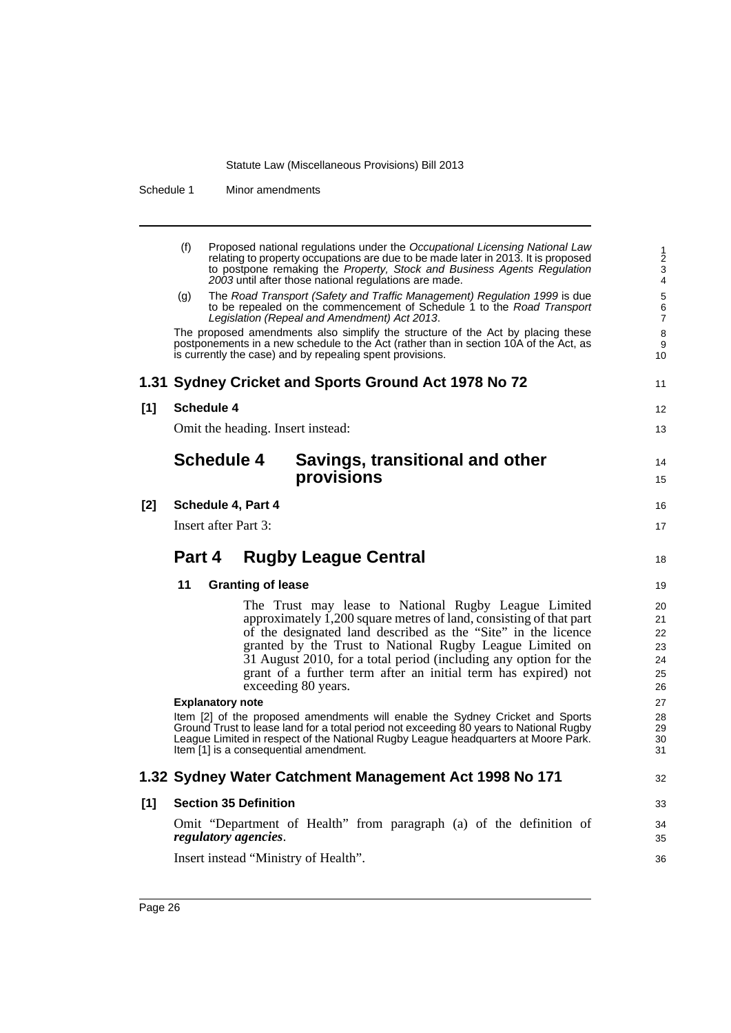(f) Proposed national regulations under the *Occupational Licensing National Law* relating to property occupations are due to be made later in 2013. It is proposed to postpone remaking the *Property, Stock and Business Agents Regulation 2003* until after those national regulations are made.

(g) The *Road Transport (Safety and Traffic Management) Regulation 1999* is due to be repealed on the commencement of Schedule 1 to the *Road Transport Legislation (Repeal and Amendment) Act 2013*.

The proposed amendments also simplify the structure of the Act by placing these postponements in a new schedule to the Act (rather than in section 10A of the Act, as is currently the case) and by repealing spent provisions.

## 1.31 Sydney Cricket and Sports Ground Act 1978 No 72

**[1] Schedule 4**

Omit the heading. Insert instead:

## Schedule 4 Savings, transitional and other provisions

**[2] Schedule 4, Part 4**

Insert after Part 3:

## Part 4 Rugby League Central

**11 Granting of lease**

The Trust may lease to National Rugby League Limited approximately 1,200 square metres of land, consisting of that part of the designated land described as the "Site" in the licence granted by the Trust to National Rugby League Limited on 31 August 2010, for a total period (including any option for the grant of a further term after an initial term has expired) not exceeding 80 years.

**Explanatory note**

Item [2] of the proposed amendments will enable the Sydney Cricket and Sports Ground Trust to lease land for a total period not exceeding 80 years to National Rugby League Limited in respect of the National Rugby League headquarters at Moore Park. Item [1] is a consequential amendment.

## 1.32 Sydney Water Catchment Management Act 1998 No 171

**[1] Section 35 Definition**

Omit "Department of Health" from paragraph (a) of the definition of ***regulatory agencies***.

Insert instead "Ministry of Health".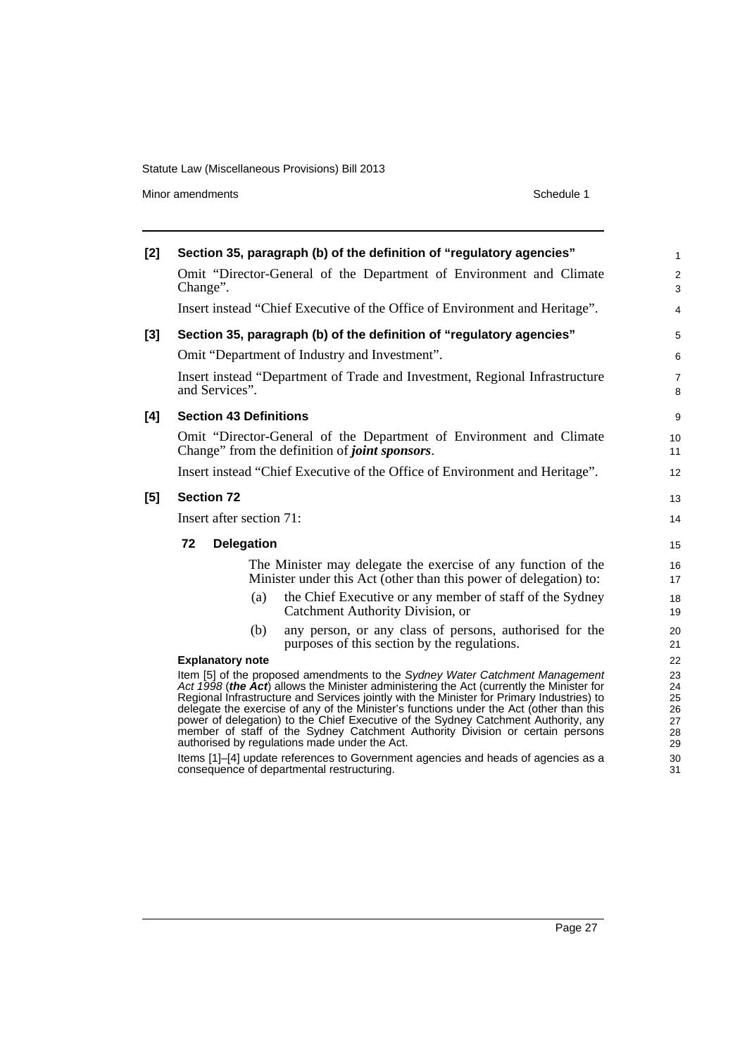**[2] Section 35, paragraph (b) of the definition of "regulatory agencies"**

Omit "Director-General of the Department of Environment and Climate Change".

Insert instead "Chief Executive of the Office of Environment and Heritage".

**[3] Section 35, paragraph (b) of the definition of "regulatory agencies"**

Omit "Department of Industry and Investment".

Insert instead "Department of Trade and Investment, Regional Infrastructure and Services".

**[4] Section 43 Definitions**

Omit "Director-General of the Department of Environment and Climate Change" from the definition of ***joint sponsors***.

Insert instead "Chief Executive of the Office of Environment and Heritage".

**[5] Section 72**

Insert after section 71:

**72 Delegation**

The Minister may delegate the exercise of any function of the Minister under this Act (other than this power of delegation) to:

(a) the Chief Executive or any member of staff of the Sydney Catchment Authority Division, or

(b) any person, or any class of persons, authorised for the purposes of this section by the regulations.

**Explanatory note**

Item [5] of the proposed amendments to the *Sydney Water Catchment Management Act 1998* (***the Act***) allows the Minister administering the Act (currently the Minister for Regional Infrastructure and Services jointly with the Minister for Primary Industries) to delegate the exercise of any of the Minister's functions under the Act (other than this power of delegation) to the Chief Executive of the Sydney Catchment Authority, any member of staff of the Sydney Catchment Authority Division or certain persons authorised by regulations made under the Act.

Items [1]–[4] update references to Government agencies and heads of agencies as a consequence of departmental restructuring.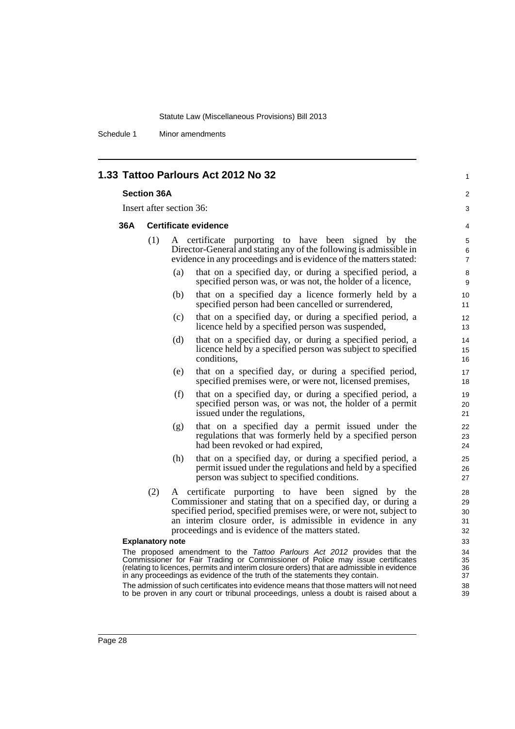## 1.33 Tattoo Parlours Act 2012 No 32

### Section 36A

Insert after section 36:

### 36A Certificate evidence

(1) A certificate purporting to have been signed by the Director-General and stating any of the following is admissible in evidence in any proceedings and is evidence of the matters stated:

(a) that on a specified day, or during a specified period, a specified person was, or was not, the holder of a licence,

(b) that on a specified day a licence formerly held by a specified person had been cancelled or surrendered,

(c) that on a specified day, or during a specified period, a licence held by a specified person was suspended,

(d) that on a specified day, or during a specified period, a licence held by a specified person was subject to specified conditions,

(e) that on a specified day, or during a specified period, specified premises were, or were not, licensed premises,

(f) that on a specified day, or during a specified period, a specified person was, or was not, the holder of a permit issued under the regulations,

(g) that on a specified day a permit issued under the regulations that was formerly held by a specified person had been revoked or had expired,

(h) that on a specified day, or during a specified period, a permit issued under the regulations and held by a specified person was subject to specified conditions.

(2) A certificate purporting to have been signed by the Commissioner and stating that on a specified day, or during a specified period, specified premises were, or were not, subject to an interim closure order, is admissible in evidence in any proceedings and is evidence of the matters stated.

**Explanatory note**

The proposed amendment to the *Tattoo Parlours Act 2012* provides that the Commissioner for Fair Trading or Commissioner of Police may issue certificates (relating to licences, permits and interim closure orders) that are admissible in evidence in any proceedings as evidence of the truth of the statements they contain.

The admission of such certificates into evidence means that those matters will not need to be proven in any court or tribunal proceedings, unless a doubt is raised about a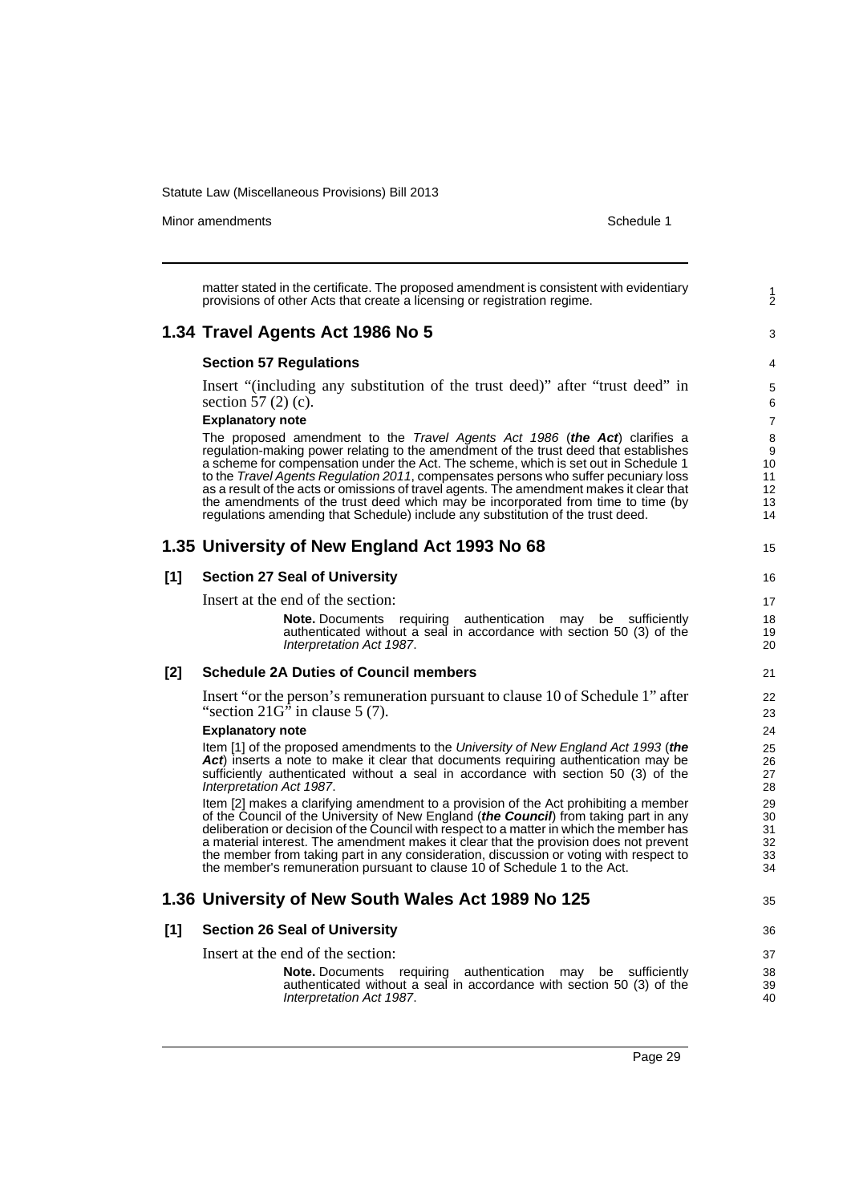matter stated in the certificate. The proposed amendment is consistent with evidentiary provisions of other Acts that create a licensing or registration regime.

## 1.34 Travel Agents Act 1986 No 5

### Section 57 Regulations

Insert "(including any substitution of the trust deed)" after "trust deed" in section 57 (2) (c).

**Explanatory note**

The proposed amendment to the *Travel Agents Act 1986* (***the Act***) clarifies a regulation-making power relating to the amendment of the trust deed that establishes a scheme for compensation under the Act. The scheme, which is set out in Schedule 1 to the *Travel Agents Regulation 2011*, compensates persons who suffer pecuniary loss as a result of the acts or omissions of travel agents. The amendment makes it clear that the amendments of the trust deed which may be incorporated from time to time (by regulations amending that Schedule) include any substitution of the trust deed.

## 1.35 University of New England Act 1993 No 68

### [1] Section 27 Seal of University

Insert at the end of the section:

> **Note.** Documents requiring authentication may be sufficiently authenticated without a seal in accordance with section 50 (3) of the *Interpretation Act 1987*.

### [2] Schedule 2A Duties of Council members

Insert "or the person's remuneration pursuant to clause 10 of Schedule 1" after "section 21G" in clause 5 (7).

**Explanatory note**

Item [1] of the proposed amendments to the *University of New England Act 1993* (***the Act***) inserts a note to make it clear that documents requiring authentication may be sufficiently authenticated without a seal in accordance with section 50 (3) of the *Interpretation Act 1987*.

Item [2] makes a clarifying amendment to a provision of the Act prohibiting a member of the Council of the University of New England (***the Council***) from taking part in any deliberation or decision of the Council with respect to a matter in which the member has a material interest. The amendment makes it clear that the provision does not prevent the member from taking part in any consideration, discussion or voting with respect to the member's remuneration pursuant to clause 10 of Schedule 1 to the Act.

## 1.36 University of New South Wales Act 1989 No 125

### [1] Section 26 Seal of University

Insert at the end of the section:

> **Note.** Documents requiring authentication may be sufficiently authenticated without a seal in accordance with section 50 (3) of the *Interpretation Act 1987*.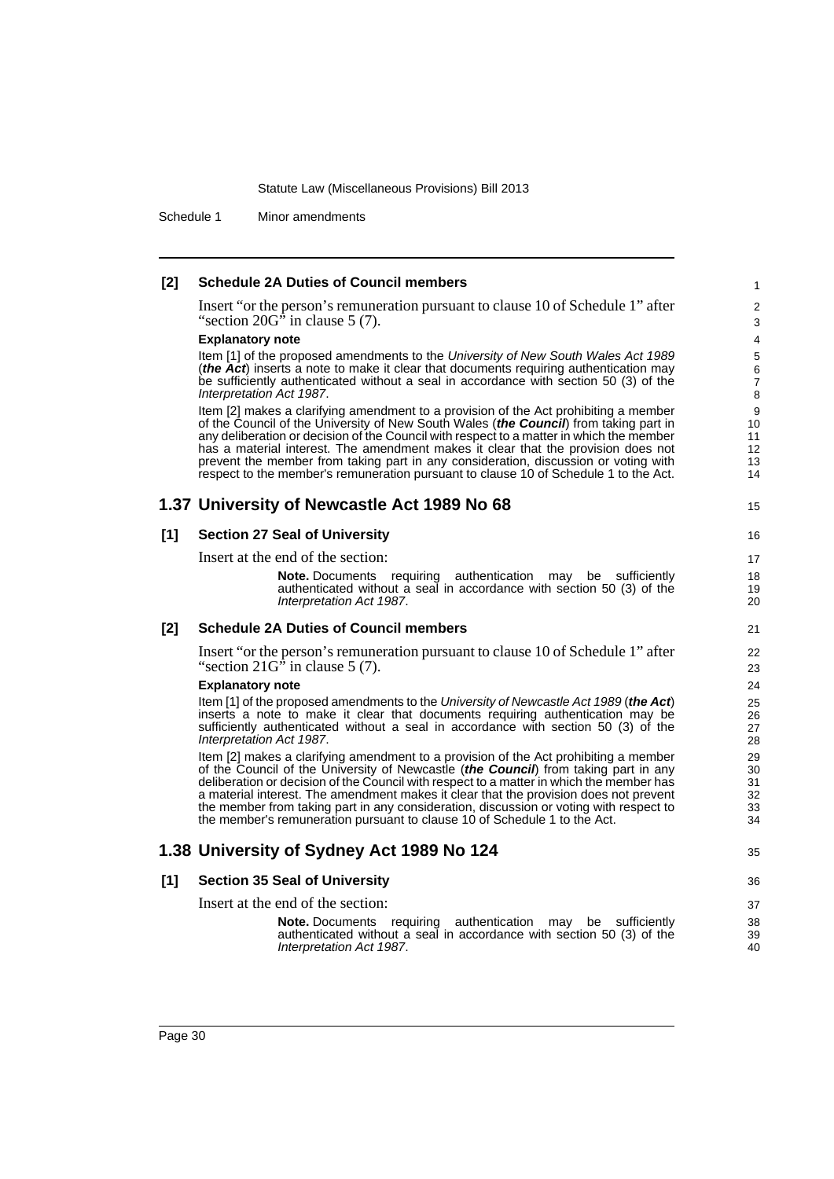**[2] Schedule 2A Duties of Council members**

Insert "or the person's remuneration pursuant to clause 10 of Schedule 1" after "section 20G" in clause 5 (7).

**Explanatory note**

Item [1] of the proposed amendments to the *University of New South Wales Act 1989* (***the Act***) inserts a note to make it clear that documents requiring authentication may be sufficiently authenticated without a seal in accordance with section 50 (3) of the *Interpretation Act 1987*.

Item [2] makes a clarifying amendment to a provision of the Act prohibiting a member of the Council of the University of New South Wales (***the Council***) from taking part in any deliberation or decision of the Council with respect to a matter in which the member has a material interest. The amendment makes it clear that the provision does not prevent the member from taking part in any consideration, discussion or voting with respect to the member's remuneration pursuant to clause 10 of Schedule 1 to the Act.

## 1.37 University of Newcastle Act 1989 No 68

**[1] Section 27 Seal of University**

Insert at the end of the section:

> **Note.** Documents requiring authentication may be sufficiently authenticated without a seal in accordance with section 50 (3) of the *Interpretation Act 1987*.

**[2] Schedule 2A Duties of Council members**

Insert "or the person's remuneration pursuant to clause 10 of Schedule 1" after "section 21G" in clause 5 (7).

**Explanatory note**

Item [1] of the proposed amendments to the *University of Newcastle Act 1989* (***the Act***) inserts a note to make it clear that documents requiring authentication may be sufficiently authenticated without a seal in accordance with section 50 (3) of the *Interpretation Act 1987*.

Item [2] makes a clarifying amendment to a provision of the Act prohibiting a member of the Council of the University of Newcastle (***the Council***) from taking part in any deliberation or decision of the Council with respect to a matter in which the member has a material interest. The amendment makes it clear that the provision does not prevent the member from taking part in any consideration, discussion or voting with respect to the member's remuneration pursuant to clause 10 of Schedule 1 to the Act.

## 1.38 University of Sydney Act 1989 No 124

**[1] Section 35 Seal of University**

Insert at the end of the section:

> **Note.** Documents requiring authentication may be sufficiently authenticated without a seal in accordance with section 50 (3) of the *Interpretation Act 1987*.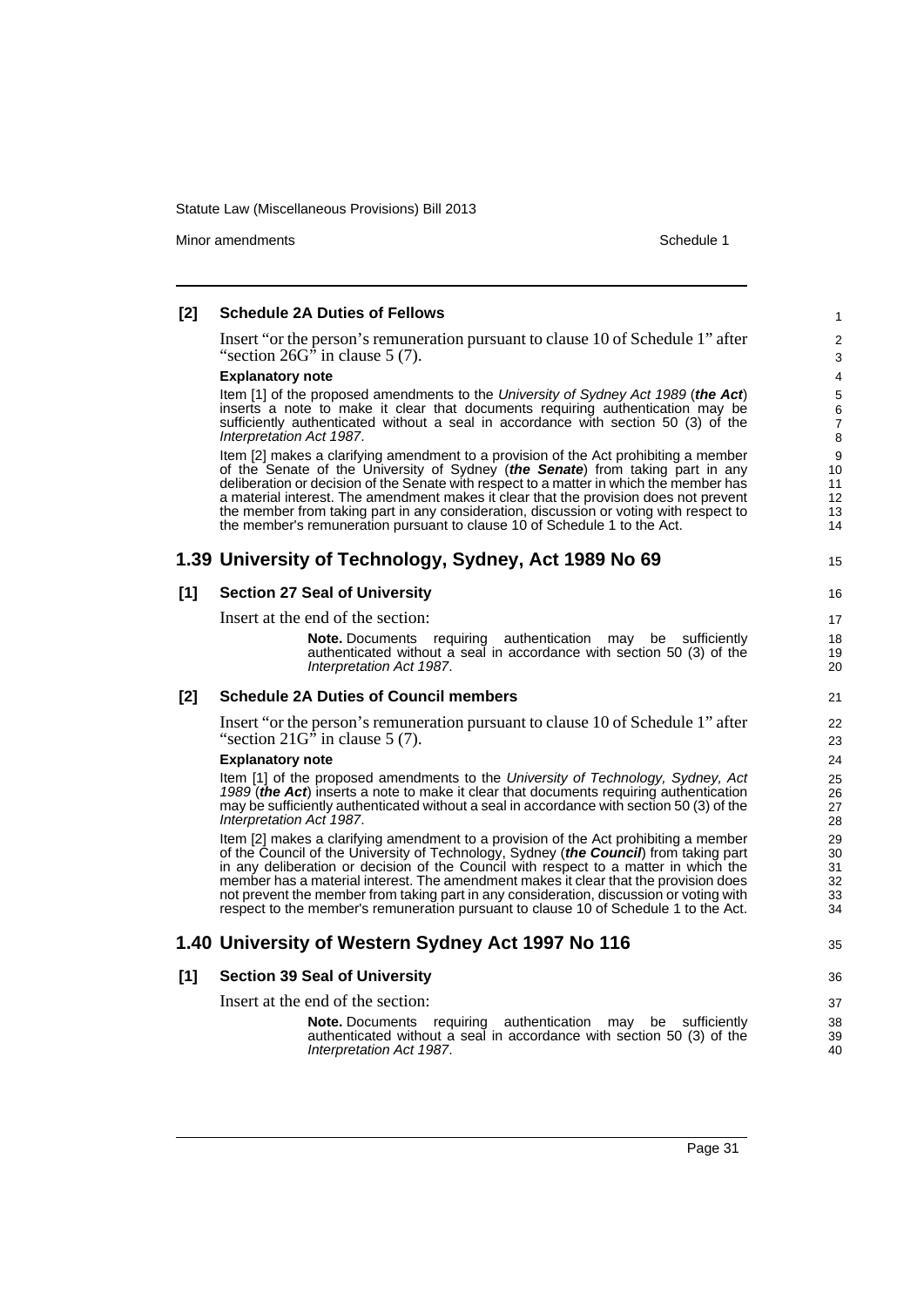**[2] Schedule 2A Duties of Fellows**

Insert "or the person's remuneration pursuant to clause 10 of Schedule 1" after "section 26G" in clause 5 (7).

**Explanatory note**

Item [1] of the proposed amendments to the *University of Sydney Act 1989* (***the Act***) inserts a note to make it clear that documents requiring authentication may be sufficiently authenticated without a seal in accordance with section 50 (3) of the *Interpretation Act 1987*.

Item [2] makes a clarifying amendment to a provision of the Act prohibiting a member of the Senate of the University of Sydney (***the Senate***) from taking part in any deliberation or decision of the Senate with respect to a matter in which the member has a material interest. The amendment makes it clear that the provision does not prevent the member from taking part in any consideration, discussion or voting with respect to the member's remuneration pursuant to clause 10 of Schedule 1 to the Act.

## 1.39 University of Technology, Sydney, Act 1989 No 69

**[1] Section 27 Seal of University**

Insert at the end of the section:

> **Note.** Documents requiring authentication may be sufficiently authenticated without a seal in accordance with section 50 (3) of the *Interpretation Act 1987*.

**[2] Schedule 2A Duties of Council members**

Insert "or the person's remuneration pursuant to clause 10 of Schedule 1" after "section 21G" in clause 5 (7).

**Explanatory note**

Item [1] of the proposed amendments to the *University of Technology, Sydney, Act 1989* (***the Act***) inserts a note to make it clear that documents requiring authentication may be sufficiently authenticated without a seal in accordance with section 50 (3) of the *Interpretation Act 1987*.

Item [2] makes a clarifying amendment to a provision of the Act prohibiting a member of the Council of the University of Technology, Sydney (***the Council***) from taking part in any deliberation or decision of the Council with respect to a matter in which the member has a material interest. The amendment makes it clear that the provision does not prevent the member from taking part in any consideration, discussion or voting with respect to the member's remuneration pursuant to clause 10 of Schedule 1 to the Act.

## 1.40 University of Western Sydney Act 1997 No 116

**[1] Section 39 Seal of University**

Insert at the end of the section:

> **Note.** Documents requiring authentication may be sufficiently authenticated without a seal in accordance with section 50 (3) of the *Interpretation Act 1987*.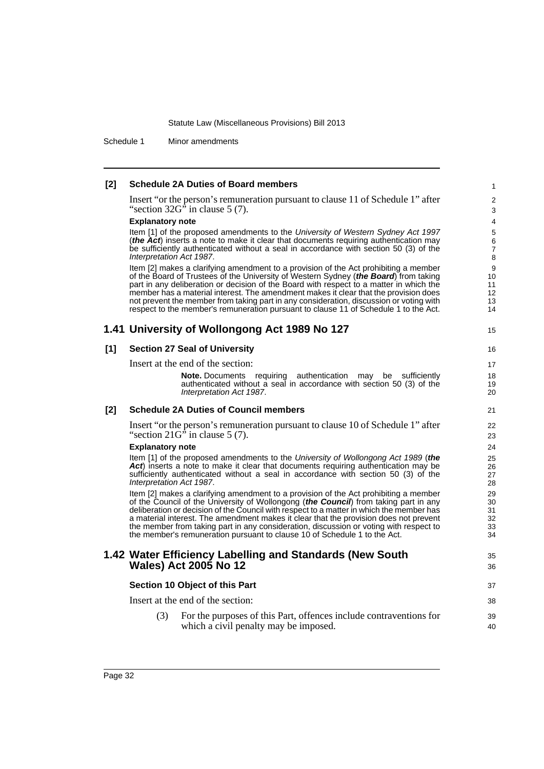**[2] Schedule 2A Duties of Board members**

Insert "or the person's remuneration pursuant to clause 11 of Schedule 1" after "section 32G" in clause 5 (7).

**Explanatory note**

Item [1] of the proposed amendments to the *University of Western Sydney Act 1997* (***the Act***) inserts a note to make it clear that documents requiring authentication may be sufficiently authenticated without a seal in accordance with section 50 (3) of the *Interpretation Act 1987*.

Item [2] makes a clarifying amendment to a provision of the Act prohibiting a member of the Board of Trustees of the University of Western Sydney (***the Board***) from taking part in any deliberation or decision of the Board with respect to a matter in which the member has a material interest. The amendment makes it clear that the provision does not prevent the member from taking part in any consideration, discussion or voting with respect to the member's remuneration pursuant to clause 11 of Schedule 1 to the Act.

## 1.41 University of Wollongong Act 1989 No 127

**[1] Section 27 Seal of University**

Insert at the end of the section:

> **Note.** Documents requiring authentication may be sufficiently authenticated without a seal in accordance with section 50 (3) of the *Interpretation Act 1987*.

**[2] Schedule 2A Duties of Council members**

Insert "or the person's remuneration pursuant to clause 10 of Schedule 1" after "section 21G" in clause 5 (7).

**Explanatory note**

Item [1] of the proposed amendments to the *University of Wollongong Act 1989* (***the Act***) inserts a note to make it clear that documents requiring authentication may be sufficiently authenticated without a seal in accordance with section 50 (3) of the *Interpretation Act 1987*.

Item [2] makes a clarifying amendment to a provision of the Act prohibiting a member of the Council of the University of Wollongong (***the Council***) from taking part in any deliberation or decision of the Council with respect to a matter in which the member has a material interest. The amendment makes it clear that the provision does not prevent the member from taking part in any consideration, discussion or voting with respect to the member's remuneration pursuant to clause 10 of Schedule 1 to the Act.

## 1.42 Water Efficiency Labelling and Standards (New South Wales) Act 2005 No 12

**Section 10 Object of this Part**

Insert at the end of the section:

> (3) For the purposes of this Part, offences include contraventions for which a civil penalty may be imposed.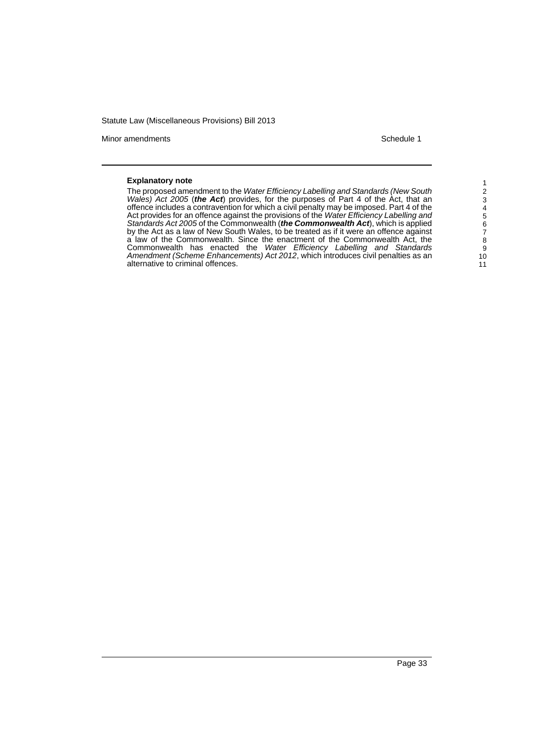**Explanatory note**

The proposed amendment to the *Water Efficiency Labelling and Standards (New South Wales) Act 2005* (***the Act***) provides, for the purposes of Part 4 of the Act, that an offence includes a contravention for which a civil penalty may be imposed. Part 4 of the Act provides for an offence against the provisions of the *Water Efficiency Labelling and Standards Act 2005* of the Commonwealth (***the Commonwealth Act***), which is applied by the Act as a law of New South Wales, to be treated as if it were an offence against a law of the Commonwealth. Since the enactment of the Commonwealth Act, the Commonwealth has enacted the *Water Efficiency Labelling and Standards Amendment (Scheme Enhancements) Act 2012*, which introduces civil penalties as an alternative to criminal offences.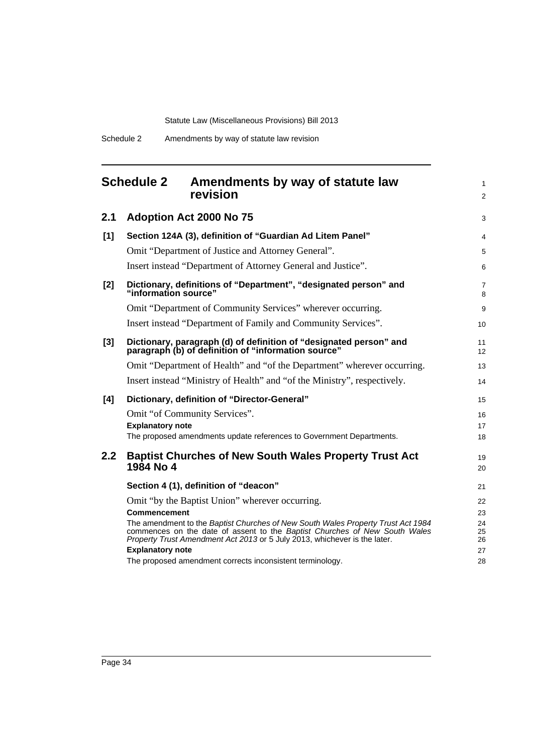# Schedule 2 Amendments by way of statute law revision

## 2.1 Adoption Act 2000 No 75

### [1] Section 124A (3), definition of "Guardian Ad Litem Panel"

Omit "Department of Justice and Attorney General".

Insert instead "Department of Attorney General and Justice".

### [2] Dictionary, definitions of "Department", "designated person" and "information source"

Omit "Department of Community Services" wherever occurring.

Insert instead "Department of Family and Community Services".

### [3] Dictionary, paragraph (d) of definition of "designated person" and paragraph (b) of definition of "information source"

Omit "Department of Health" and "of the Department" wherever occurring.

Insert instead "Ministry of Health" and "of the Ministry", respectively.

### [4] Dictionary, definition of "Director-General"

Omit "of Community Services".

**Explanatory note**

The proposed amendments update references to Government Departments.

## 2.2 Baptist Churches of New South Wales Property Trust Act 1984 No 4

### Section 4 (1), definition of "deacon"

Omit "by the Baptist Union" wherever occurring.

**Commencement**

The amendment to the *Baptist Churches of New South Wales Property Trust Act 1984* commences on the date of assent to the *Baptist Churches of New South Wales Property Trust Amendment Act 2013* or 5 July 2013, whichever is the later.

**Explanatory note**

The proposed amendment corrects inconsistent terminology.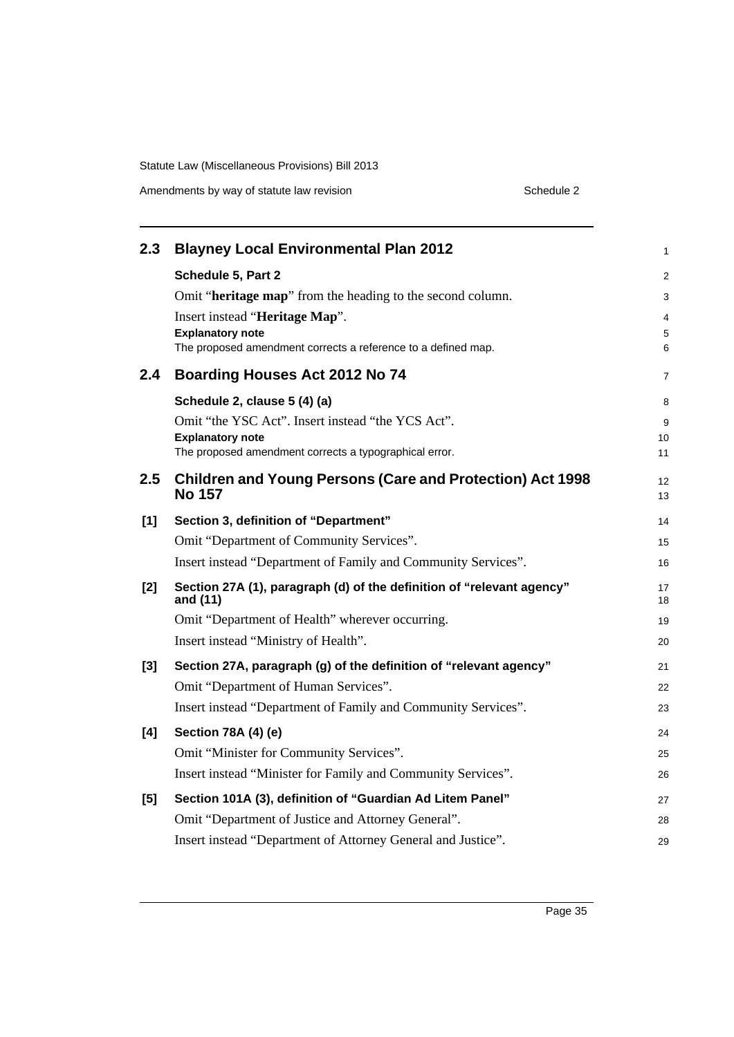## 2.3 Blayney Local Environmental Plan 2012

**Schedule 5, Part 2**

Omit "**heritage map**" from the heading to the second column.

Insert instead "**Heritage Map**".

**Explanatory note**

The proposed amendment corrects a reference to a defined map.

## 2.4 Boarding Houses Act 2012 No 74

**Schedule 2, clause 5 (4) (a)**

Omit "the YSC Act". Insert instead "the YCS Act".

**Explanatory note**

The proposed amendment corrects a typographical error.

## 2.5 Children and Young Persons (Care and Protection) Act 1998 No 157

**[1] Section 3, definition of "Department"**

Omit "Department of Community Services".

Insert instead "Department of Family and Community Services".

**[2] Section 27A (1), paragraph (d) of the definition of "relevant agency" and (11)**

Omit "Department of Health" wherever occurring.

Insert instead "Ministry of Health".

**[3] Section 27A, paragraph (g) of the definition of "relevant agency"**

Omit "Department of Human Services".

Insert instead "Department of Family and Community Services".

**[4] Section 78A (4) (e)**

Omit "Minister for Community Services".

Insert instead "Minister for Family and Community Services".

**[5] Section 101A (3), definition of "Guardian Ad Litem Panel"**

Omit "Department of Justice and Attorney General".

Insert instead "Department of Attorney General and Justice".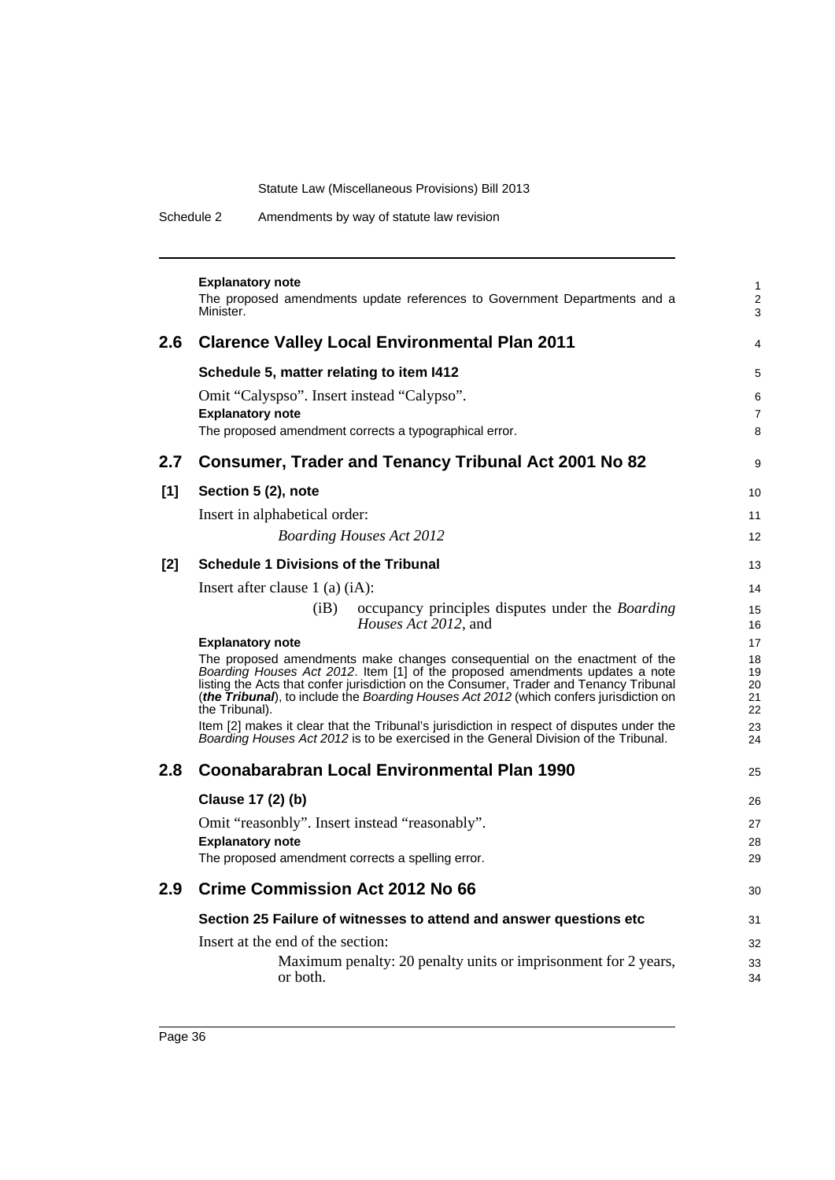**Explanatory note**

The proposed amendments update references to Government Departments and a Minister.

## 2.6 Clarence Valley Local Environmental Plan 2011

**Schedule 5, matter relating to item I412**

Omit "Calyspso". Insert instead "Calypso".

**Explanatory note**

The proposed amendment corrects a typographical error.

## 2.7 Consumer, Trader and Tenancy Tribunal Act 2001 No 82

**[1] Section 5 (2), note**

Insert in alphabetical order:

*Boarding Houses Act 2012*

**[2] Schedule 1 Divisions of the Tribunal**

Insert after clause 1 (a) (iA):

(iB) occupancy principles disputes under the *Boarding Houses Act 2012*, and

**Explanatory note**

The proposed amendments make changes consequential on the enactment of the *Boarding Houses Act 2012*. Item [1] of the proposed amendments updates a note listing the Acts that confer jurisdiction on the Consumer, Trader and Tenancy Tribunal (***the Tribunal***), to include the *Boarding Houses Act 2012* (which confers jurisdiction on the Tribunal).

Item [2] makes it clear that the Tribunal's jurisdiction in respect of disputes under the *Boarding Houses Act 2012* is to be exercised in the General Division of the Tribunal.

## 2.8 Coonabarabran Local Environmental Plan 1990

**Clause 17 (2) (b)**

Omit "reasonbly". Insert instead "reasonably".

**Explanatory note**

The proposed amendment corrects a spelling error.

## 2.9 Crime Commission Act 2012 No 66

**Section 25 Failure of witnesses to attend and answer questions etc**

Insert at the end of the section:

Maximum penalty: 20 penalty units or imprisonment for 2 years, or both.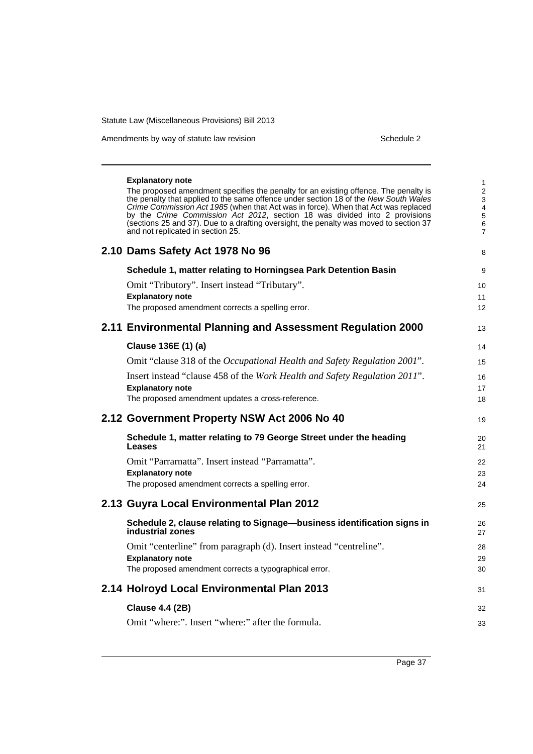**Explanatory note**

The proposed amendment specifies the penalty for an existing offence. The penalty is the penalty that applied to the same offence under section 18 of the *New South Wales Crime Commission Act 1985* (when that Act was in force). When that Act was replaced by the *Crime Commission Act 2012*, section 18 was divided into 2 provisions (sections 25 and 37). Due to a drafting oversight, the penalty was moved to section 37 and not replicated in section 25.

## 2.10 Dams Safety Act 1978 No 96

**Schedule 1, matter relating to Horningsea Park Detention Basin**

Omit "Tributory". Insert instead "Tributary".

**Explanatory note**

The proposed amendment corrects a spelling error.

## 2.11 Environmental Planning and Assessment Regulation 2000

**Clause 136E (1) (a)**

Omit "clause 318 of the *Occupational Health and Safety Regulation 2001*".

Insert instead "clause 458 of the *Work Health and Safety Regulation 2011*".

**Explanatory note**

The proposed amendment updates a cross-reference.

## 2.12 Government Property NSW Act 2006 No 40

**Schedule 1, matter relating to 79 George Street under the heading Leases**

Omit "Parrarnatta". Insert instead "Parramatta".

**Explanatory note**

The proposed amendment corrects a spelling error.

## 2.13 Guyra Local Environmental Plan 2012

**Schedule 2, clause relating to Signage—business identification signs in industrial zones**

Omit "centerline" from paragraph (d). Insert instead "centreline".

**Explanatory note**

The proposed amendment corrects a typographical error.

## 2.14 Holroyd Local Environmental Plan 2013

**Clause 4.4 (2B)**

Omit "where:". Insert "where:" after the formula.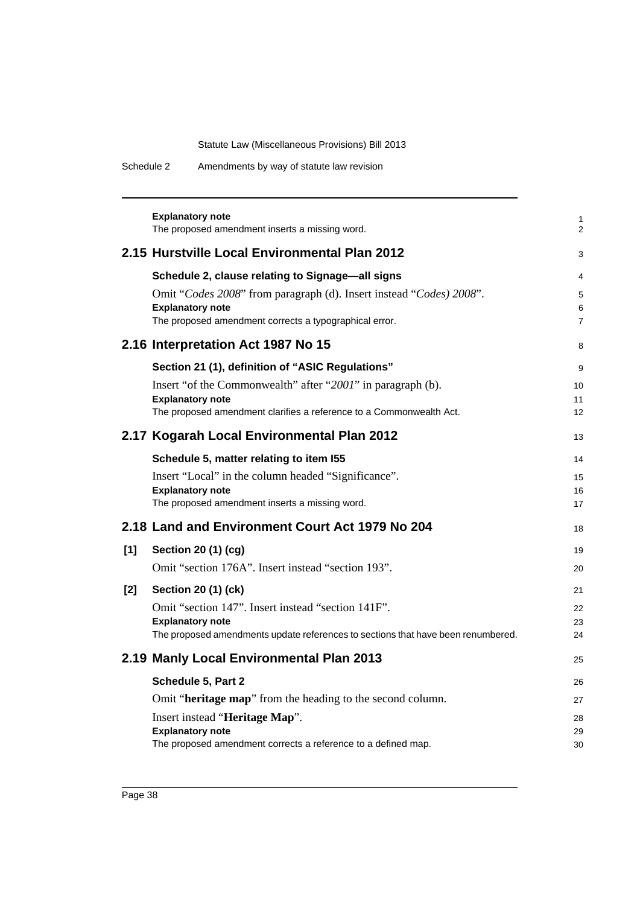**Explanatory note**

The proposed amendment inserts a missing word.

## 2.15 Hurstville Local Environmental Plan 2012

**Schedule 2, clause relating to Signage—all signs**

Omit "*Codes 2008*" from paragraph (d). Insert instead "*Codes) 2008*".

**Explanatory note**

The proposed amendment corrects a typographical error.

## 2.16 Interpretation Act 1987 No 15

**Section 21 (1), definition of "ASIC Regulations"**

Insert "of the Commonwealth" after "*2001*" in paragraph (b).

**Explanatory note**

The proposed amendment clarifies a reference to a Commonwealth Act.

## 2.17 Kogarah Local Environmental Plan 2012

**Schedule 5, matter relating to item I55**

Insert "Local" in the column headed "Significance".

**Explanatory note**

The proposed amendment inserts a missing word.

## 2.18 Land and Environment Court Act 1979 No 204

**[1] Section 20 (1) (cg)**

Omit "section 176A". Insert instead "section 193".

**[2] Section 20 (1) (ck)**

Omit "section 147". Insert instead "section 141F".

**Explanatory note**

The proposed amendments update references to sections that have been renumbered.

## 2.19 Manly Local Environmental Plan 2013

**Schedule 5, Part 2**

Omit "**heritage map**" from the heading to the second column.

Insert instead "**Heritage Map**".

**Explanatory note**

The proposed amendment corrects a reference to a defined map.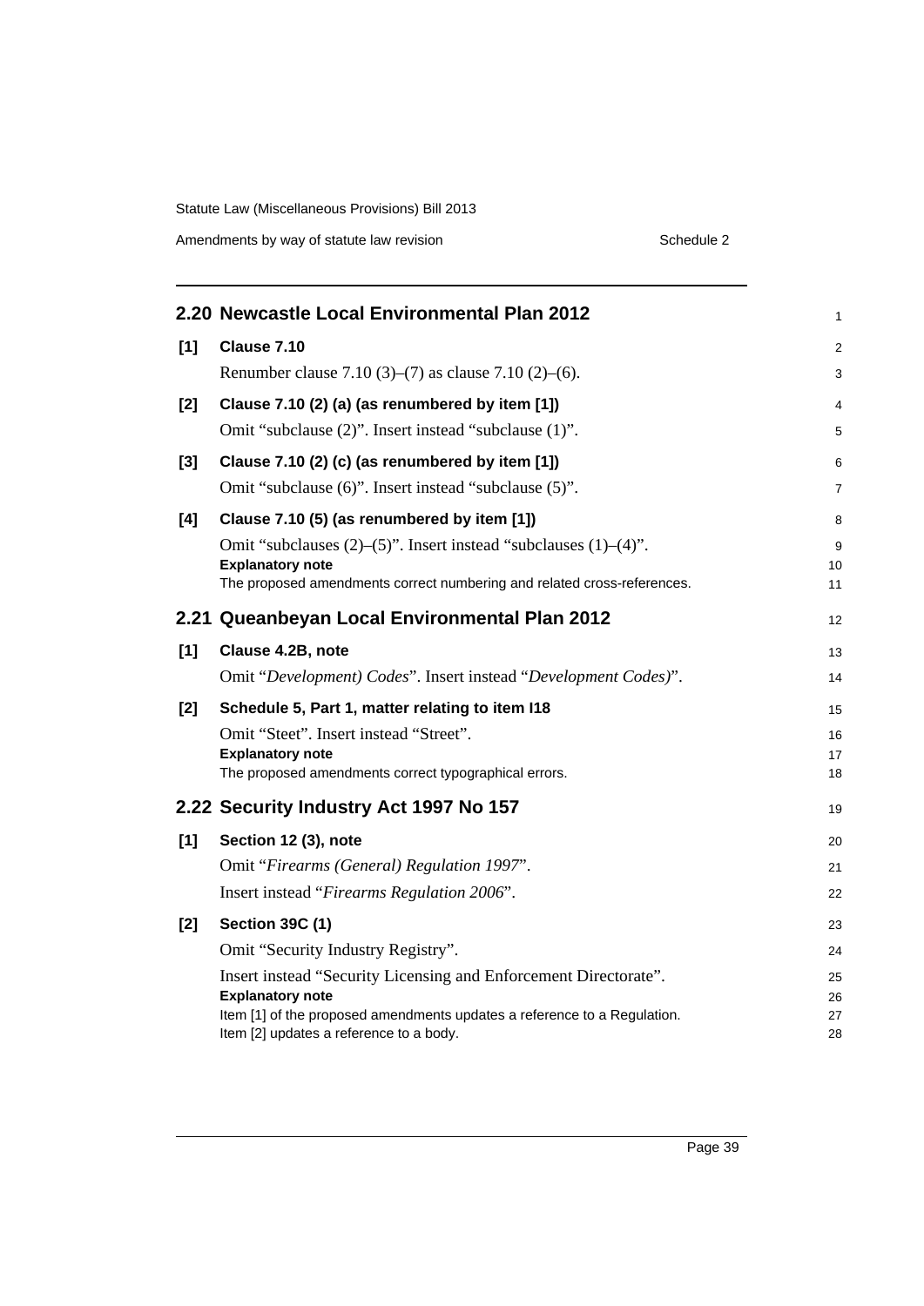## 2.20 Newcastle Local Environmental Plan 2012

**[1] Clause 7.10**

Renumber clause 7.10 (3)–(7) as clause 7.10 (2)–(6).

**[2] Clause 7.10 (2) (a) (as renumbered by item [1])**

Omit "subclause (2)". Insert instead "subclause (1)".

**[3] Clause 7.10 (2) (c) (as renumbered by item [1])**

Omit "subclause (6)". Insert instead "subclause (5)".

**[4] Clause 7.10 (5) (as renumbered by item [1])**

Omit "subclauses (2)–(5)". Insert instead "subclauses (1)–(4)".

**Explanatory note**

The proposed amendments correct numbering and related cross-references.

## 2.21 Queanbeyan Local Environmental Plan 2012

**[1] Clause 4.2B, note**

Omit "*Development) Codes*". Insert instead "*Development Codes)*".

**[2] Schedule 5, Part 1, matter relating to item I18**

Omit "Steet". Insert instead "Street".

**Explanatory note**

The proposed amendments correct typographical errors.

## 2.22 Security Industry Act 1997 No 157

**[1] Section 12 (3), note**

Omit "*Firearms (General) Regulation 1997*".

Insert instead "*Firearms Regulation 2006*".

**[2] Section 39C (1)**

Omit "Security Industry Registry".

Insert instead "Security Licensing and Enforcement Directorate".

**Explanatory note**

Item [1] of the proposed amendments updates a reference to a Regulation.
Item [2] updates a reference to a body.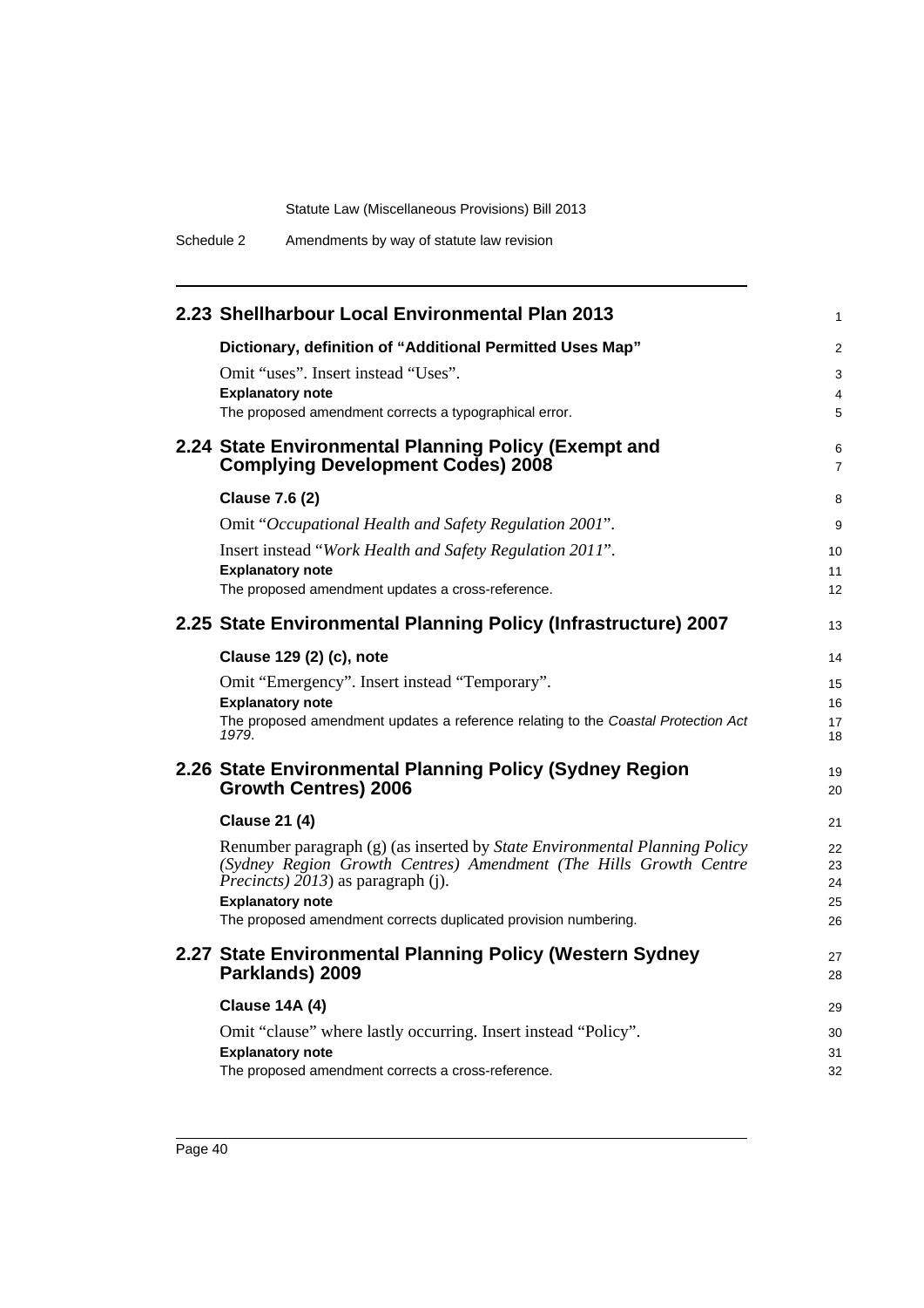## 2.23 Shellharbour Local Environmental Plan 2013

**Dictionary, definition of "Additional Permitted Uses Map"**

Omit "uses". Insert instead "Uses".

**Explanatory note**

The proposed amendment corrects a typographical error.

## 2.24 State Environmental Planning Policy (Exempt and Complying Development Codes) 2008

**Clause 7.6 (2)**

Omit "*Occupational Health and Safety Regulation 2001*".

Insert instead "*Work Health and Safety Regulation 2011*".

**Explanatory note**

The proposed amendment updates a cross-reference.

## 2.25 State Environmental Planning Policy (Infrastructure) 2007

**Clause 129 (2) (c), note**

Omit "Emergency". Insert instead "Temporary".

**Explanatory note**

The proposed amendment updates a reference relating to the *Coastal Protection Act 1979*.

## 2.26 State Environmental Planning Policy (Sydney Region Growth Centres) 2006

**Clause 21 (4)**

Renumber paragraph (g) (as inserted by *State Environmental Planning Policy (Sydney Region Growth Centres) Amendment (The Hills Growth Centre Precincts) 2013*) as paragraph (j).

**Explanatory note**

The proposed amendment corrects duplicated provision numbering.

## 2.27 State Environmental Planning Policy (Western Sydney Parklands) 2009

**Clause 14A (4)**

Omit "clause" where lastly occurring. Insert instead "Policy".

**Explanatory note**

The proposed amendment corrects a cross-reference.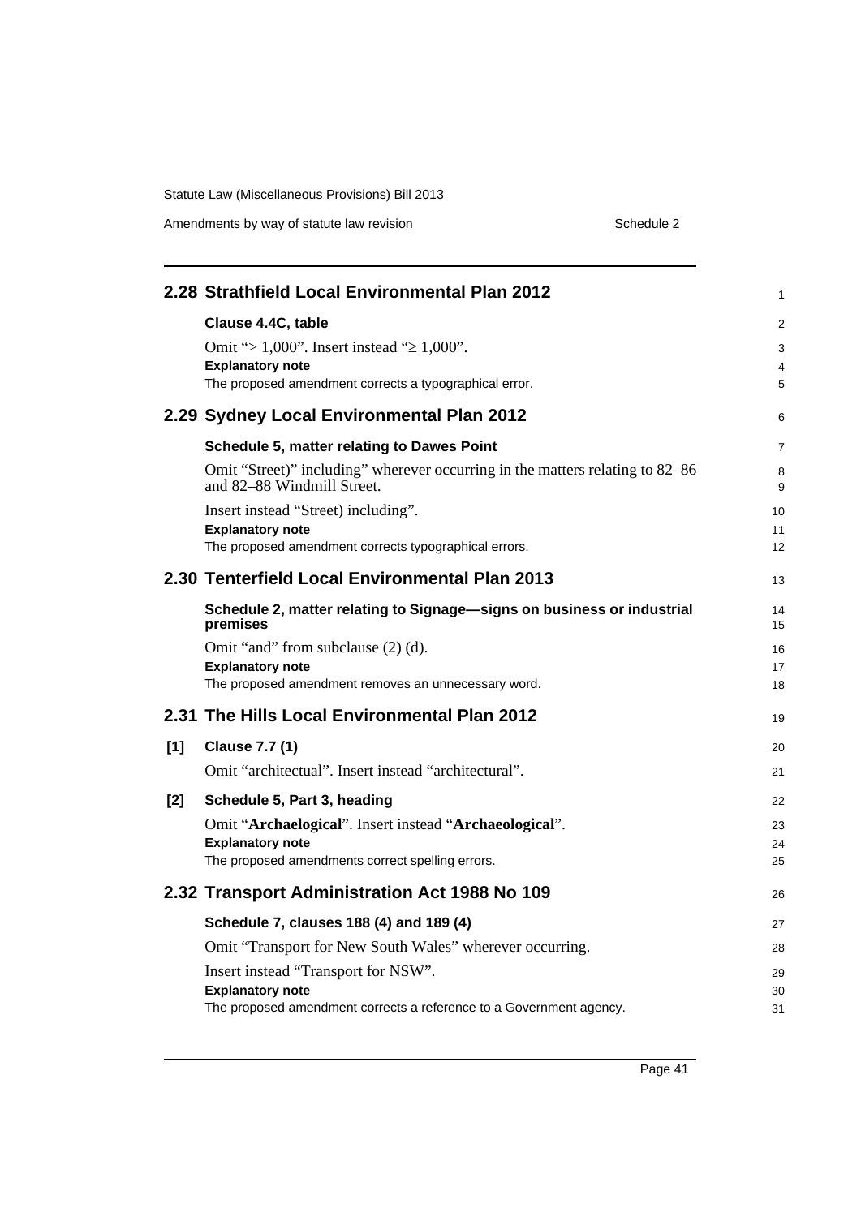## 2.28 Strathfield Local Environmental Plan 2012

**Clause 4.4C, table**

Omit "> 1,000". Insert instead "≥ 1,000".

**Explanatory note**

The proposed amendment corrects a typographical error.

## 2.29 Sydney Local Environmental Plan 2012

**Schedule 5, matter relating to Dawes Point**

Omit "Street)" including" wherever occurring in the matters relating to 82–86 and 82–88 Windmill Street.

Insert instead "Street) including".

**Explanatory note**

The proposed amendment corrects typographical errors.

## 2.30 Tenterfield Local Environmental Plan 2013

**Schedule 2, matter relating to Signage—signs on business or industrial premises**

Omit "and" from subclause (2) (d).

**Explanatory note**

The proposed amendment removes an unnecessary word.

## 2.31 The Hills Local Environmental Plan 2012

**[1] Clause 7.7 (1)**

Omit "architectual". Insert instead "architectural".

**[2] Schedule 5, Part 3, heading**

Omit "**Archaelogical**". Insert instead "**Archaeological**".

**Explanatory note**

The proposed amendments correct spelling errors.

## 2.32 Transport Administration Act 1988 No 109

**Schedule 7, clauses 188 (4) and 189 (4)**

Omit "Transport for New South Wales" wherever occurring.

Insert instead "Transport for NSW".

**Explanatory note**

The proposed amendment corrects a reference to a Government agency.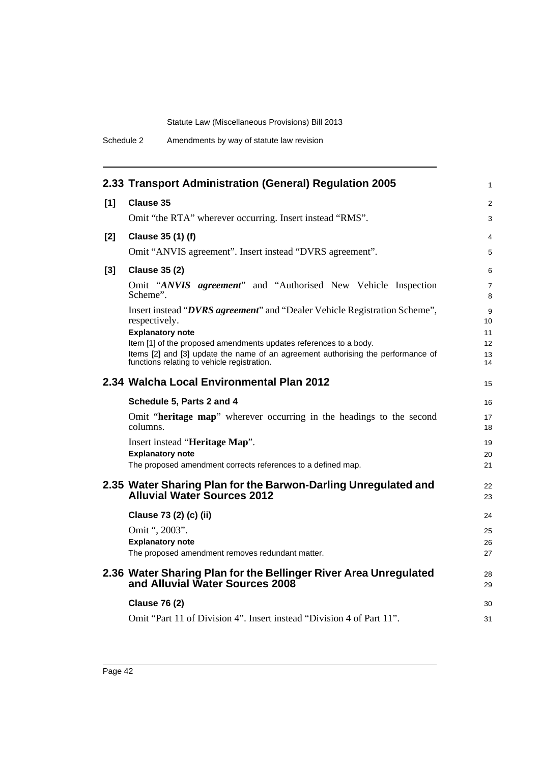## 2.33 Transport Administration (General) Regulation 2005

**[1] Clause 35**

Omit "the RTA" wherever occurring. Insert instead "RMS".

**[2] Clause 35 (1) (f)**

Omit "ANVIS agreement". Insert instead "DVRS agreement".

**[3] Clause 35 (2)**

Omit "***ANVIS agreement***" and "Authorised New Vehicle Inspection Scheme".

Insert instead "***DVRS agreement***" and "Dealer Vehicle Registration Scheme", respectively.

**Explanatory note**

Item [1] of the proposed amendments updates references to a body.

Items [2] and [3] update the name of an agreement authorising the performance of functions relating to vehicle registration.

## 2.34 Walcha Local Environmental Plan 2012

**Schedule 5, Parts 2 and 4**

Omit "**heritage map**" wherever occurring in the headings to the second columns.

Insert instead "**Heritage Map**".

**Explanatory note**

The proposed amendment corrects references to a defined map.

## 2.35 Water Sharing Plan for the Barwon-Darling Unregulated and Alluvial Water Sources 2012

**Clause 73 (2) (c) (ii)**

Omit ", 2003".

**Explanatory note**

The proposed amendment removes redundant matter.

## 2.36 Water Sharing Plan for the Bellinger River Area Unregulated and Alluvial Water Sources 2008

**Clause 76 (2)**

Omit "Part 11 of Division 4". Insert instead "Division 4 of Part 11".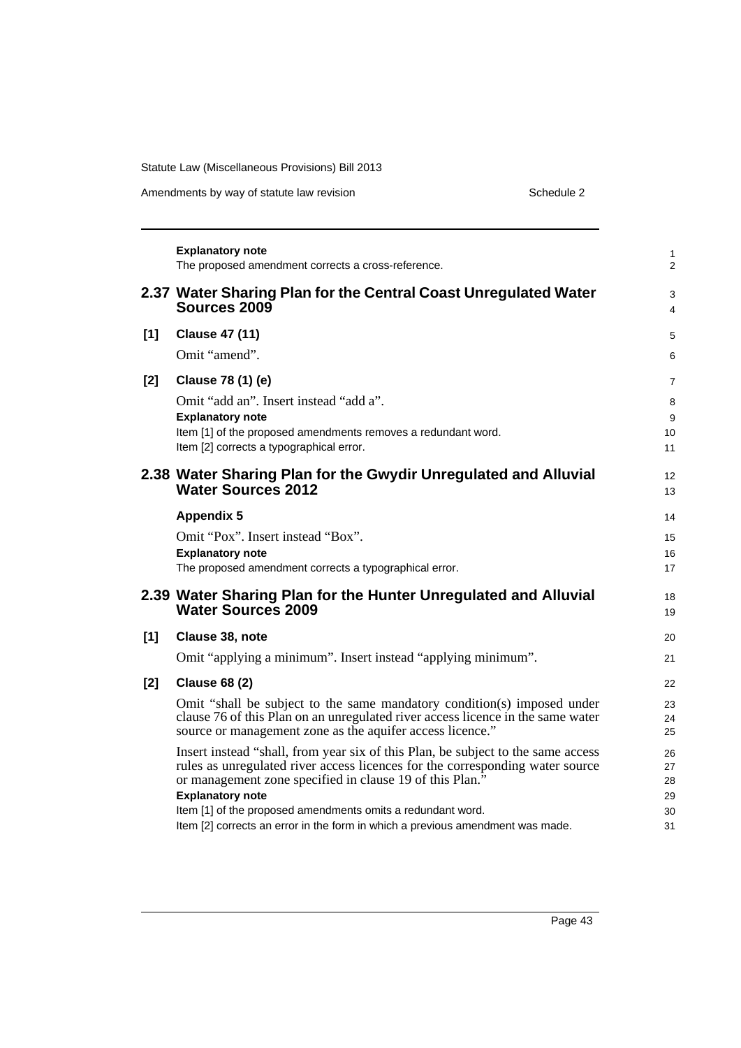**Explanatory note**

The proposed amendment corrects a cross-reference.

## 2.37 Water Sharing Plan for the Central Coast Unregulated Water Sources 2009

**[1] Clause 47 (11)**

Omit "amend".

**[2] Clause 78 (1) (e)**

Omit "add an". Insert instead "add a".

**Explanatory note**

Item [1] of the proposed amendments removes a redundant word.

Item [2] corrects a typographical error.

## 2.38 Water Sharing Plan for the Gwydir Unregulated and Alluvial Water Sources 2012

**Appendix 5**

Omit "Pox". Insert instead "Box".

**Explanatory note**

The proposed amendment corrects a typographical error.

## 2.39 Water Sharing Plan for the Hunter Unregulated and Alluvial Water Sources 2009

**[1] Clause 38, note**

Omit "applying a minimum". Insert instead "applying minimum".

**[2] Clause 68 (2)**

Omit "shall be subject to the same mandatory condition(s) imposed under clause 76 of this Plan on an unregulated river access licence in the same water source or management zone as the aquifer access licence."

Insert instead "shall, from year six of this Plan, be subject to the same access rules as unregulated river access licences for the corresponding water source or management zone specified in clause 19 of this Plan."

**Explanatory note**

Item [1] of the proposed amendments omits a redundant word.

Item [2] corrects an error in the form in which a previous amendment was made.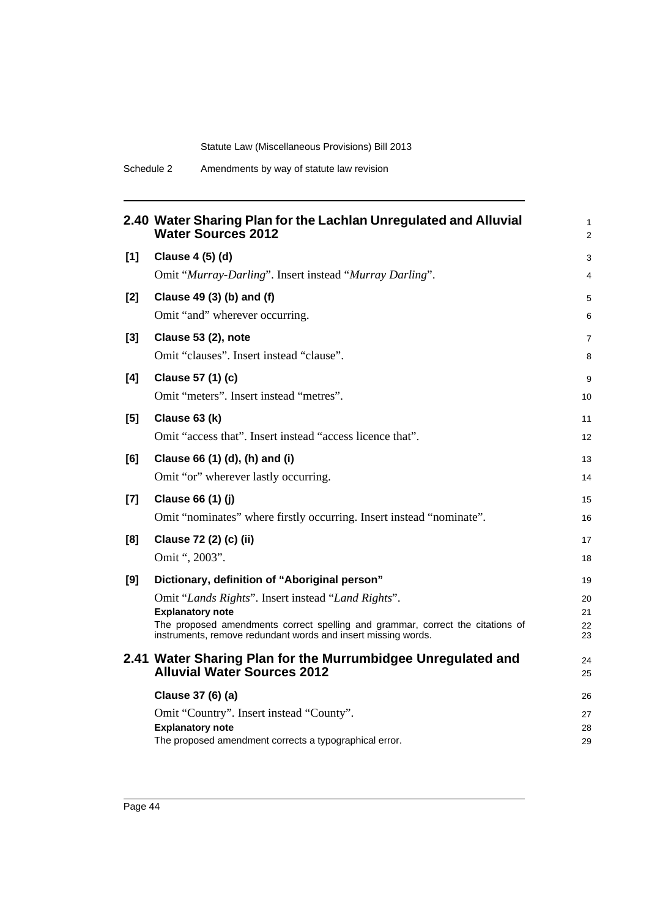## 2.40 Water Sharing Plan for the Lachlan Unregulated and Alluvial Water Sources 2012

**[1] Clause 4 (5) (d)**

Omit "*Murray-Darling*". Insert instead "*Murray Darling*".

**[2] Clause 49 (3) (b) and (f)**

Omit "and" wherever occurring.

**[3] Clause 53 (2), note**

Omit "clauses". Insert instead "clause".

**[4] Clause 57 (1) (c)**

Omit "meters". Insert instead "metres".

**[5] Clause 63 (k)**

Omit "access that". Insert instead "access licence that".

**[6] Clause 66 (1) (d), (h) and (i)**

Omit "or" wherever lastly occurring.

**[7] Clause 66 (1) (j)**

Omit "nominates" where firstly occurring. Insert instead "nominate".

**[8] Clause 72 (2) (c) (ii)**

Omit ", 2003".

**[9] Dictionary, definition of "Aboriginal person"**

Omit "*Lands Rights*". Insert instead "*Land Rights*".

**Explanatory note**

The proposed amendments correct spelling and grammar, correct the citations of instruments, remove redundant words and insert missing words.

## 2.41 Water Sharing Plan for the Murrumbidgee Unregulated and Alluvial Water Sources 2012

**Clause 37 (6) (a)**

Omit "Country". Insert instead "County".

**Explanatory note**

The proposed amendment corrects a typographical error.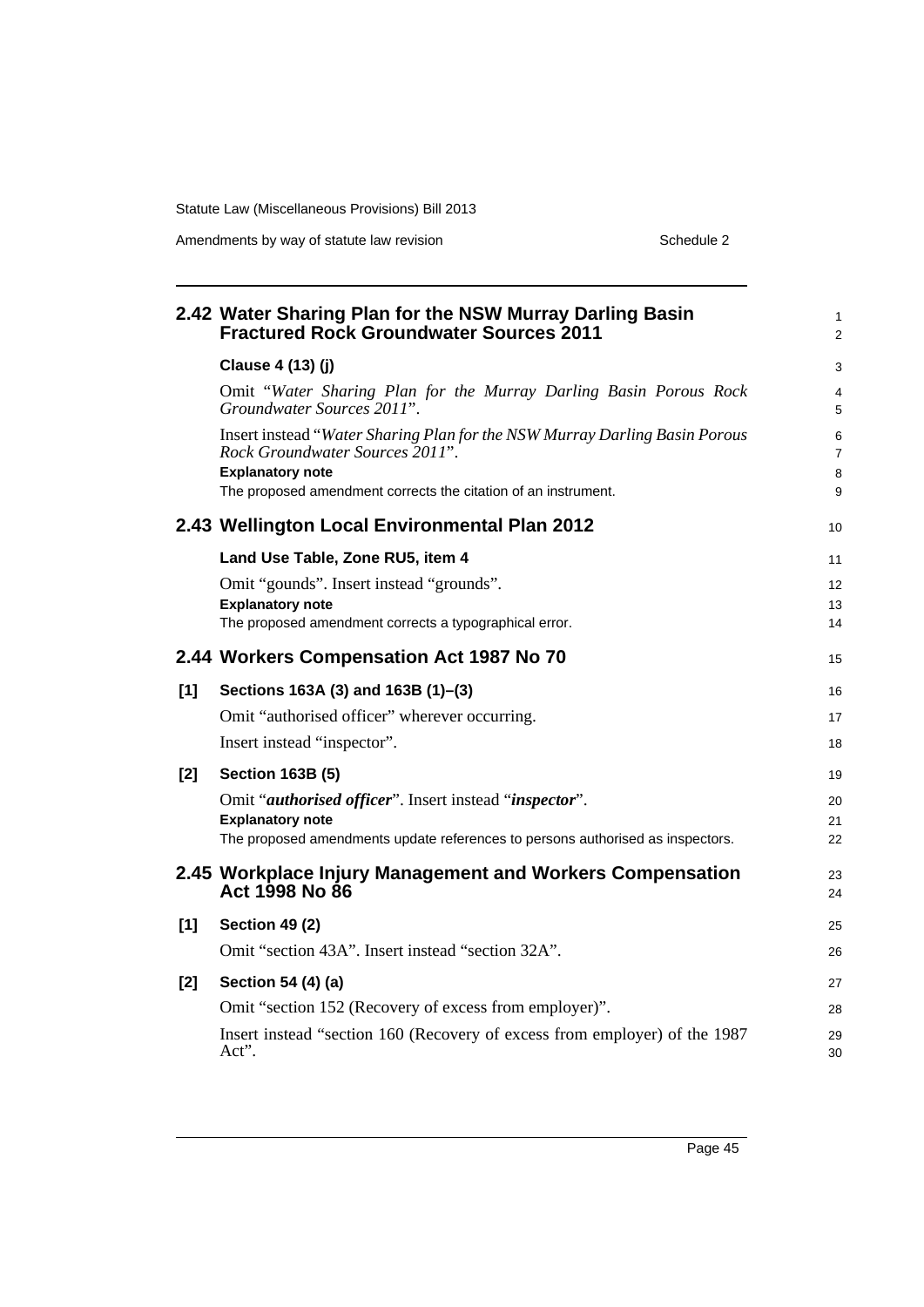## 2.42 Water Sharing Plan for the NSW Murray Darling Basin Fractured Rock Groundwater Sources 2011

**Clause 4 (13) (j)**

Omit "*Water Sharing Plan for the Murray Darling Basin Porous Rock Groundwater Sources 2011*".

Insert instead "*Water Sharing Plan for the NSW Murray Darling Basin Porous Rock Groundwater Sources 2011*".

**Explanatory note**

The proposed amendment corrects the citation of an instrument.

## 2.43 Wellington Local Environmental Plan 2012

**Land Use Table, Zone RU5, item 4**

Omit "gounds". Insert instead "grounds".

**Explanatory note**

The proposed amendment corrects a typographical error.

## 2.44 Workers Compensation Act 1987 No 70

**[1] Sections 163A (3) and 163B (1)–(3)**

Omit "authorised officer" wherever occurring.

Insert instead "inspector".

**[2] Section 163B (5)**

Omit "***authorised officer***". Insert instead "***inspector***".

**Explanatory note**

The proposed amendments update references to persons authorised as inspectors.

## 2.45 Workplace Injury Management and Workers Compensation Act 1998 No 86

**[1] Section 49 (2)**

Omit "section 43A". Insert instead "section 32A".

**[2] Section 54 (4) (a)**

Omit "section 152 (Recovery of excess from employer)".

Insert instead "section 160 (Recovery of excess from employer) of the 1987 Act".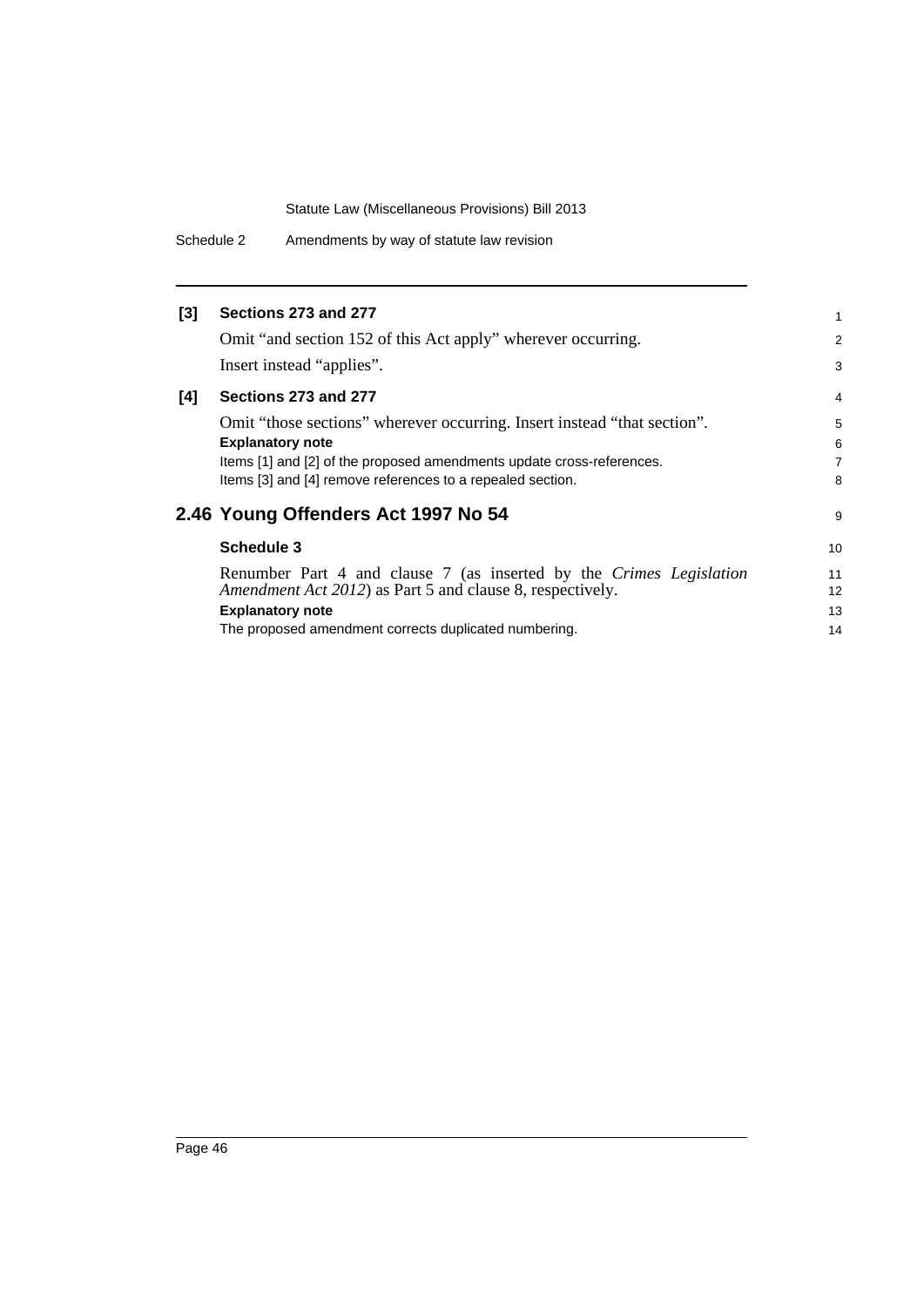**[3] Sections 273 and 277**

Omit "and section 152 of this Act apply" wherever occurring.

Insert instead "applies".

**[4] Sections 273 and 277**

Omit "those sections" wherever occurring. Insert instead "that section".

**Explanatory note**

Items [1] and [2] of the proposed amendments update cross-references.

Items [3] and [4] remove references to a repealed section.

## 2.46 Young Offenders Act 1997 No 54

**Schedule 3**

Renumber Part 4 and clause 7 (as inserted by the *Crimes Legislation Amendment Act 2012*) as Part 5 and clause 8, respectively.

**Explanatory note**

The proposed amendment corrects duplicated numbering.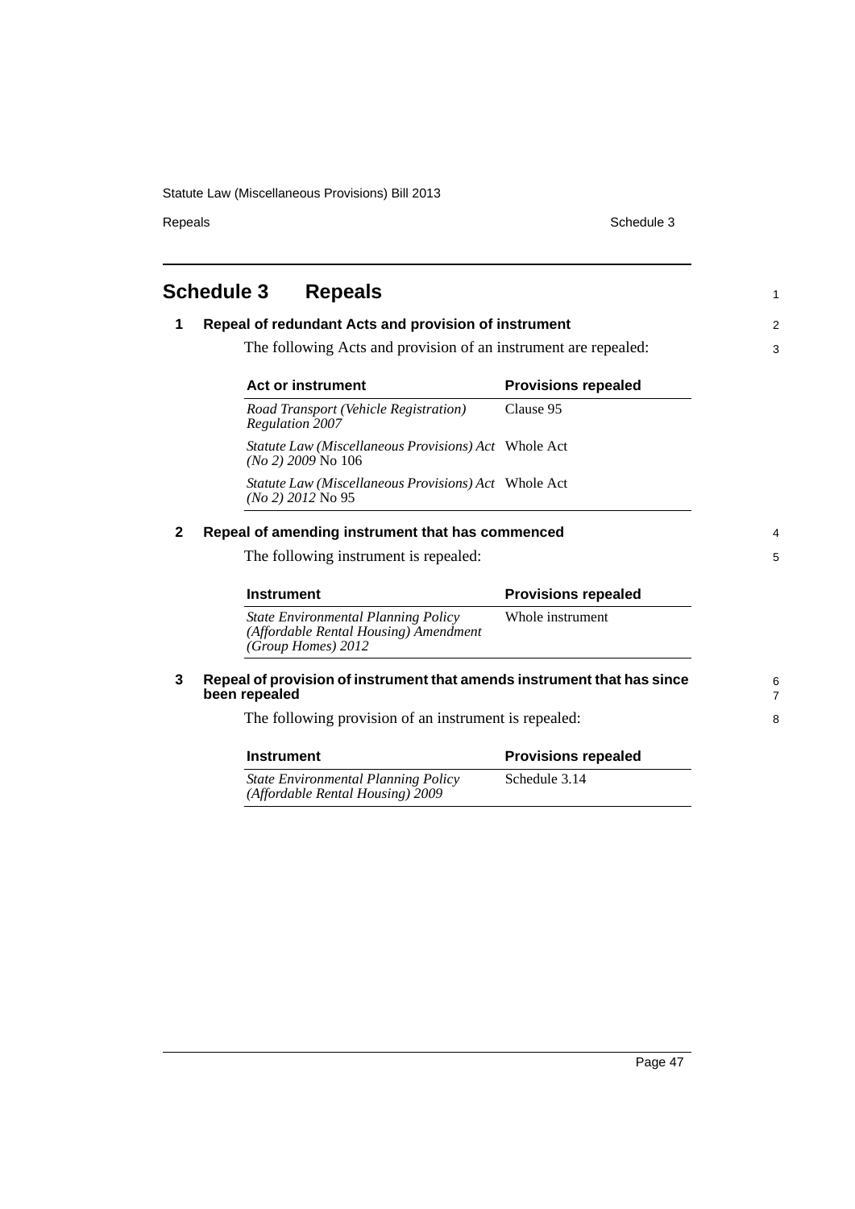# Schedule 3 Repeals

## 1 Repeal of redundant Acts and provision of instrument

The following Acts and provision of an instrument are repealed:

| Act or instrument | Provisions repealed |
| --- | --- |
| *Road Transport (Vehicle Registration) Regulation 2007* | Clause 95 |
| *Statute Law (Miscellaneous Provisions) Act (No 2) 2009* No 106 | Whole Act |
| *Statute Law (Miscellaneous Provisions) Act (No 2) 2012* No 95 | Whole Act |

## 2 Repeal of amending instrument that has commenced

The following instrument is repealed:

| Instrument | Provisions repealed |
| --- | --- |
| *State Environmental Planning Policy (Affordable Rental Housing) Amendment (Group Homes) 2012* | Whole instrument |

## 3 Repeal of provision of instrument that amends instrument that has since been repealed

The following provision of an instrument is repealed:

| Instrument | Provisions repealed |
| --- | --- |
| *State Environmental Planning Policy (Affordable Rental Housing) 2009* | Schedule 3.14 |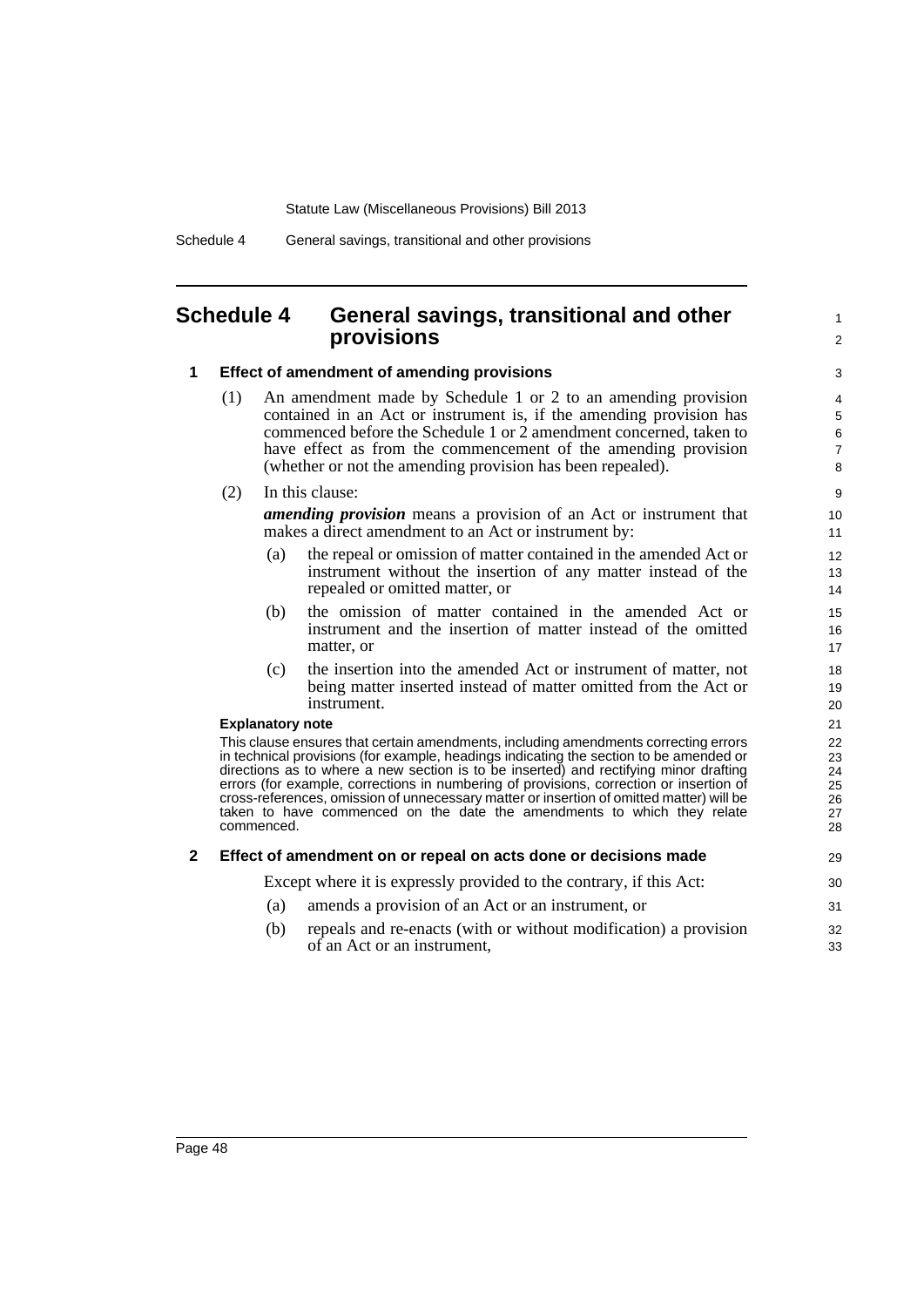## Schedule 4 General savings, transitional and other provisions

### 1 Effect of amendment of amending provisions

(1) An amendment made by Schedule 1 or 2 to an amending provision contained in an Act or instrument is, if the amending provision has commenced before the Schedule 1 or 2 amendment concerned, taken to have effect as from the commencement of the amending provision (whether or not the amending provision has been repealed).

(2) In this clause:

***amending provision*** means a provision of an Act or instrument that makes a direct amendment to an Act or instrument by:

(a) the repeal or omission of matter contained in the amended Act or instrument without the insertion of any matter instead of the repealed or omitted matter, or

(b) the omission of matter contained in the amended Act or instrument and the insertion of matter instead of the omitted matter, or

(c) the insertion into the amended Act or instrument of matter, not being matter inserted instead of matter omitted from the Act or instrument.

**Explanatory note**

This clause ensures that certain amendments, including amendments correcting errors in technical provisions (for example, headings indicating the section to be amended or directions as to where a new section is to be inserted) and rectifying minor drafting errors (for example, corrections in numbering of provisions, correction or insertion of cross-references, omission of unnecessary matter or insertion of omitted matter) will be taken to have commenced on the date the amendments to which they relate commenced.

### 2 Effect of amendment on or repeal on acts done or decisions made

Except where it is expressly provided to the contrary, if this Act:

(a) amends a provision of an Act or an instrument, or

(b) repeals and re-enacts (with or without modification) a provision of an Act or an instrument,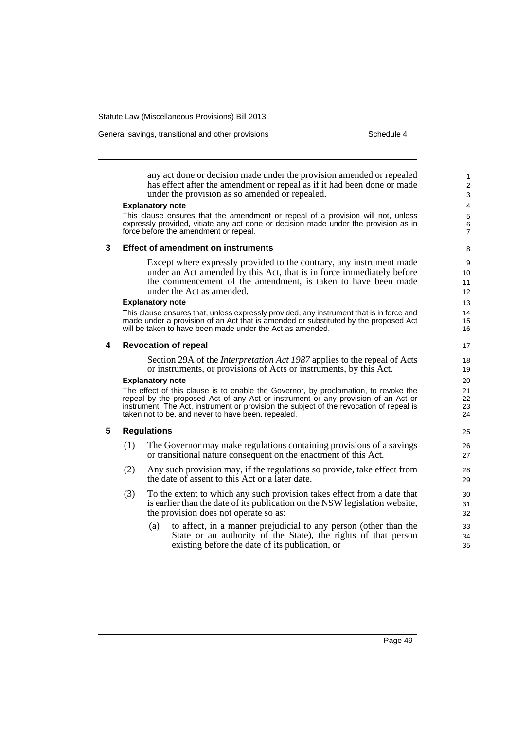any act done or decision made under the provision amended or repealed has effect after the amendment or repeal as if it had been done or made under the provision as so amended or repealed.

**Explanatory note**

This clause ensures that the amendment or repeal of a provision will not, unless expressly provided, vitiate any act done or decision made under the provision as in force before the amendment or repeal.

### 3 Effect of amendment on instruments

Except where expressly provided to the contrary, any instrument made under an Act amended by this Act, that is in force immediately before the commencement of the amendment, is taken to have been made under the Act as amended.

**Explanatory note**

This clause ensures that, unless expressly provided, any instrument that is in force and made under a provision of an Act that is amended or substituted by the proposed Act will be taken to have been made under the Act as amended.

### 4 Revocation of repeal

Section 29A of the *Interpretation Act 1987* applies to the repeal of Acts or instruments, or provisions of Acts or instruments, by this Act.

**Explanatory note**

The effect of this clause is to enable the Governor, by proclamation, to revoke the repeal by the proposed Act of any Act or instrument or any provision of an Act or instrument. The Act, instrument or provision the subject of the revocation of repeal is taken not to be, and never to have been, repealed.

### 5 Regulations

(1) The Governor may make regulations containing provisions of a savings or transitional nature consequent on the enactment of this Act.

(2) Any such provision may, if the regulations so provide, take effect from the date of assent to this Act or a later date.

(3) To the extent to which any such provision takes effect from a date that is earlier than the date of its publication on the NSW legislation website, the provision does not operate so as:

(a) to affect, in a manner prejudicial to any person (other than the State or an authority of the State), the rights of that person existing before the date of its publication, or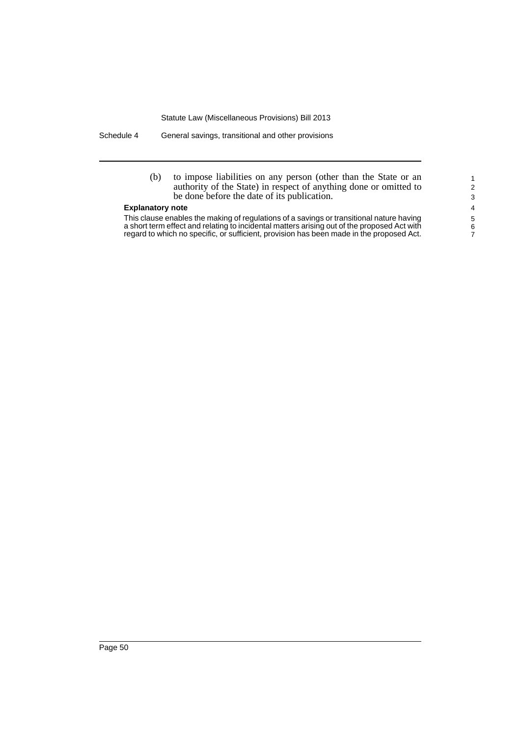(b) to impose liabilities on any person (other than the State or an authority of the State) in respect of anything done or omitted to be done before the date of its publication.

**Explanatory note**

This clause enables the making of regulations of a savings or transitional nature having a short term effect and relating to incidental matters arising out of the proposed Act with regard to which no specific, or sufficient, provision has been made in the proposed Act.